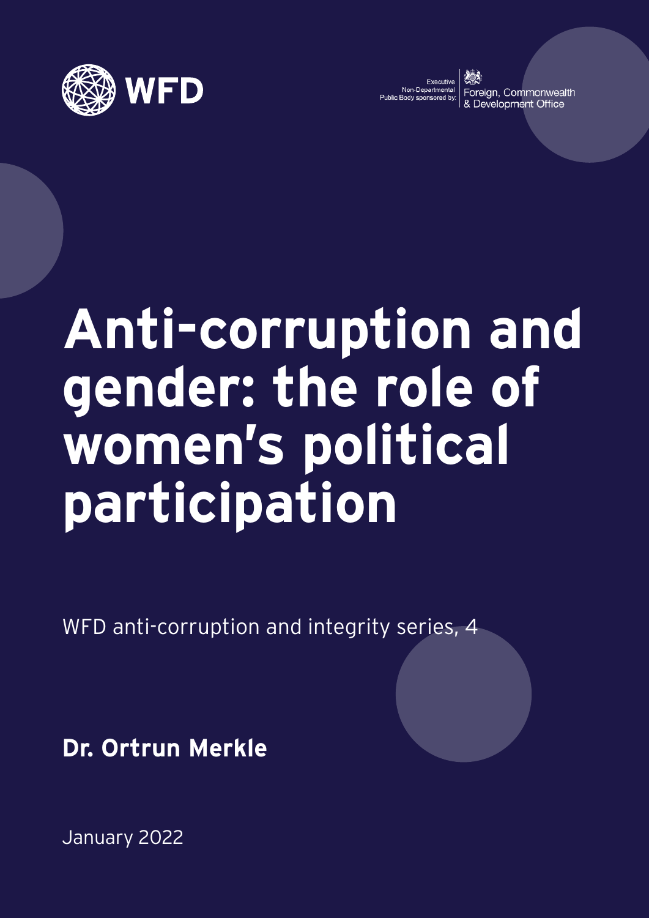WFD

Executive Non-Departmental Public Body sponsored by: Foreign, Commonwealth & Development Office

# Anti-corruption and gender: the role of women's political participation

WFD anti-corruption and integrity series, 4

**Dr. Ortrun Merkle**

January 2022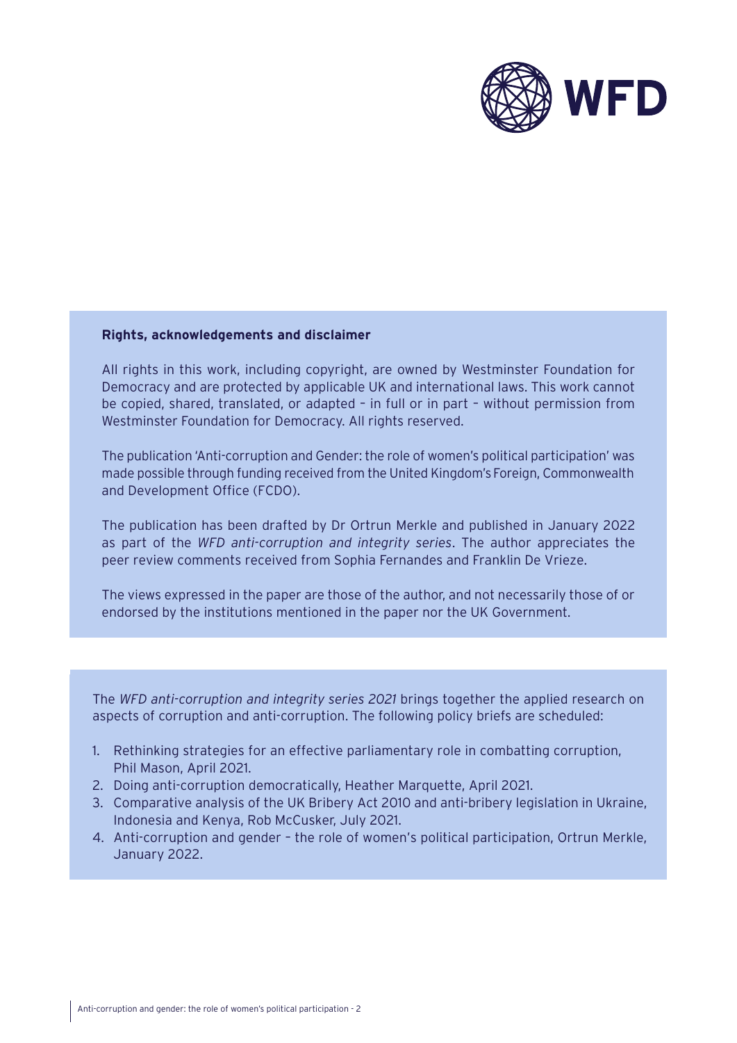WFD

**Rights, acknowledgements and disclaimer**

All rights in this work, including copyright, are owned by Westminster Foundation for Democracy and are protected by applicable UK and international laws. This work cannot be copied, shared, translated, or adapted – in full or in part – without permission from Westminster Foundation for Democracy. All rights reserved.

The publication 'Anti-corruption and Gender: the role of women's political participation' was made possible through funding received from the United Kingdom's Foreign, Commonwealth and Development Office (FCDO).

The publication has been drafted by Dr Ortrun Merkle and published in January 2022 as part of the *WFD anti-corruption and integrity series*. The author appreciates the peer review comments received from Sophia Fernandes and Franklin De Vrieze.

The views expressed in the paper are those of the author, and not necessarily those of or endorsed by the institutions mentioned in the paper nor the UK Government.

The *WFD anti-corruption and integrity series 2021* brings together the applied research on aspects of corruption and anti-corruption. The following policy briefs are scheduled:

1. Rethinking strategies for an effective parliamentary role in combatting corruption, Phil Mason, April 2021.
2. Doing anti-corruption democratically, Heather Marquette, April 2021.
3. Comparative analysis of the UK Bribery Act 2010 and anti-bribery legislation in Ukraine, Indonesia and Kenya, Rob McCusker, July 2021.
4. Anti-corruption and gender – the role of women's political participation, Ortrun Merkle, January 2022.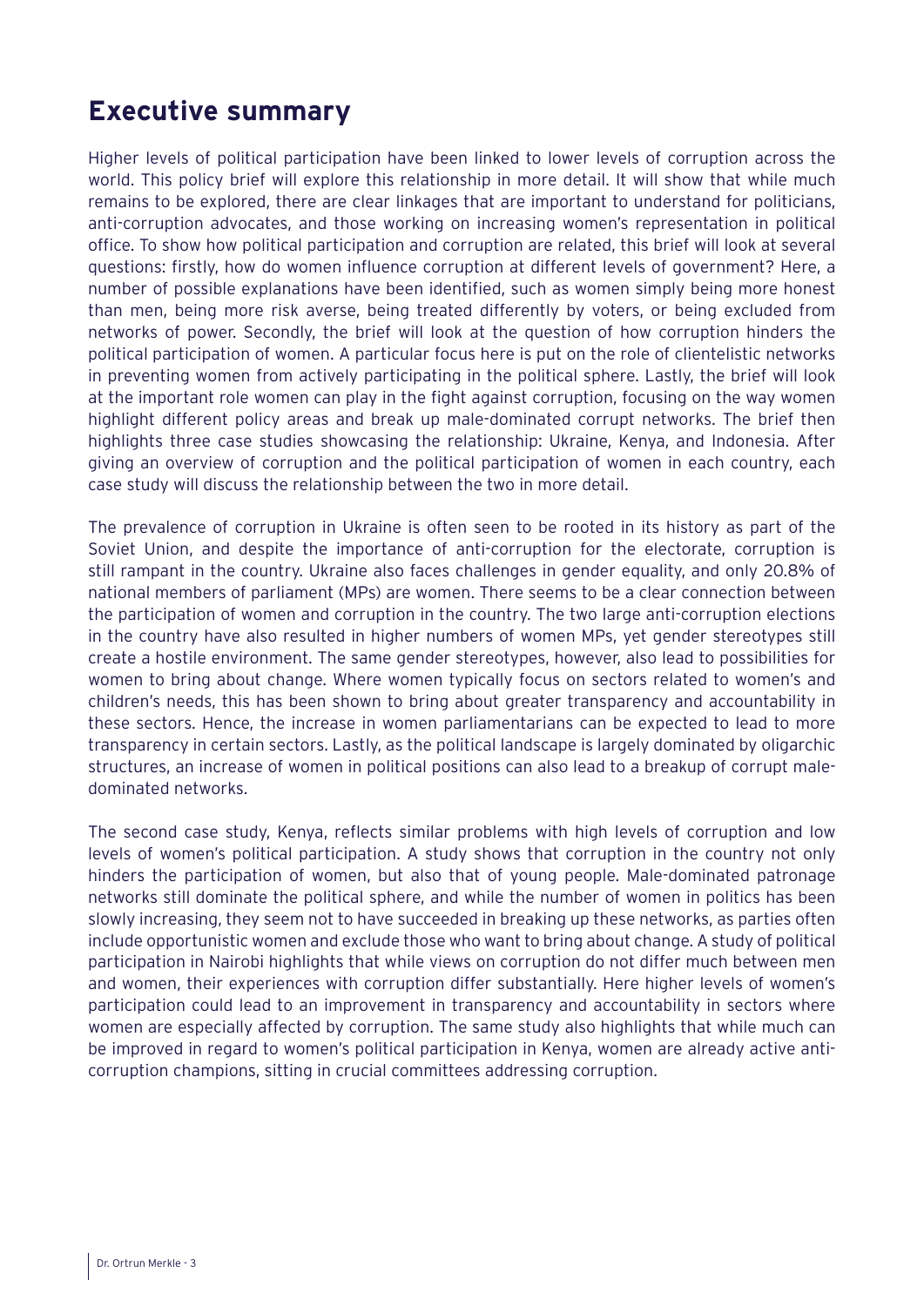## Executive summary

Higher levels of political participation have been linked to lower levels of corruption across the world. This policy brief will explore this relationship in more detail. It will show that while much remains to be explored, there are clear linkages that are important to understand for politicians, anti-corruption advocates, and those working on increasing women's representation in political office. To show how political participation and corruption are related, this brief will look at several questions: firstly, how do women influence corruption at different levels of government? Here, a number of possible explanations have been identified, such as women simply being more honest than men, being more risk averse, being treated differently by voters, or being excluded from networks of power. Secondly, the brief will look at the question of how corruption hinders the political participation of women. A particular focus here is put on the role of clientelistic networks in preventing women from actively participating in the political sphere. Lastly, the brief will look at the important role women can play in the fight against corruption, focusing on the way women highlight different policy areas and break up male-dominated corrupt networks. The brief then highlights three case studies showcasing the relationship: Ukraine, Kenya, and Indonesia. After giving an overview of corruption and the political participation of women in each country, each case study will discuss the relationship between the two in more detail.

The prevalence of corruption in Ukraine is often seen to be rooted in its history as part of the Soviet Union, and despite the importance of anti-corruption for the electorate, corruption is still rampant in the country. Ukraine also faces challenges in gender equality, and only 20.8% of national members of parliament (MPs) are women. There seems to be a clear connection between the participation of women and corruption in the country. The two large anti-corruption elections in the country have also resulted in higher numbers of women MPs, yet gender stereotypes still create a hostile environment. The same gender stereotypes, however, also lead to possibilities for women to bring about change. Where women typically focus on sectors related to women's and children's needs, this has been shown to bring about greater transparency and accountability in these sectors. Hence, the increase in women parliamentarians can be expected to lead to more transparency in certain sectors. Lastly, as the political landscape is largely dominated by oligarchic structures, an increase of women in political positions can also lead to a breakup of corrupt male-dominated networks.

The second case study, Kenya, reflects similar problems with high levels of corruption and low levels of women's political participation. A study shows that corruption in the country not only hinders the participation of women, but also that of young people. Male-dominated patronage networks still dominate the political sphere, and while the number of women in politics has been slowly increasing, they seem not to have succeeded in breaking up these networks, as parties often include opportunistic women and exclude those who want to bring about change. A study of political participation in Nairobi highlights that while views on corruption do not differ much between men and women, their experiences with corruption differ substantially. Here higher levels of women's participation could lead to an improvement in transparency and accountability in sectors where women are especially affected by corruption. The same study also highlights that while much can be improved in regard to women's political participation in Kenya, women are already active anti-corruption champions, sitting in crucial committees addressing corruption.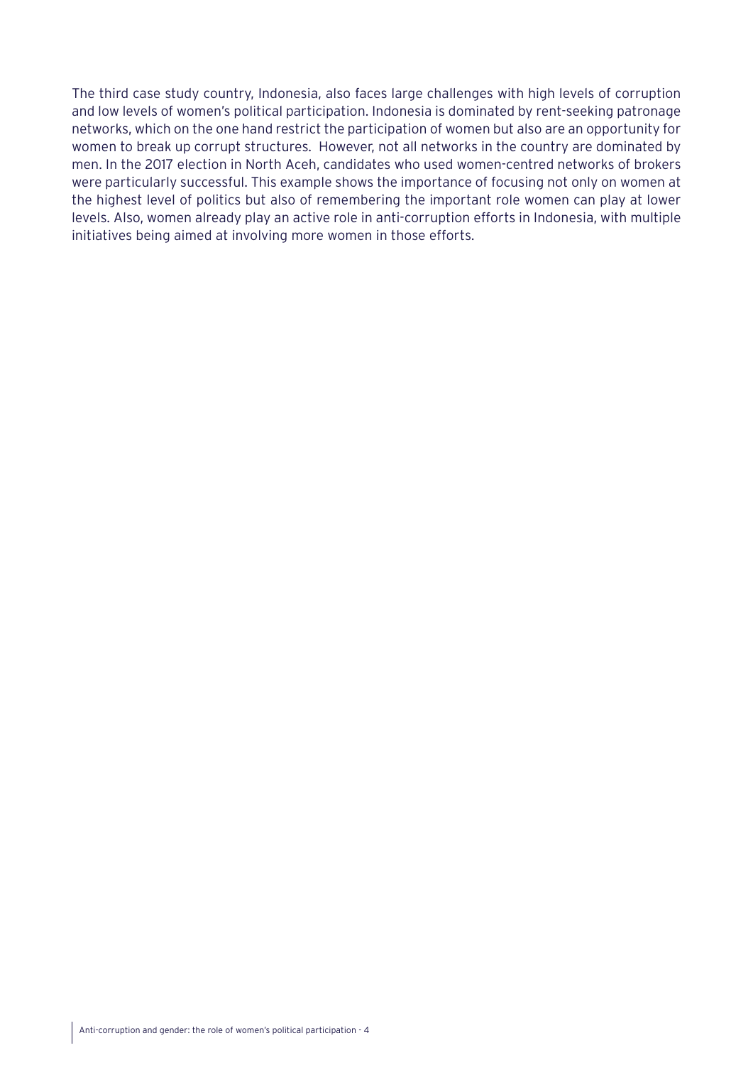The third case study country, Indonesia, also faces large challenges with high levels of corruption and low levels of women's political participation. Indonesia is dominated by rent-seeking patronage networks, which on the one hand restrict the participation of women but also are an opportunity for women to break up corrupt structures. However, not all networks in the country are dominated by men. In the 2017 election in North Aceh, candidates who used women-centred networks of brokers were particularly successful. This example shows the importance of focusing not only on women at the highest level of politics but also of remembering the important role women can play at lower levels. Also, women already play an active role in anti-corruption efforts in Indonesia, with multiple initiatives being aimed at involving more women in those efforts.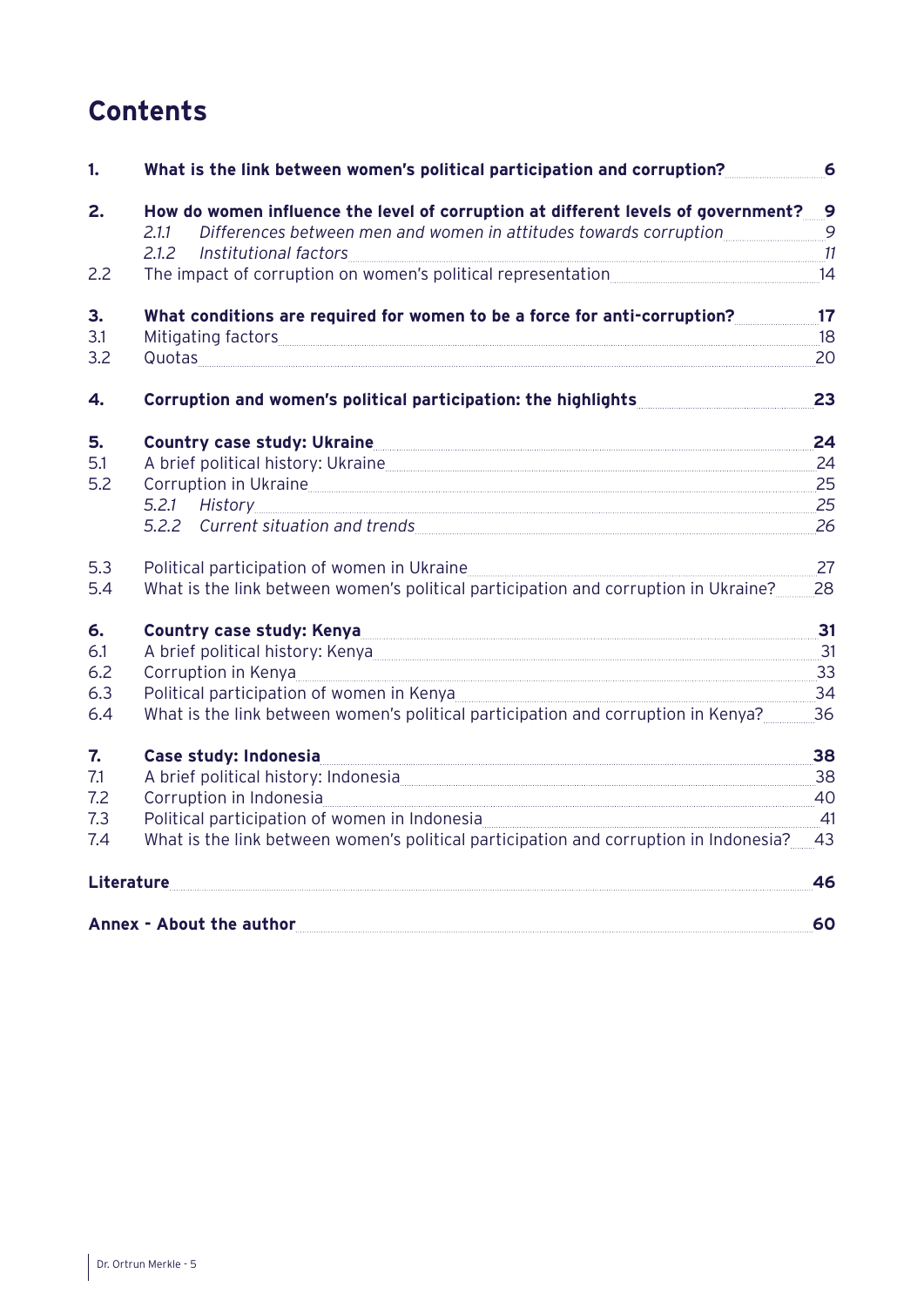# Contents

| | | |
|---|---|---|
| **1.** | **What is the link between women's political participation and corruption?** | **6** |
| **2.** | **How do women influence the level of corruption at different levels of government?** | **9** |
| | *2.1.1 Differences between men and women in attitudes towards corruption* | *9* |
| | *2.1.2 Institutional factors* | *11* |
| 2.2 | The impact of corruption on women's political representation | 14 |
| **3.** | **What conditions are required for women to be a force for anti-corruption?** | **17** |
| 3.1 | Mitigating factors | 18 |
| 3.2 | Quotas | 20 |
| **4.** | **Corruption and women's political participation: the highlights** | **23** |
| **5.** | **Country case study: Ukraine** | **24** |
| 5.1 | A brief political history: Ukraine | 24 |
| 5.2 | Corruption in Ukraine | 25 |
| | *5.2.1 History* | *25* |
| | *5.2.2 Current situation and trends* | *26* |
| 5.3 | Political participation of women in Ukraine | 27 |
| 5.4 | What is the link between women's political participation and corruption in Ukraine? | 28 |
| **6.** | **Country case study: Kenya** | **31** |
| 6.1 | A brief political history: Kenya | 31 |
| 6.2 | Corruption in Kenya | 33 |
| 6.3 | Political participation of women in Kenya | 34 |
| 6.4 | What is the link between women's political participation and corruption in Kenya? | 36 |
| **7.** | **Case study: Indonesia** | **38** |
| 7.1 | A brief political history: Indonesia | 38 |
| 7.2 | Corruption in Indonesia | 40 |
| 7.3 | Political participation of women in Indonesia | 41 |
| 7.4 | What is the link between women's political participation and corruption in Indonesia? | 43 |
| **Literature** | | **46** |
| **Annex - About the author** | | **60** |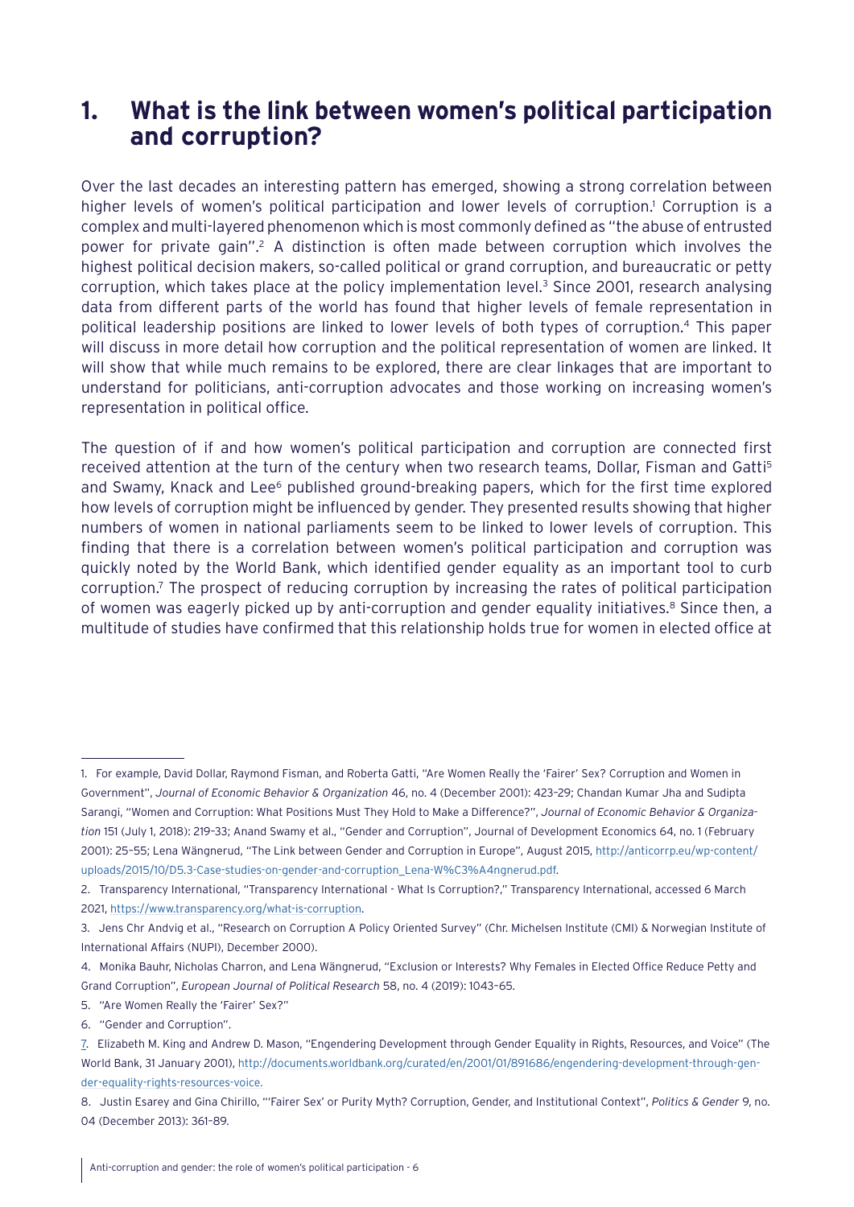# 1. What is the link between women's political participation and corruption?

Over the last decades an interesting pattern has emerged, showing a strong correlation between higher levels of women's political participation and lower levels of corruption.[1] Corruption is a complex and multi-layered phenomenon which is most commonly defined as "the abuse of entrusted power for private gain".[2] A distinction is often made between corruption which involves the highest political decision makers, so-called political or grand corruption, and bureaucratic or petty corruption, which takes place at the policy implementation level.[3] Since 2001, research analysing data from different parts of the world has found that higher levels of female representation in political leadership positions are linked to lower levels of both types of corruption.[4] This paper will discuss in more detail how corruption and the political representation of women are linked. It will show that while much remains to be explored, there are clear linkages that are important to understand for politicians, anti-corruption advocates and those working on increasing women's representation in political office.

The question of if and how women's political participation and corruption are connected first received attention at the turn of the century when two research teams, Dollar, Fisman and Gatti[5] and Swamy, Knack and Lee[6] published ground-breaking papers, which for the first time explored how levels of corruption might be influenced by gender. They presented results showing that higher numbers of women in national parliaments seem to be linked to lower levels of corruption. This finding that there is a correlation between women's political participation and corruption was quickly noted by the World Bank, which identified gender equality as an important tool to curb corruption.[7] The prospect of reducing corruption by increasing the rates of political participation of women was eagerly picked up by anti-corruption and gender equality initiatives.[8] Since then, a multitude of studies have confirmed that this relationship holds true for women in elected office at

---

1. For example, David Dollar, Raymond Fisman, and Roberta Gatti, "Are Women Really the 'Fairer' Sex? Corruption and Women in Government", *Journal of Economic Behavior & Organization* 46, no. 4 (December 2001): 423–29; Chandan Kumar Jha and Sudipta Sarangi, "Women and Corruption: What Positions Must They Hold to Make a Difference?", *Journal of Economic Behavior & Organization* 151 (July 1, 2018): 219–33; Anand Swamy et al., "Gender and Corruption", Journal of Development Economics 64, no. 1 (February 2001): 25–55; Lena Wängnerud, "The Link between Gender and Corruption in Europe", August 2015, http://anticorrp.eu/wp-content/uploads/2015/10/D5.3-Case-studies-on-gender-and-corruption_Lena-W%C3%A4ngnerud.pdf.
2. Transparency International, "Transparency International - What Is Corruption?," Transparency International, accessed 6 March 2021, https://www.transparency.org/what-is-corruption.
3. Jens Chr Andvig et al., "Research on Corruption A Policy Oriented Survey" (Chr. Michelsen Institute (CMI) & Norwegian Institute of International Affairs (NUPI), December 2000).
4. Monika Bauhr, Nicholas Charron, and Lena Wängnerud, "Exclusion or Interests? Why Females in Elected Office Reduce Petty and Grand Corruption", *European Journal of Political Research* 58, no. 4 (2019): 1043–65.
5. "Are Women Really the 'Fairer' Sex?"
6. "Gender and Corruption".
7. Elizabeth M. King and Andrew D. Mason, "Engendering Development through Gender Equality in Rights, Resources, and Voice" (The World Bank, 31 January 2001), http://documents.worldbank.org/curated/en/2001/01/891686/engendering-development-through-gender-equality-rights-resources-voice.
8. Justin Esarey and Gina Chirillo, "'Fairer Sex' or Purity Myth? Corruption, Gender, and Institutional Context", *Politics & Gender* 9, no. 04 (December 2013): 361–89.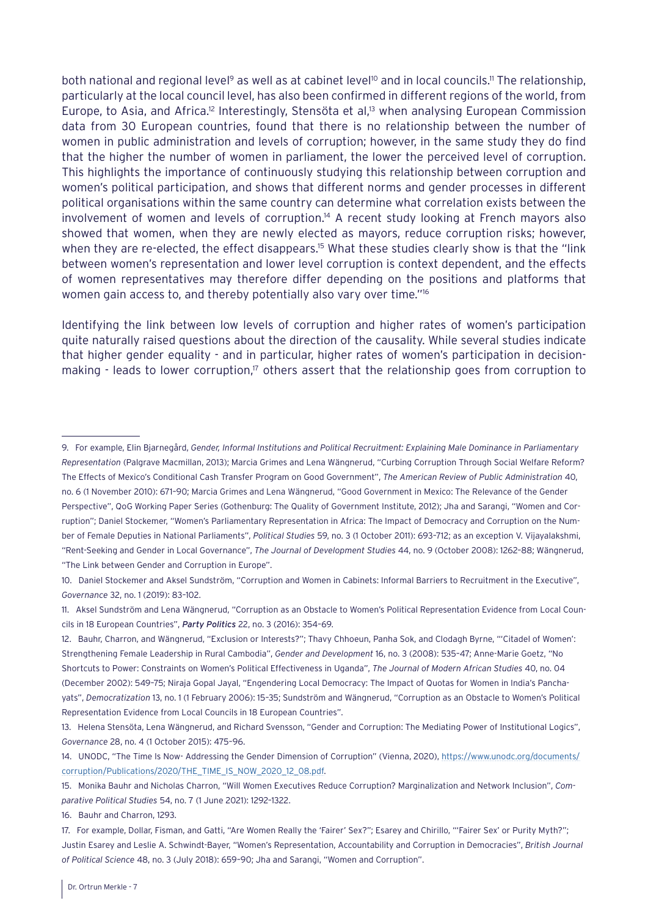both national and regional level[9] as well as at cabinet level[10] and in local councils.[11] The relationship, particularly at the local council level, has also been confirmed in different regions of the world, from Europe, to Asia, and Africa.[12] Interestingly, Stensöta et al,[13] when analysing European Commission data from 30 European countries, found that there is no relationship between the number of women in public administration and levels of corruption; however, in the same study they do find that the higher the number of women in parliament, the lower the perceived level of corruption. This highlights the importance of continuously studying this relationship between corruption and women's political participation, and shows that different norms and gender processes in different political organisations within the same country can determine what correlation exists between the involvement of women and levels of corruption.[14] A recent study looking at French mayors also showed that women, when they are newly elected as mayors, reduce corruption risks; however, when they are re-elected, the effect disappears.[15] What these studies clearly show is that the "link between women's representation and lower level corruption is context dependent, and the effects of women representatives may therefore differ depending on the positions and platforms that women gain access to, and thereby potentially also vary over time."[16]

Identifying the link between low levels of corruption and higher rates of women's participation quite naturally raised questions about the direction of the causality. While several studies indicate that higher gender equality - and in particular, higher rates of women's participation in decision-making - leads to lower corruption,[17] others assert that the relationship goes from corruption to

---

9. For example, Elin Bjarnegård, *Gender, Informal Institutions and Political Recruitment: Explaining Male Dominance in Parliamentary Representation* (Palgrave Macmillan, 2013); Marcia Grimes and Lena Wängnerud, "Curbing Corruption Through Social Welfare Reform? The Effects of Mexico's Conditional Cash Transfer Program on Good Government", *The American Review of Public Administration* 40, no. 6 (1 November 2010): 671–90; Marcia Grimes and Lena Wängnerud, "Good Government in Mexico: The Relevance of the Gender Perspective", QoG Working Paper Series (Gothenburg: The Quality of Government Institute, 2012); Jha and Sarangi, "Women and Corruption"; Daniel Stockemer, "Women's Parliamentary Representation in Africa: The Impact of Democracy and Corruption on the Number of Female Deputies in National Parliaments", *Political Studies* 59, no. 3 (1 October 2011): 693–712; as an exception V. Vijayalakshmi, "Rent-Seeking and Gender in Local Governance", *The Journal of Development Studies* 44, no. 9 (October 2008): 1262–88; Wängnerud, "The Link between Gender and Corruption in Europe".

10. Daniel Stockemer and Aksel Sundström, "Corruption and Women in Cabinets: Informal Barriers to Recruitment in the Executive", *Governance* 32, no. 1 (2019): 83–102.

11. Aksel Sundström and Lena Wängnerud, "Corruption as an Obstacle to Women's Political Representation Evidence from Local Councils in 18 European Countries", ***Party Politics*** 22, no. 3 (2016): 354–69.

12. Bauhr, Charron, and Wängnerud, "Exclusion or Interests?"; Thavy Chhoeun, Panha Sok, and Clodagh Byrne, "'Citadel of Women': Strengthening Female Leadership in Rural Cambodia", *Gender and Development* 16, no. 3 (2008): 535–47; Anne-Marie Goetz, "No Shortcuts to Power: Constraints on Women's Political Effectiveness in Uganda", *The Journal of Modern African Studies* 40, no. 04 (December 2002): 549–75; Niraja Gopal Jayal, "Engendering Local Democracy: The Impact of Quotas for Women in India's Panchayats", *Democratization* 13, no. 1 (1 February 2006): 15–35; Sundström and Wängnerud, "Corruption as an Obstacle to Women's Political Representation Evidence from Local Councils in 18 European Countries".

13. Helena Stensöta, Lena Wängnerud, and Richard Svensson, "Gender and Corruption: The Mediating Power of Institutional Logics", *Governance* 28, no. 4 (1 October 2015): 475–96.

14. UNODC, "The Time Is Now- Addressing the Gender Dimension of Corruption" (Vienna, 2020), https://www.unodc.org/documents/corruption/Publications/2020/THE_TIME_IS_NOW_2020_12_08.pdf.

15. Monika Bauhr and Nicholas Charron, "Will Women Executives Reduce Corruption? Marginalization and Network Inclusion", *Comparative Political Studies* 54, no. 7 (1 June 2021): 1292–1322.

16. Bauhr and Charron, 1293.

17. For example, Dollar, Fisman, and Gatti, "Are Women Really the 'Fairer' Sex?"; Esarey and Chirillo, "'Fairer Sex' or Purity Myth?"; Justin Esarey and Leslie A. Schwindt-Bayer, "Women's Representation, Accountability and Corruption in Democracies", *British Journal of Political Science* 48, no. 3 (July 2018): 659–90; Jha and Sarangi, "Women and Corruption".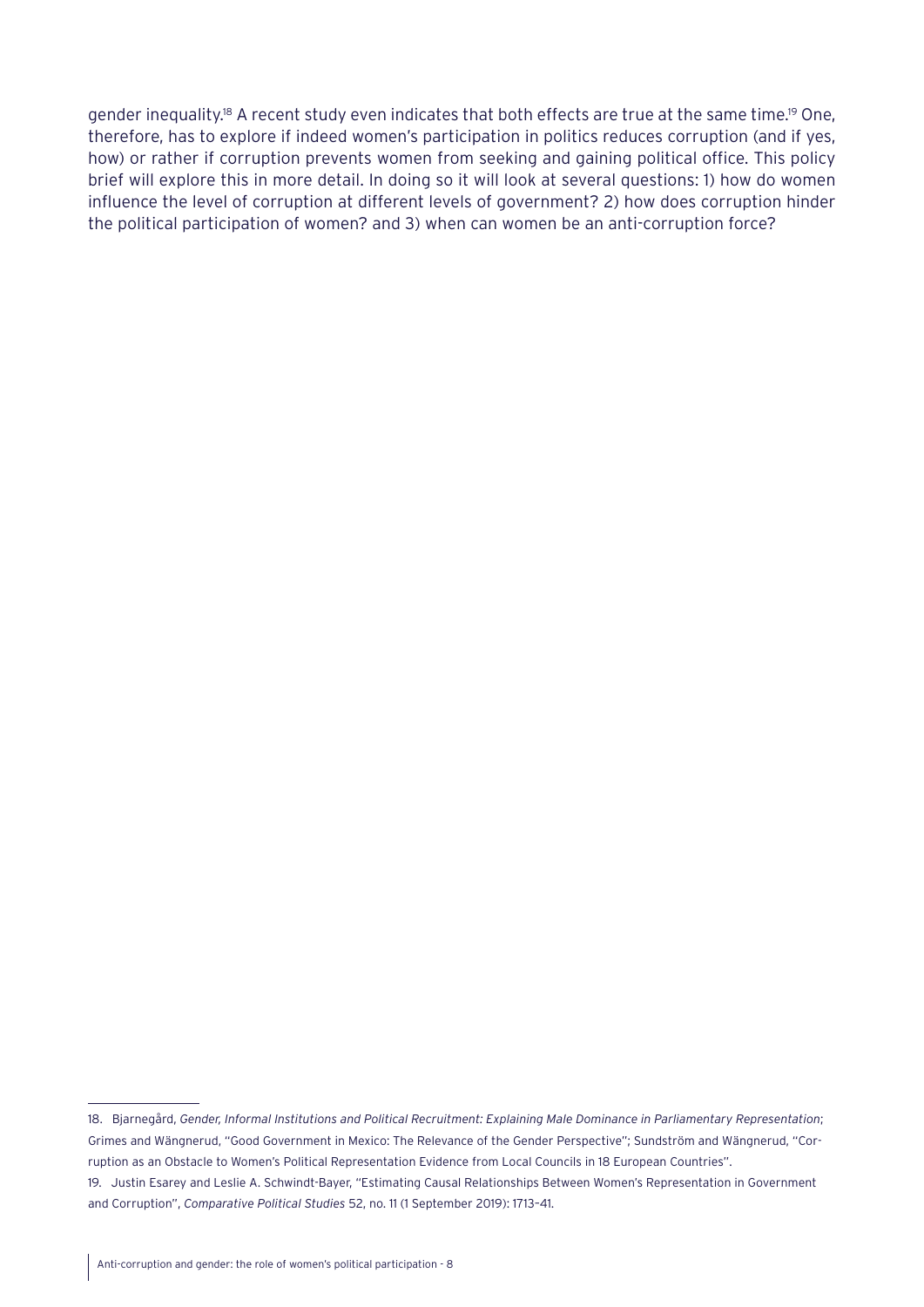gender inequality.[18] A recent study even indicates that both effects are true at the same time.[19] One, therefore, has to explore if indeed women's participation in politics reduces corruption (and if yes, how) or rather if corruption prevents women from seeking and gaining political office. This policy brief will explore this in more detail. In doing so it will look at several questions: 1) how do women influence the level of corruption at different levels of government? 2) how does corruption hinder the political participation of women? and 3) when can women be an anti-corruption force?

---

18. Bjarnegård, *Gender, Informal Institutions and Political Recruitment: Explaining Male Dominance in Parliamentary Representation*; Grimes and Wängnerud, "Good Government in Mexico: The Relevance of the Gender Perspective"; Sundström and Wängnerud, "Corruption as an Obstacle to Women's Political Representation Evidence from Local Councils in 18 European Countries".

19. Justin Esarey and Leslie A. Schwindt-Bayer, "Estimating Causal Relationships Between Women's Representation in Government and Corruption", *Comparative Political Studies* 52, no. 11 (1 September 2019): 1713–41.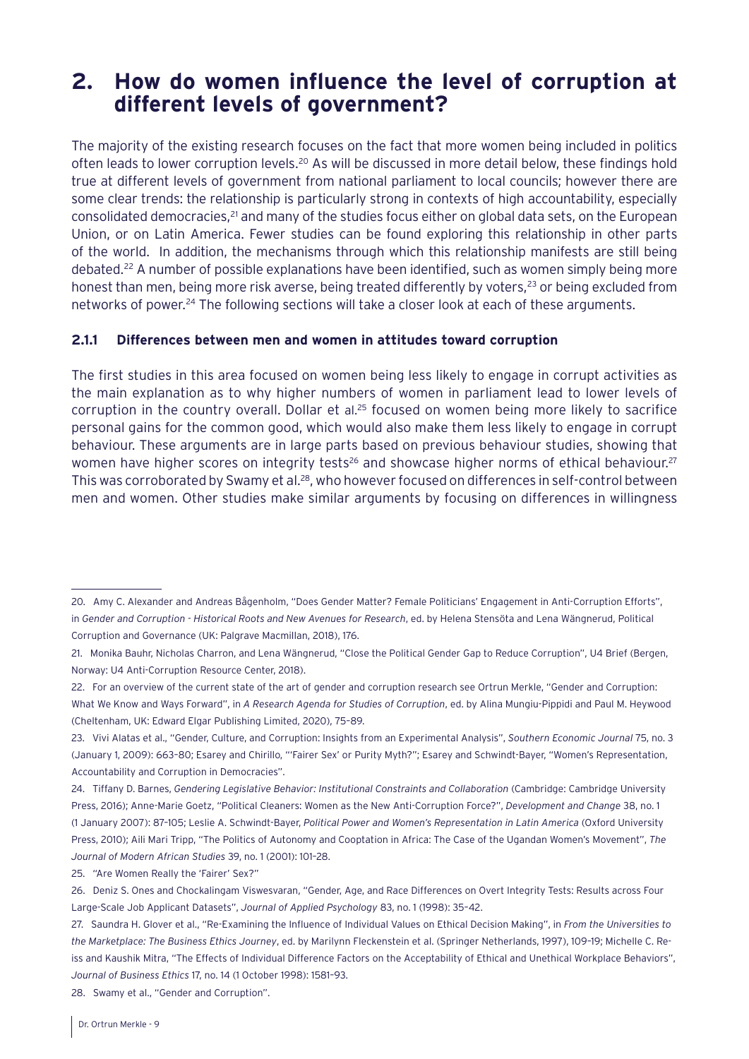# 2. How do women influence the level of corruption at different levels of government?

The majority of the existing research focuses on the fact that more women being included in politics often leads to lower corruption levels.[20] As will be discussed in more detail below, these findings hold true at different levels of government from national parliament to local councils; however there are some clear trends: the relationship is particularly strong in contexts of high accountability, especially consolidated democracies,[21] and many of the studies focus either on global data sets, on the European Union, or on Latin America. Fewer studies can be found exploring this relationship in other parts of the world. In addition, the mechanisms through which this relationship manifests are still being debated.[22] A number of possible explanations have been identified, such as women simply being more honest than men, being more risk averse, being treated differently by voters,[23] or being excluded from networks of power.[24] The following sections will take a closer look at each of these arguments.

### 2.1.1 Differences between men and women in attitudes toward corruption

The first studies in this area focused on women being less likely to engage in corrupt activities as the main explanation as to why higher numbers of women in parliament lead to lower levels of corruption in the country overall. Dollar et al.[25] focused on women being more likely to sacrifice personal gains for the common good, which would also make them less likely to engage in corrupt behaviour. These arguments are in large parts based on previous behaviour studies, showing that women have higher scores on integrity tests[26] and showcase higher norms of ethical behaviour.[27] This was corroborated by Swamy et al.[28], who however focused on differences in self-control between men and women. Other studies make similar arguments by focusing on differences in willingness

---

20. Amy C. Alexander and Andreas Bågenholm, "Does Gender Matter? Female Politicians' Engagement in Anti-Corruption Efforts", in *Gender and Corruption - Historical Roots and New Avenues for Research*, ed. by Helena Stensöta and Lena Wängnerud, Political Corruption and Governance (UK: Palgrave Macmillan, 2018), 176.

21. Monika Bauhr, Nicholas Charron, and Lena Wängnerud, "Close the Political Gender Gap to Reduce Corruption", U4 Brief (Bergen, Norway: U4 Anti-Corruption Resource Center, 2018).

22. For an overview of the current state of the art of gender and corruption research see Ortrun Merkle, "Gender and Corruption: What We Know and Ways Forward", in *A Research Agenda for Studies of Corruption*, ed. by Alina Mungiu-Pippidi and Paul M. Heywood (Cheltenham, UK: Edward Elgar Publishing Limited, 2020), 75–89.

23. Vivi Alatas et al., "Gender, Culture, and Corruption: Insights from an Experimental Analysis", *Southern Economic Journal* 75, no. 3 (January 1, 2009): 663–80; Esarey and Chirillo, "'Fairer Sex' or Purity Myth?"; Esarey and Schwindt-Bayer, "Women's Representation, Accountability and Corruption in Democracies".

24. Tiffany D. Barnes, *Gendering Legislative Behavior: Institutional Constraints and Collaboration* (Cambridge: Cambridge University Press, 2016); Anne-Marie Goetz, "Political Cleaners: Women as the New Anti-Corruption Force?", *Development and Change* 38, no. 1 (1 January 2007): 87–105; Leslie A. Schwindt-Bayer, *Political Power and Women's Representation in Latin America* (Oxford University Press, 2010); Aili Mari Tripp, "The Politics of Autonomy and Cooptation in Africa: The Case of the Ugandan Women's Movement", *The Journal of Modern African Studies* 39, no. 1 (2001): 101–28.

25. "Are Women Really the 'Fairer' Sex?"

26. Deniz S. Ones and Chockalingam Viswesvaran, "Gender, Age, and Race Differences on Overt Integrity Tests: Results across Four Large-Scale Job Applicant Datasets", *Journal of Applied Psychology* 83, no. 1 (1998): 35–42.

27. Saundra H. Glover et al., "Re-Examining the Influence of Individual Values on Ethical Decision Making", in *From the Universities to the Marketplace: The Business Ethics Journey*, ed. by Marilynn Fleckenstein et al. (Springer Netherlands, 1997), 109–19; Michelle C. Reiss and Kaushik Mitra, "The Effects of Individual Difference Factors on the Acceptability of Ethical and Unethical Workplace Behaviors", *Journal of Business Ethics* 17, no. 14 (1 October 1998): 1581–93.

28. Swamy et al., "Gender and Corruption".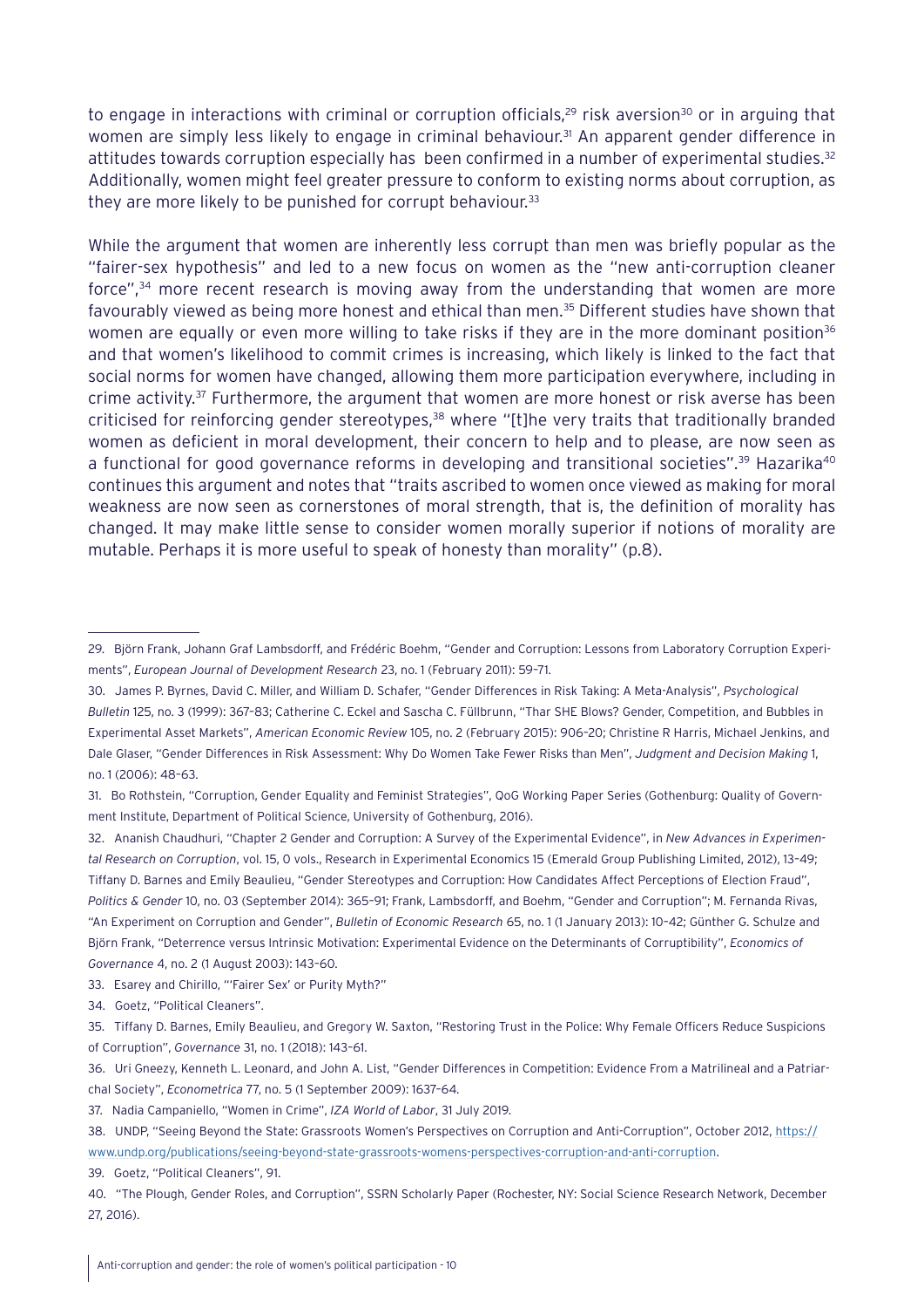to engage in interactions with criminal or corruption officials,[29] risk aversion[30] or in arguing that women are simply less likely to engage in criminal behaviour.[31] An apparent gender difference in attitudes towards corruption especially has been confirmed in a number of experimental studies.[32] Additionally, women might feel greater pressure to conform to existing norms about corruption, as they are more likely to be punished for corrupt behaviour.[33]

While the argument that women are inherently less corrupt than men was briefly popular as the "fairer-sex hypothesis" and led to a new focus on women as the "new anti-corruption cleaner force",[34] more recent research is moving away from the understanding that women are more favourably viewed as being more honest and ethical than men.[35] Different studies have shown that women are equally or even more willing to take risks if they are in the more dominant position[36] and that women's likelihood to commit crimes is increasing, which likely is linked to the fact that social norms for women have changed, allowing them more participation everywhere, including in crime activity.[37] Furthermore, the argument that women are more honest or risk averse has been criticised for reinforcing gender stereotypes,[38] where "[t]he very traits that traditionally branded women as deficient in moral development, their concern to help and to please, are now seen as a functional for good governance reforms in developing and transitional societies".[39] Hazarika[40] continues this argument and notes that "traits ascribed to women once viewed as making for moral weakness are now seen as cornerstones of moral strength, that is, the definition of morality has changed. It may make little sense to consider women morally superior if notions of morality are mutable. Perhaps it is more useful to speak of honesty than morality" (p.8).

---

29. Björn Frank, Johann Graf Lambsdorff, and Frédéric Boehm, "Gender and Corruption: Lessons from Laboratory Corruption Experiments", *European Journal of Development Research* 23, no. 1 (February 2011): 59–71.

30. James P. Byrnes, David C. Miller, and William D. Schafer, "Gender Differences in Risk Taking: A Meta-Analysis", *Psychological Bulletin* 125, no. 3 (1999): 367–83; Catherine C. Eckel and Sascha C. Füllbrunn, "Thar SHE Blows? Gender, Competition, and Bubbles in Experimental Asset Markets", *American Economic Review* 105, no. 2 (February 2015): 906–20; Christine R Harris, Michael Jenkins, and Dale Glaser, "Gender Differences in Risk Assessment: Why Do Women Take Fewer Risks than Men", *Judgment and Decision Making* 1, no. 1 (2006): 48–63.

31. Bo Rothstein, "Corruption, Gender Equality and Feminist Strategies", QoG Working Paper Series (Gothenburg: Quality of Government Institute, Department of Political Science, University of Gothenburg, 2016).

32. Ananish Chaudhuri, "Chapter 2 Gender and Corruption: A Survey of the Experimental Evidence", in *New Advances in Experimental Research on Corruption*, vol. 15, 0 vols., Research in Experimental Economics 15 (Emerald Group Publishing Limited, 2012), 13–49; Tiffany D. Barnes and Emily Beaulieu, "Gender Stereotypes and Corruption: How Candidates Affect Perceptions of Election Fraud", *Politics & Gender* 10, no. 03 (September 2014): 365–91; Frank, Lambsdorff, and Boehm, "Gender and Corruption"; M. Fernanda Rivas, "An Experiment on Corruption and Gender", *Bulletin of Economic Research* 65, no. 1 (1 January 2013): 10–42; Günther G. Schulze and Björn Frank, "Deterrence versus Intrinsic Motivation: Experimental Evidence on the Determinants of Corruptibility", *Economics of Governance* 4, no. 2 (1 August 2003): 143–60.

33. Esarey and Chirillo, "'Fairer Sex' or Purity Myth?"

34. Goetz, "Political Cleaners".

35. Tiffany D. Barnes, Emily Beaulieu, and Gregory W. Saxton, "Restoring Trust in the Police: Why Female Officers Reduce Suspicions of Corruption", *Governance* 31, no. 1 (2018): 143–61.

36. Uri Gneezy, Kenneth L. Leonard, and John A. List, "Gender Differences in Competition: Evidence From a Matrilineal and a Patriarchal Society", *Econometrica* 77, no. 5 (1 September 2009): 1637–64.

37. Nadia Campaniello, "Women in Crime", *IZA World of Labor*, 31 July 2019.

38. UNDP, "Seeing Beyond the State: Grassroots Women's Perspectives on Corruption and Anti-Corruption", October 2012, https://www.undp.org/publications/seeing-beyond-state-grassroots-womens-perspectives-corruption-and-anti-corruption.

39. Goetz, "Political Cleaners", 91.

40. "The Plough, Gender Roles, and Corruption", SSRN Scholarly Paper (Rochester, NY: Social Science Research Network, December 27, 2016).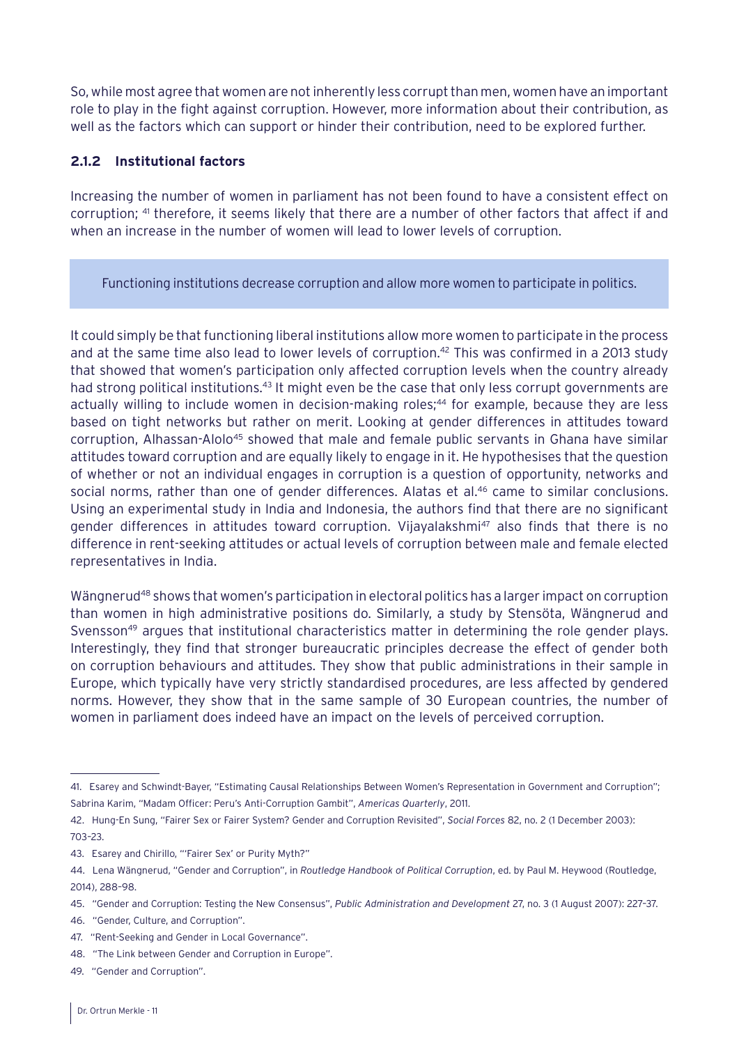So, while most agree that women are not inherently less corrupt than men, women have an important role to play in the fight against corruption. However, more information about their contribution, as well as the factors which can support or hinder their contribution, need to be explored further.

### 2.1.2 Institutional factors

Increasing the number of women in parliament has not been found to have a consistent effect on corruption; [41] therefore, it seems likely that there are a number of other factors that affect if and when an increase in the number of women will lead to lower levels of corruption.

> Functioning institutions decrease corruption and allow more women to participate in politics.

It could simply be that functioning liberal institutions allow more women to participate in the process and at the same time also lead to lower levels of corruption.[42] This was confirmed in a 2013 study that showed that women's participation only affected corruption levels when the country already had strong political institutions.[43] It might even be the case that only less corrupt governments are actually willing to include women in decision-making roles;[44] for example, because they are less based on tight networks but rather on merit. Looking at gender differences in attitudes toward corruption, Alhassan-Alolo[45] showed that male and female public servants in Ghana have similar attitudes toward corruption and are equally likely to engage in it. He hypothesises that the question of whether or not an individual engages in corruption is a question of opportunity, networks and social norms, rather than one of gender differences. Alatas et al.[46] came to similar conclusions. Using an experimental study in India and Indonesia, the authors find that there are no significant gender differences in attitudes toward corruption. Vijayalakshmi[47] also finds that there is no difference in rent-seeking attitudes or actual levels of corruption between male and female elected representatives in India.

Wängnerud[48] shows that women's participation in electoral politics has a larger impact on corruption than women in high administrative positions do. Similarly, a study by Stensöta, Wängnerud and Svensson[49] argues that institutional characteristics matter in determining the role gender plays. Interestingly, they find that stronger bureaucratic principles decrease the effect of gender both on corruption behaviours and attitudes. They show that public administrations in their sample in Europe, which typically have very strictly standardised procedures, are less affected by gendered norms. However, they show that in the same sample of 30 European countries, the number of women in parliament does indeed have an impact on the levels of perceived corruption.

---

41. Esarey and Schwindt-Bayer, "Estimating Causal Relationships Between Women's Representation in Government and Corruption"; Sabrina Karim, "Madam Officer: Peru's Anti-Corruption Gambit", *Americas Quarterly*, 2011.
42. Hung-En Sung, "Fairer Sex or Fairer System? Gender and Corruption Revisited", *Social Forces* 82, no. 2 (1 December 2003): 703–23.
43. Esarey and Chirillo, "'Fairer Sex' or Purity Myth?"
44. Lena Wängnerud, "Gender and Corruption", in *Routledge Handbook of Political Corruption*, ed. by Paul M. Heywood (Routledge, 2014), 288–98.
45. "Gender and Corruption: Testing the New Consensus", *Public Administration and Development* 27, no. 3 (1 August 2007): 227–37.
46. "Gender, Culture, and Corruption".
47. "Rent-Seeking and Gender in Local Governance".
48. "The Link between Gender and Corruption in Europe".
49. "Gender and Corruption".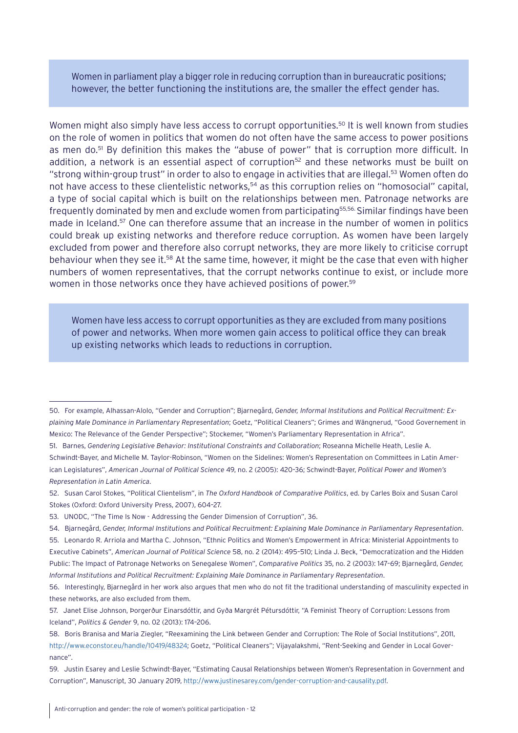> Women in parliament play a bigger role in reducing corruption than in bureaucratic positions; however, the better functioning the institutions are, the smaller the effect gender has.

Women might also simply have less access to corrupt opportunities.[50] It is well known from studies on the role of women in politics that women do not often have the same access to power positions as men do.[51] By definition this makes the "abuse of power" that is corruption more difficult. In addition, a network is an essential aspect of corruption[52] and these networks must be built on "strong within-group trust" in order to also to engage in activities that are illegal.[53] Women often do not have access to these clientelistic networks,[54] as this corruption relies on "homosocial" capital, a type of social capital which is built on the relationships between men. Patronage networks are frequently dominated by men and exclude women from participating[55,56]. Similar findings have been made in Iceland.[57] One can therefore assume that an increase in the number of women in politics could break up existing networks and therefore reduce corruption. As women have been largely excluded from power and therefore also corrupt networks, they are more likely to criticise corrupt behaviour when they see it.[58] At the same time, however, it might be the case that even with higher numbers of women representatives, that the corrupt networks continue to exist, or include more women in those networks once they have achieved positions of power.[59]

> Women have less access to corrupt opportunities as they are excluded from many positions of power and networks. When more women gain access to political office they can break up existing networks which leads to reductions in corruption.

---

50. For example, Alhassan-Alolo, "Gender and Corruption"; Bjarnegård, *Gender, Informal Institutions and Political Recruitment: Explaining Male Dominance in Parliamentary Representation*; Goetz, "Political Cleaners"; Grimes and Wängnerud, "Good Governement in Mexico: The Relevance of the Gender Perspective"; Stockemer, "Women's Parliamentary Representation in Africa".

51. Barnes, *Gendering Legislative Behavior: Institutional Constraints and Collaboration*; Roseanna Michelle Heath, Leslie A. Schwindt-Bayer, and Michelle M. Taylor-Robinson, "Women on the Sidelines: Women's Representation on Committees in Latin American Legislatures", *American Journal of Political Science* 49, no. 2 (2005): 420–36; Schwindt-Bayer, *Political Power and Women's Representation in Latin America*.

52. Susan Carol Stokes, "Political Clientelism", in *The Oxford Handbook of Comparative Politics*, ed. by Carles Boix and Susan Carol Stokes (Oxford: Oxford University Press, 2007), 604–27.

53. UNODC, "The Time Is Now - Addressing the Gender Dimension of Corruption", 36.

54. Bjarnegård, *Gender, Informal Institutions and Political Recruitment: Explaining Male Dominance in Parliamentary Representation*.

55. Leonardo R. Arriola and Martha C. Johnson, "Ethnic Politics and Women's Empowerment in Africa: Ministerial Appointments to Executive Cabinets", *American Journal of Political Science* 58, no. 2 (2014): 495–510; Linda J. Beck, "Democratization and the Hidden Public: The Impact of Patronage Networks on Senegalese Women", *Comparative Politics* 35, no. 2 (2003): 147–69; Bjarnegård, *Gender, Informal Institutions and Political Recruitment: Explaining Male Dominance in Parliamentary Representation*.

56. Interestingly, Bjarnegård in her work also argues that men who do not fit the traditional understanding of masculinity expected in these networks, are also excluded from them.

57. Janet Elise Johnson, Þorgerður Einarsdóttir, and Gyða Margrét Pétursdóttir, "A Feminist Theory of Corruption: Lessons from Iceland", *Politics & Gender* 9, no. 02 (2013): 174–206.

58. Boris Branisa and Maria Ziegler, "Reexamining the Link between Gender and Corruption: The Role of Social Institutions", 2011, http://www.econstor.eu/handle/10419/48324; Goetz, "Political Cleaners"; Vijayalakshmi, "Rent-Seeking and Gender in Local Governance".

59. Justin Esarey and Leslie Schwindt-Bayer, "Estimating Causal Relationships between Women's Representation in Government and Corruption", Manuscript, 30 January 2019, http://www.justinesarey.com/gender-corruption-and-causality.pdf.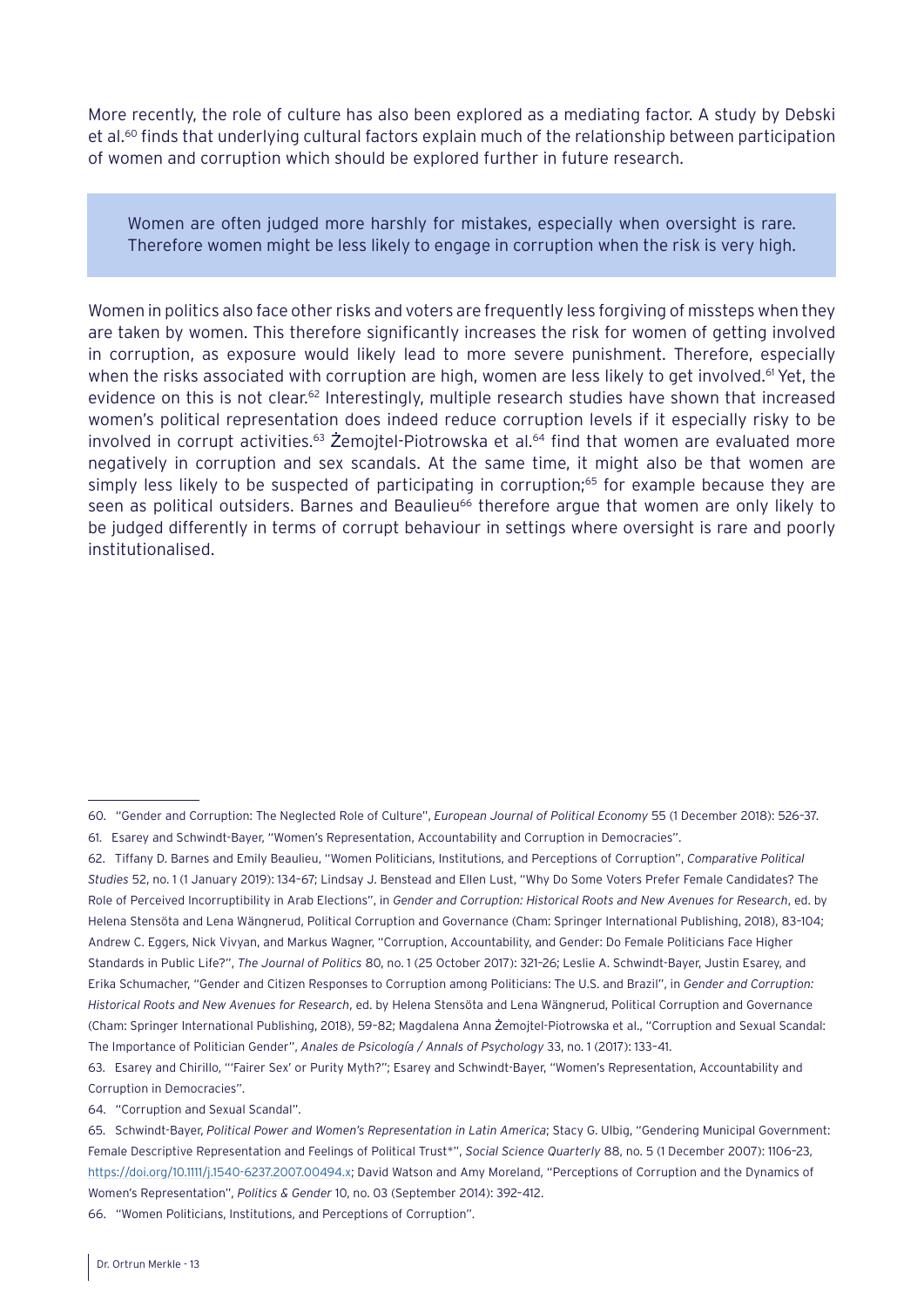More recently, the role of culture has also been explored as a mediating factor. A study by Debski et al.[60] finds that underlying cultural factors explain much of the relationship between participation of women and corruption which should be explored further in future research.

> Women are often judged more harshly for mistakes, especially when oversight is rare. Therefore women might be less likely to engage in corruption when the risk is very high.

Women in politics also face other risks and voters are frequently less forgiving of missteps when they are taken by women. This therefore significantly increases the risk for women of getting involved in corruption, as exposure would likely lead to more severe punishment. Therefore, especially when the risks associated with corruption are high, women are less likely to get involved.[61] Yet, the evidence on this is not clear.[62] Interestingly, multiple research studies have shown that increased women's political representation does indeed reduce corruption levels if it especially risky to be involved in corrupt activities.[63] Żemojtel-Piotrowska et al.[64] find that women are evaluated more negatively in corruption and sex scandals. At the same time, it might also be that women are simply less likely to be suspected of participating in corruption;[65] for example because they are seen as political outsiders. Barnes and Beaulieu[66] therefore argue that women are only likely to be judged differently in terms of corrupt behaviour in settings where oversight is rare and poorly institutionalised.

---

60. "Gender and Corruption: The Neglected Role of Culture", *European Journal of Political Economy* 55 (1 December 2018): 526–37.
61. Esarey and Schwindt-Bayer, "Women's Representation, Accountability and Corruption in Democracies".
62. Tiffany D. Barnes and Emily Beaulieu, "Women Politicians, Institutions, and Perceptions of Corruption", *Comparative Political Studies* 52, no. 1 (1 January 2019): 134–67; Lindsay J. Benstead and Ellen Lust, "Why Do Some Voters Prefer Female Candidates? The Role of Perceived Incorruptibility in Arab Elections", in *Gender and Corruption: Historical Roots and New Avenues for Research*, ed. by Helena Stensöta and Lena Wängnerud, Political Corruption and Governance (Cham: Springer International Publishing, 2018), 83–104; Andrew C. Eggers, Nick Vivyan, and Markus Wagner, "Corruption, Accountability, and Gender: Do Female Politicians Face Higher Standards in Public Life?", *The Journal of Politics* 80, no. 1 (25 October 2017): 321–26; Leslie A. Schwindt-Bayer, Justin Esarey, and Erika Schumacher, "Gender and Citizen Responses to Corruption among Politicians: The U.S. and Brazil", in *Gender and Corruption: Historical Roots and New Avenues for Research*, ed. by Helena Stensöta and Lena Wängnerud, Political Corruption and Governance (Cham: Springer International Publishing, 2018), 59–82; Magdalena Anna Żemojtel-Piotrowska et al., "Corruption and Sexual Scandal: The Importance of Politician Gender", *Anales de Psicología / Annals of Psychology* 33, no. 1 (2017): 133–41.
63. Esarey and Chirillo, "'Fairer Sex' or Purity Myth?"; Esarey and Schwindt-Bayer, "Women's Representation, Accountability and Corruption in Democracies".
64. "Corruption and Sexual Scandal".
65. Schwindt-Bayer, *Political Power and Women's Representation in Latin America*; Stacy G. Ulbig, "Gendering Municipal Government: Female Descriptive Representation and Feelings of Political Trust*", *Social Science Quarterly* 88, no. 5 (1 December 2007): 1106–23, https://doi.org/10.1111/j.1540-6237.2007.00494.x; David Watson and Amy Moreland, "Perceptions of Corruption and the Dynamics of Women's Representation", *Politics & Gender* 10, no. 03 (September 2014): 392–412.
66. "Women Politicians, Institutions, and Perceptions of Corruption".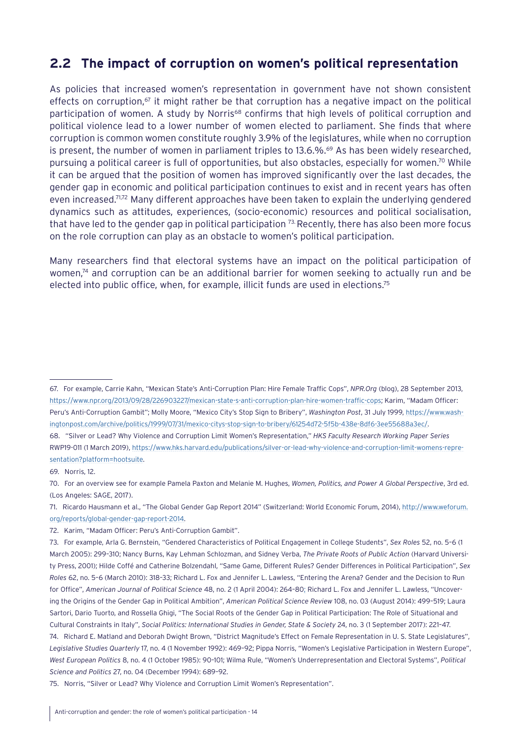## 2.2 The impact of corruption on women's political representation

As policies that increased women's representation in government have not shown consistent effects on corruption,[67] it might rather be that corruption has a negative impact on the political participation of women. A study by Norris[68] confirms that high levels of political corruption and political violence lead to a lower number of women elected to parliament. She finds that where corruption is common women constitute roughly 3.9% of the legislatures, while when no corruption is present, the number of women in parliament triples to 13.6.%.[69] As has been widely researched, pursuing a political career is full of opportunities, but also obstacles, especially for women.[70] While it can be argued that the position of women has improved significantly over the last decades, the gender gap in economic and political participation continues to exist and in recent years has often even increased.[71,72] Many different approaches have been taken to explain the underlying gendered dynamics such as attitudes, experiences, (socio-economic) resources and political socialisation, that have led to the gender gap in political participation [73]. Recently, there has also been more focus on the role corruption can play as an obstacle to women's political participation.

Many researchers find that electoral systems have an impact on the political participation of women,[74] and corruption can be an additional barrier for women seeking to actually run and be elected into public office, when, for example, illicit funds are used in elections.[75]

---

67. For example, Carrie Kahn, "Mexican State's Anti-Corruption Plan: Hire Female Traffic Cops", *NPR.Org* (blog), 28 September 2013, https://www.npr.org/2013/09/28/226903227/mexican-state-s-anti-corruption-plan-hire-women-traffic-cops; Karim, "Madam Officer: Peru's Anti-Corruption Gambit"; Molly Moore, "Mexico City's Stop Sign to Bribery", *Washington Post*, 31 July 1999, https://www.washingtonpost.com/archive/politics/1999/07/31/mexico-citys-stop-sign-to-bribery/61254d72-5f5b-438e-8df6-3ee55688a3ec/.

68. "Silver or Lead? Why Violence and Corruption Limit Women's Representation," *HKS Faculty Research Working Paper Series* RWP19-011 (1 March 2019), https://www.hks.harvard.edu/publications/silver-or-lead-why-violence-and-corruption-limit-womens-representation?platform=hootsuite.

69. Norris, 12.

70. For an overview see for example Pamela Paxton and Melanie M. Hughes, *Women, Politics, and Power A Global Perspective*, 3rd ed. (Los Angeles: SAGE, 2017).

71. Ricardo Hausmann et al., "The Global Gender Gap Report 2014" (Switzerland: World Economic Forum, 2014), http://www.weforum.org/reports/global-gender-gap-report-2014.

72. Karim, "Madam Officer: Peru's Anti-Corruption Gambit".

73. For example, Arla G. Bernstein, "Gendered Characteristics of Political Engagement in College Students", *Sex Roles* 52, no. 5–6 (1 March 2005): 299–310; Nancy Burns, Kay Lehman Schlozman, and Sidney Verba, *The Private Roots of Public Action* (Harvard University Press, 2001); Hilde Coffé and Catherine Bolzendahl, "Same Game, Different Rules? Gender Differences in Political Participation", *Sex Roles* 62, no. 5–6 (March 2010): 318–33; Richard L. Fox and Jennifer L. Lawless, "Entering the Arena? Gender and the Decision to Run for Office", *American Journal of Political Science* 48, no. 2 (1 April 2004): 264–80; Richard L. Fox and Jennifer L. Lawless, "Uncovering the Origins of the Gender Gap in Political Ambition", *American Political Science Review* 108, no. 03 (August 2014): 499–519; Laura Sartori, Dario Tuorto, and Rossella Ghigi, "The Social Roots of the Gender Gap in Political Participation: The Role of Situational and Cultural Constraints in Italy", *Social Politics: International Studies in Gender, State & Society* 24, no. 3 (1 September 2017): 221–47.

74. Richard E. Matland and Deborah Dwight Brown, "District Magnitude's Effect on Female Representation in U. S. State Legislatures", *Legislative Studies Quarterly* 17, no. 4 (1 November 1992): 469–92; Pippa Norris, "Women's Legislative Participation in Western Europe", *West European Politics* 8, no. 4 (1 October 1985): 90–101; Wilma Rule, "Women's Underrepresentation and Electoral Systems", *Political Science and Politics* 27, no. 04 (December 1994): 689–92.

75. Norris, "Silver or Lead? Why Violence and Corruption Limit Women's Representation".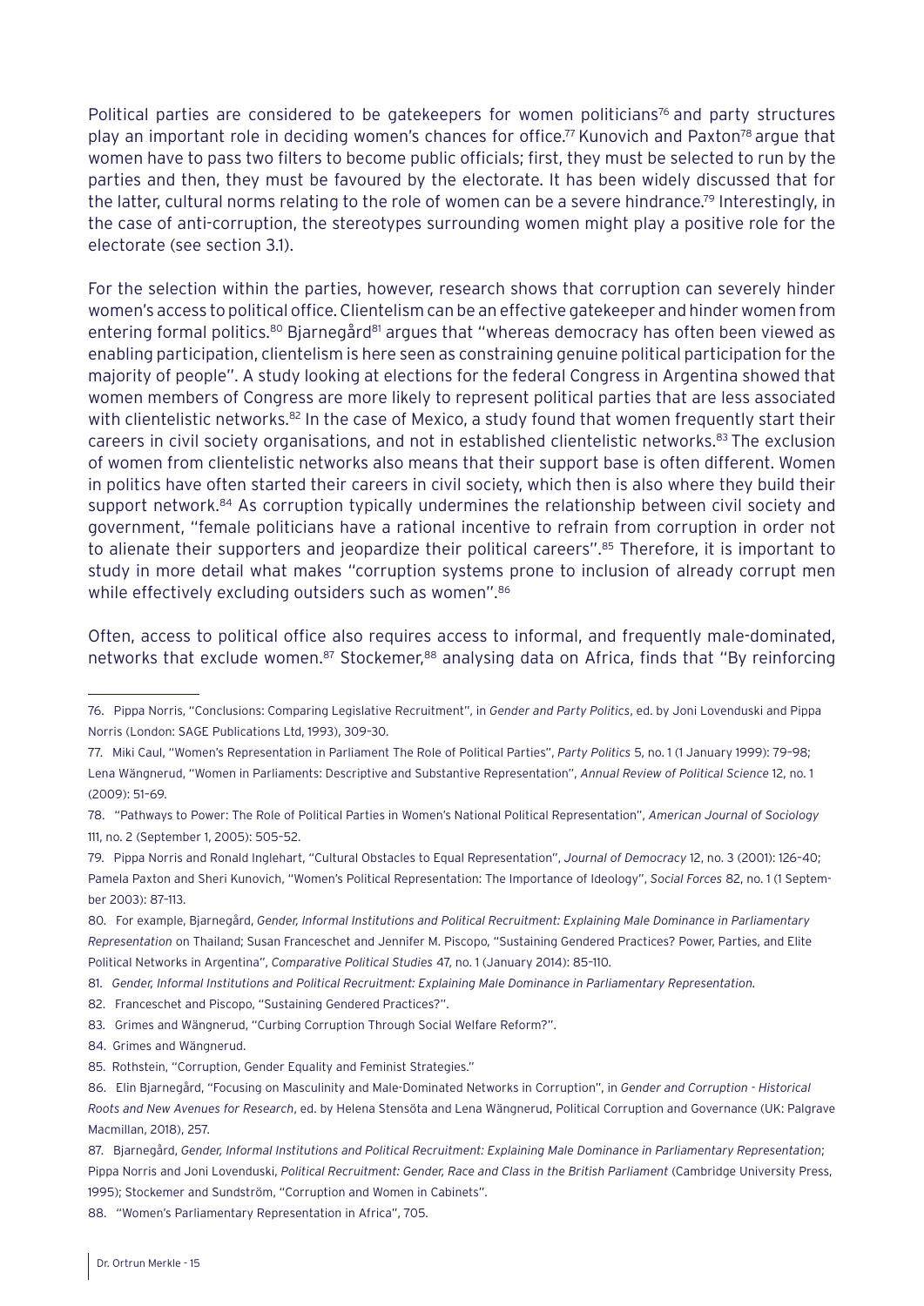Political parties are considered to be gatekeepers for women politicians[76] and party structures play an important role in deciding women's chances for office.[77] Kunovich and Paxton[78] argue that women have to pass two filters to become public officials; first, they must be selected to run by the parties and then, they must be favoured by the electorate. It has been widely discussed that for the latter, cultural norms relating to the role of women can be a severe hindrance.[79] Interestingly, in the case of anti-corruption, the stereotypes surrounding women might play a positive role for the electorate (see section 3.1).

For the selection within the parties, however, research shows that corruption can severely hinder women's access to political office. Clientelism can be an effective gatekeeper and hinder women from entering formal politics.[80] Bjarnegård[81] argues that "whereas democracy has often been viewed as enabling participation, clientelism is here seen as constraining genuine political participation for the majority of people". A study looking at elections for the federal Congress in Argentina showed that women members of Congress are more likely to represent political parties that are less associated with clientelistic networks.[82] In the case of Mexico, a study found that women frequently start their careers in civil society organisations, and not in established clientelistic networks.[83] The exclusion of women from clientelistic networks also means that their support base is often different. Women in politics have often started their careers in civil society, which then is also where they build their support network.[84] As corruption typically undermines the relationship between civil society and government, "female politicians have a rational incentive to refrain from corruption in order not to alienate their supporters and jeopardize their political careers".[85] Therefore, it is important to study in more detail what makes "corruption systems prone to inclusion of already corrupt men while effectively excluding outsiders such as women".[86]

Often, access to political office also requires access to informal, and frequently male-dominated, networks that exclude women.[87] Stockemer,[88] analysing data on Africa, finds that "By reinforcing

---

76. Pippa Norris, "Conclusions: Comparing Legislative Recruitment", in *Gender and Party Politics*, ed. by Joni Lovenduski and Pippa Norris (London: SAGE Publications Ltd, 1993), 309–30.

77. Miki Caul, "Women's Representation in Parliament The Role of Political Parties", *Party Politics* 5, no. 1 (1 January 1999): 79–98; Lena Wängnerud, "Women in Parliaments: Descriptive and Substantive Representation", *Annual Review of Political Science* 12, no. 1 (2009): 51–69.

78. "Pathways to Power: The Role of Political Parties in Women's National Political Representation", *American Journal of Sociology* 111, no. 2 (September 1, 2005): 505–52.

79. Pippa Norris and Ronald Inglehart, "Cultural Obstacles to Equal Representation", *Journal of Democracy* 12, no. 3 (2001): 126–40; Pamela Paxton and Sheri Kunovich, "Women's Political Representation: The Importance of Ideology", *Social Forces* 82, no. 1 (1 September 2003): 87–113.

80. For example, Bjarnegård, *Gender, Informal Institutions and Political Recruitment: Explaining Male Dominance in Parliamentary Representation* on Thailand; Susan Franceschet and Jennifer M. Piscopo, "Sustaining Gendered Practices? Power, Parties, and Elite Political Networks in Argentina", *Comparative Political Studies* 47, no. 1 (January 2014): 85–110.

81. *Gender, Informal Institutions and Political Recruitment: Explaining Male Dominance in Parliamentary Representation*.

82. Franceschet and Piscopo, "Sustaining Gendered Practices?".

83. Grimes and Wängnerud, "Curbing Corruption Through Social Welfare Reform?".

84. Grimes and Wängnerud.

85. Rothstein, "Corruption, Gender Equality and Feminist Strategies."

86. Elin Bjarnegård, "Focusing on Masculinity and Male-Dominated Networks in Corruption", in *Gender and Corruption - Historical Roots and New Avenues for Research*, ed. by Helena Stensöta and Lena Wängnerud, Political Corruption and Governance (UK: Palgrave Macmillan, 2018), 257.

87. Bjarnegård, *Gender, Informal Institutions and Political Recruitment: Explaining Male Dominance in Parliamentary Representation*; Pippa Norris and Joni Lovenduski, *Political Recruitment: Gender, Race and Class in the British Parliament* (Cambridge University Press, 1995); Stockemer and Sundström, "Corruption and Women in Cabinets".

88. "Women's Parliamentary Representation in Africa", 705.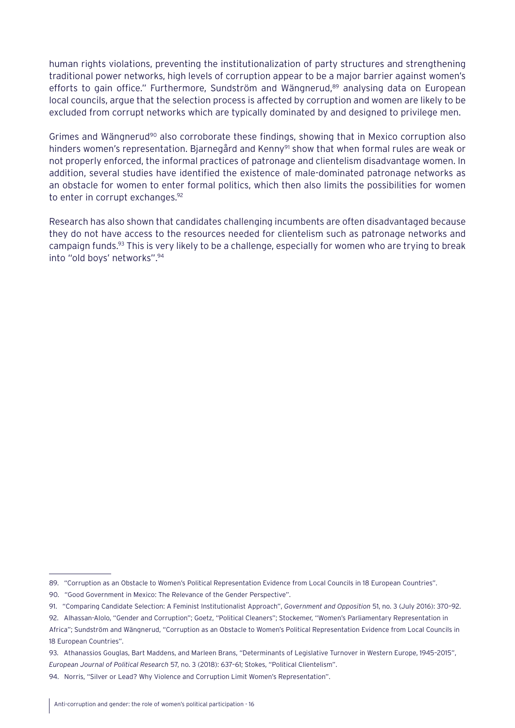human rights violations, preventing the institutionalization of party structures and strengthening traditional power networks, high levels of corruption appear to be a major barrier against women's efforts to gain office." Furthermore, Sundström and Wängnerud,[89] analysing data on European local councils, argue that the selection process is affected by corruption and women are likely to be excluded from corrupt networks which are typically dominated by and designed to privilege men.

Grimes and Wängnerud[90] also corroborate these findings, showing that in Mexico corruption also hinders women's representation. Bjarnegård and Kenny[91] show that when formal rules are weak or not properly enforced, the informal practices of patronage and clientelism disadvantage women. In addition, several studies have identified the existence of male-dominated patronage networks as an obstacle for women to enter formal politics, which then also limits the possibilities for women to enter in corrupt exchanges.[92]

Research has also shown that candidates challenging incumbents are often disadvantaged because they do not have access to the resources needed for clientelism such as patronage networks and campaign funds.[93] This is very likely to be a challenge, especially for women who are trying to break into "old boys' networks".[94]

---

89. "Corruption as an Obstacle to Women's Political Representation Evidence from Local Councils in 18 European Countries".
90. "Good Government in Mexico: The Relevance of the Gender Perspective".
91. "Comparing Candidate Selection: A Feminist Institutionalist Approach", *Government and Opposition* 51, no. 3 (July 2016): 370–92.
92. Alhassan-Alolo, "Gender and Corruption"; Goetz, "Political Cleaners"; Stockemer, "Women's Parliamentary Representation in Africa"; Sundström and Wängnerud, "Corruption as an Obstacle to Women's Political Representation Evidence from Local Councils in 18 European Countries".
93. Athanassios Gouglas, Bart Maddens, and Marleen Brans, "Determinants of Legislative Turnover in Western Europe, 1945–2015", *European Journal of Political Research* 57, no. 3 (2018): 637–61; Stokes, "Political Clientelism".
94. Norris, "Silver or Lead? Why Violence and Corruption Limit Women's Representation".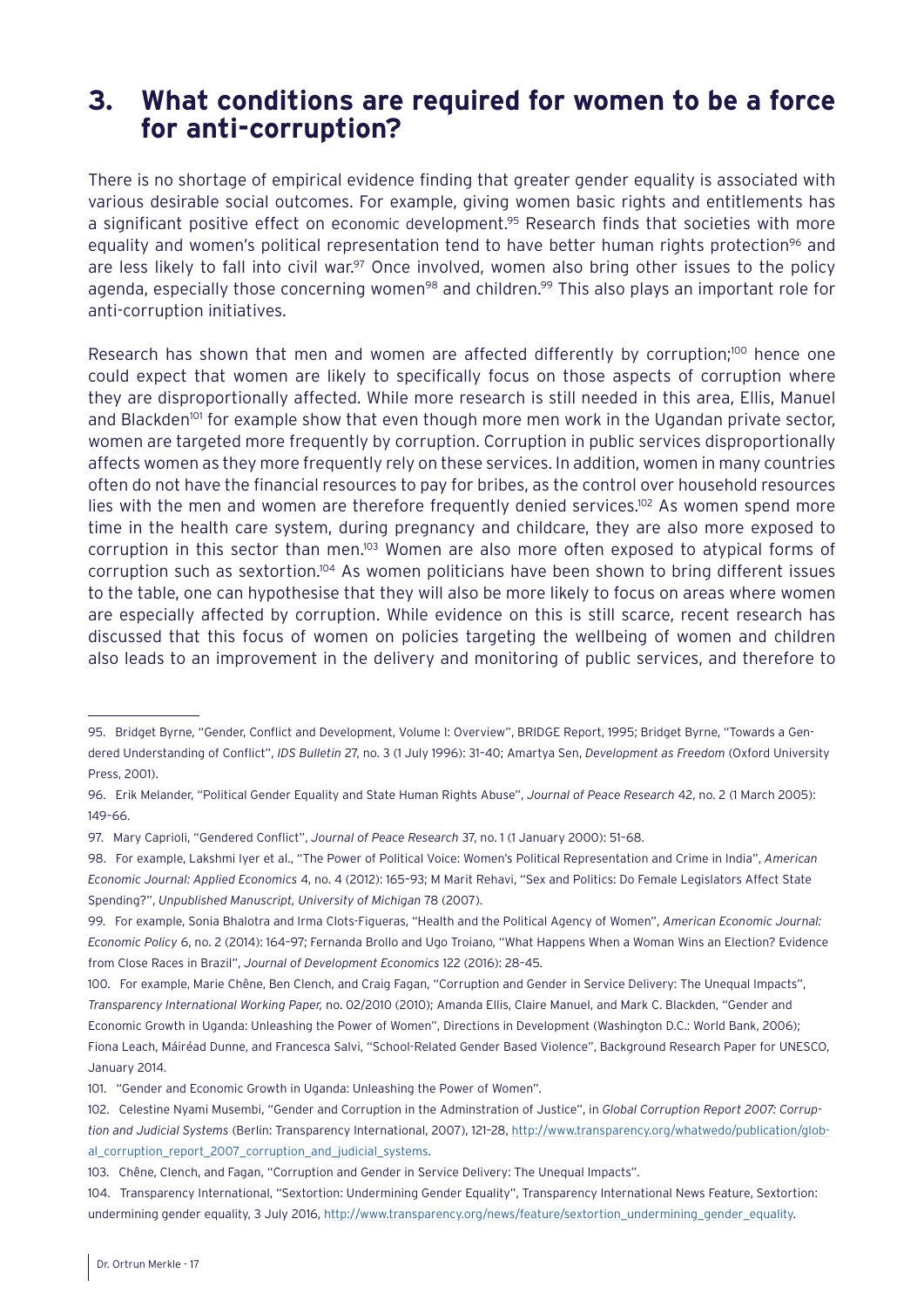# 3. What conditions are required for women to be a force for anti-corruption?

There is no shortage of empirical evidence finding that greater gender equality is associated with various desirable social outcomes. For example, giving women basic rights and entitlements has a significant positive effect on economic development.[95] Research finds that societies with more equality and women's political representation tend to have better human rights protection[96] and are less likely to fall into civil war.[97] Once involved, women also bring other issues to the policy agenda, especially those concerning women[98] and children.[99] This also plays an important role for anti-corruption initiatives.

Research has shown that men and women are affected differently by corruption;[100] hence one could expect that women are likely to specifically focus on those aspects of corruption where they are disproportionally affected. While more research is still needed in this area, Ellis, Manuel and Blackden[101] for example show that even though more men work in the Ugandan private sector, women are targeted more frequently by corruption. Corruption in public services disproportionally affects women as they more frequently rely on these services. In addition, women in many countries often do not have the financial resources to pay for bribes, as the control over household resources lies with the men and women are therefore frequently denied services.[102] As women spend more time in the health care system, during pregnancy and childcare, they are also more exposed to corruption in this sector than men.[103] Women are also more often exposed to atypical forms of corruption such as sextortion.[104] As women politicians have been shown to bring different issues to the table, one can hypothesise that they will also be more likely to focus on areas where women are especially affected by corruption. While evidence on this is still scarce, recent research has discussed that this focus of women on policies targeting the wellbeing of women and children also leads to an improvement in the delivery and monitoring of public services, and therefore to

---

95. Bridget Byrne, "Gender, Conflict and Development, Volume I: Overview", BRIDGE Report, 1995; Bridget Byrne, "Towards a Gendered Understanding of Conflict", *IDS Bulletin* 27, no. 3 (1 July 1996): 31–40; Amartya Sen, *Development as Freedom* (Oxford University Press, 2001).

96. Erik Melander, "Political Gender Equality and State Human Rights Abuse", *Journal of Peace Research* 42, no. 2 (1 March 2005): 149–66.

97. Mary Caprioli, "Gendered Conflict", *Journal of Peace Research* 37, no. 1 (1 January 2000): 51–68.

98. For example, Lakshmi Iyer et al., "The Power of Political Voice: Women's Political Representation and Crime in India", *American Economic Journal: Applied Economics* 4, no. 4 (2012): 165–93; M Marit Rehavi, "Sex and Politics: Do Female Legislators Affect State Spending?", *Unpublished Manuscript, University of Michigan* 78 (2007).

99. For example, Sonia Bhalotra and Irma Clots-Figueras, "Health and the Political Agency of Women", *American Economic Journal: Economic Policy* 6, no. 2 (2014): 164–97; Fernanda Brollo and Ugo Troiano, "What Happens When a Woman Wins an Election? Evidence from Close Races in Brazil", *Journal of Development Economics* 122 (2016): 28–45.

100. For example, Marie Chêne, Ben Clench, and Craig Fagan, "Corruption and Gender in Service Delivery: The Unequal Impacts", *Transparency International Working Paper,* no. 02/2010 (2010); Amanda Ellis, Claire Manuel, and Mark C. Blackden, "Gender and Economic Growth in Uganda: Unleashing the Power of Women", Directions in Development (Washington D.C.: World Bank, 2006); Fiona Leach, Máiréad Dunne, and Francesca Salvi, "School-Related Gender Based Violence", Background Research Paper for UNESCO, January 2014.

101. "Gender and Economic Growth in Uganda: Unleashing the Power of Women".

102. Celestine Nyami Musembi, "Gender and Corruption in the Adminstration of Justice", in *Global Corruption Report 2007: Corruption and Judicial Systems* (Berlin: Transparency International, 2007), 121–28, http://www.transparency.org/whatwedo/publication/global_corruption_report_2007_corruption_and_judicial_systems.

103. Chêne, Clench, and Fagan, "Corruption and Gender in Service Delivery: The Unequal Impacts".

104. Transparency International, "Sextortion: Undermining Gender Equality", Transparency International News Feature, Sextortion: undermining gender equality, 3 July 2016, http://www.transparency.org/news/feature/sextortion_undermining_gender_equality.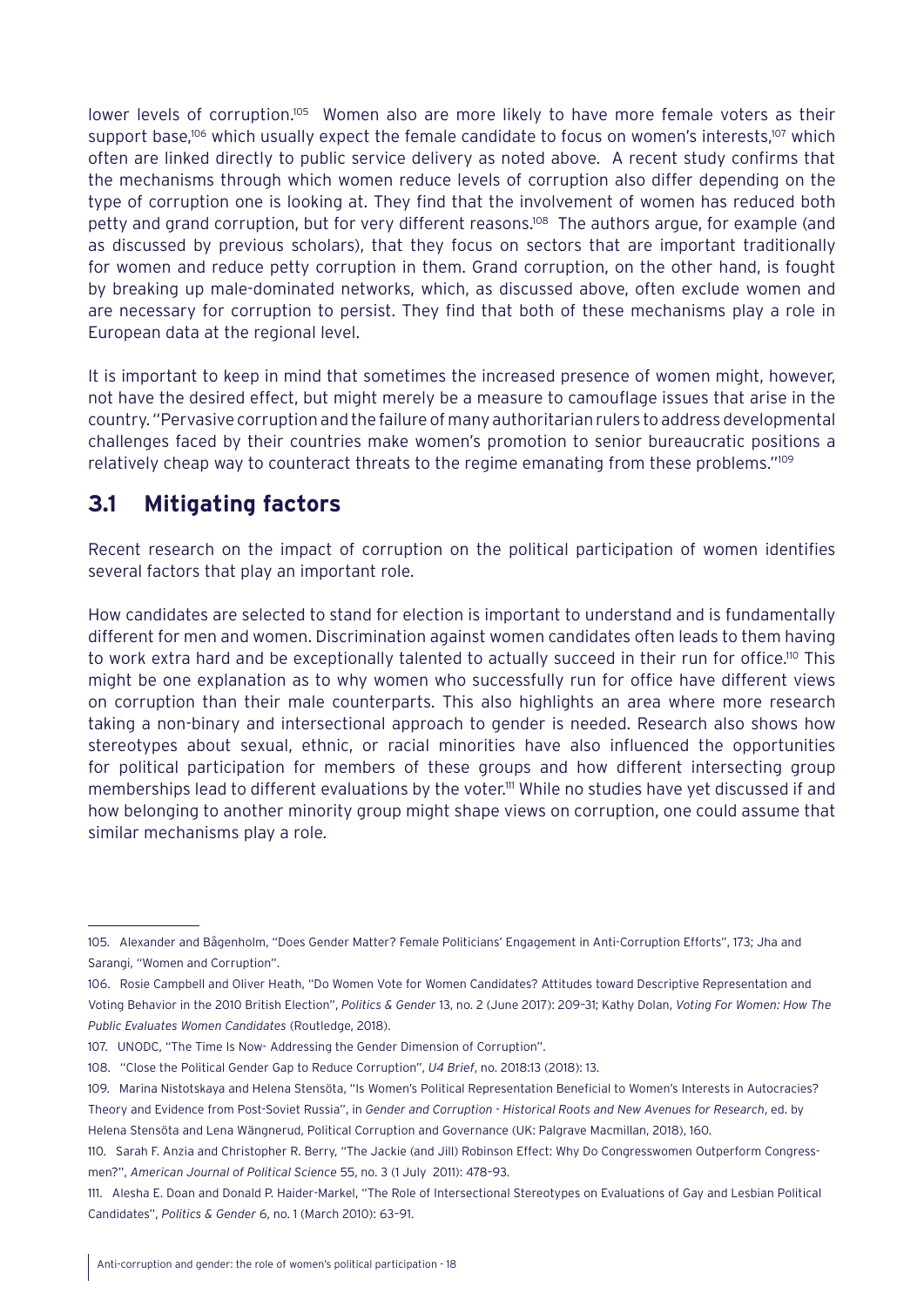lower levels of corruption.[105] Women also are more likely to have more female voters as their support base,[106] which usually expect the female candidate to focus on women's interests,[107] which often are linked directly to public service delivery as noted above. A recent study confirms that the mechanisms through which women reduce levels of corruption also differ depending on the type of corruption one is looking at. They find that the involvement of women has reduced both petty and grand corruption, but for very different reasons.[108] The authors argue, for example (and as discussed by previous scholars), that they focus on sectors that are important traditionally for women and reduce petty corruption in them. Grand corruption, on the other hand, is fought by breaking up male-dominated networks, which, as discussed above, often exclude women and are necessary for corruption to persist. They find that both of these mechanisms play a role in European data at the regional level.

It is important to keep in mind that sometimes the increased presence of women might, however, not have the desired effect, but might merely be a measure to camouflage issues that arise in the country. "Pervasive corruption and the failure of many authoritarian rulers to address developmental challenges faced by their countries make women's promotion to senior bureaucratic positions a relatively cheap way to counteract threats to the regime emanating from these problems."[109]

## 3.1 Mitigating factors

Recent research on the impact of corruption on the political participation of women identifies several factors that play an important role.

How candidates are selected to stand for election is important to understand and is fundamentally different for men and women. Discrimination against women candidates often leads to them having to work extra hard and be exceptionally talented to actually succeed in their run for office.[110] This might be one explanation as to why women who successfully run for office have different views on corruption than their male counterparts. This also highlights an area where more research taking a non-binary and intersectional approach to gender is needed. Research also shows how stereotypes about sexual, ethnic, or racial minorities have also influenced the opportunities for political participation for members of these groups and how different intersecting group memberships lead to different evaluations by the voter.[111] While no studies have yet discussed if and how belonging to another minority group might shape views on corruption, one could assume that similar mechanisms play a role.

---

105. Alexander and Bågenholm, "Does Gender Matter? Female Politicians' Engagement in Anti-Corruption Efforts", 173; Jha and Sarangi, "Women and Corruption".

106. Rosie Campbell and Oliver Heath, "Do Women Vote for Women Candidates? Attitudes toward Descriptive Representation and Voting Behavior in the 2010 British Election", *Politics & Gender* 13, no. 2 (June 2017): 209–31; Kathy Dolan, *Voting For Women: How The Public Evaluates Women Candidates* (Routledge, 2018).

107. UNODC, "The Time Is Now- Addressing the Gender Dimension of Corruption".

108. "Close the Political Gender Gap to Reduce Corruption", *U4 Brief*, no. 2018:13 (2018): 13.

109. Marina Nistotskaya and Helena Stensöta, "Is Women's Political Representation Beneficial to Women's Interests in Autocracies? Theory and Evidence from Post-Soviet Russia", in *Gender and Corruption - Historical Roots and New Avenues for Research*, ed. by Helena Stensöta and Lena Wängnerud, Political Corruption and Governance (UK: Palgrave Macmillan, 2018), 160.

110. Sarah F. Anzia and Christopher R. Berry, "The Jackie (and Jill) Robinson Effect: Why Do Congresswomen Outperform Congressmen?", *American Journal of Political Science* 55, no. 3 (1 July 2011): 478–93.

111. Alesha E. Doan and Donald P. Haider-Markel, "The Role of Intersectional Stereotypes on Evaluations of Gay and Lesbian Political Candidates", *Politics & Gender* 6, no. 1 (March 2010): 63–91.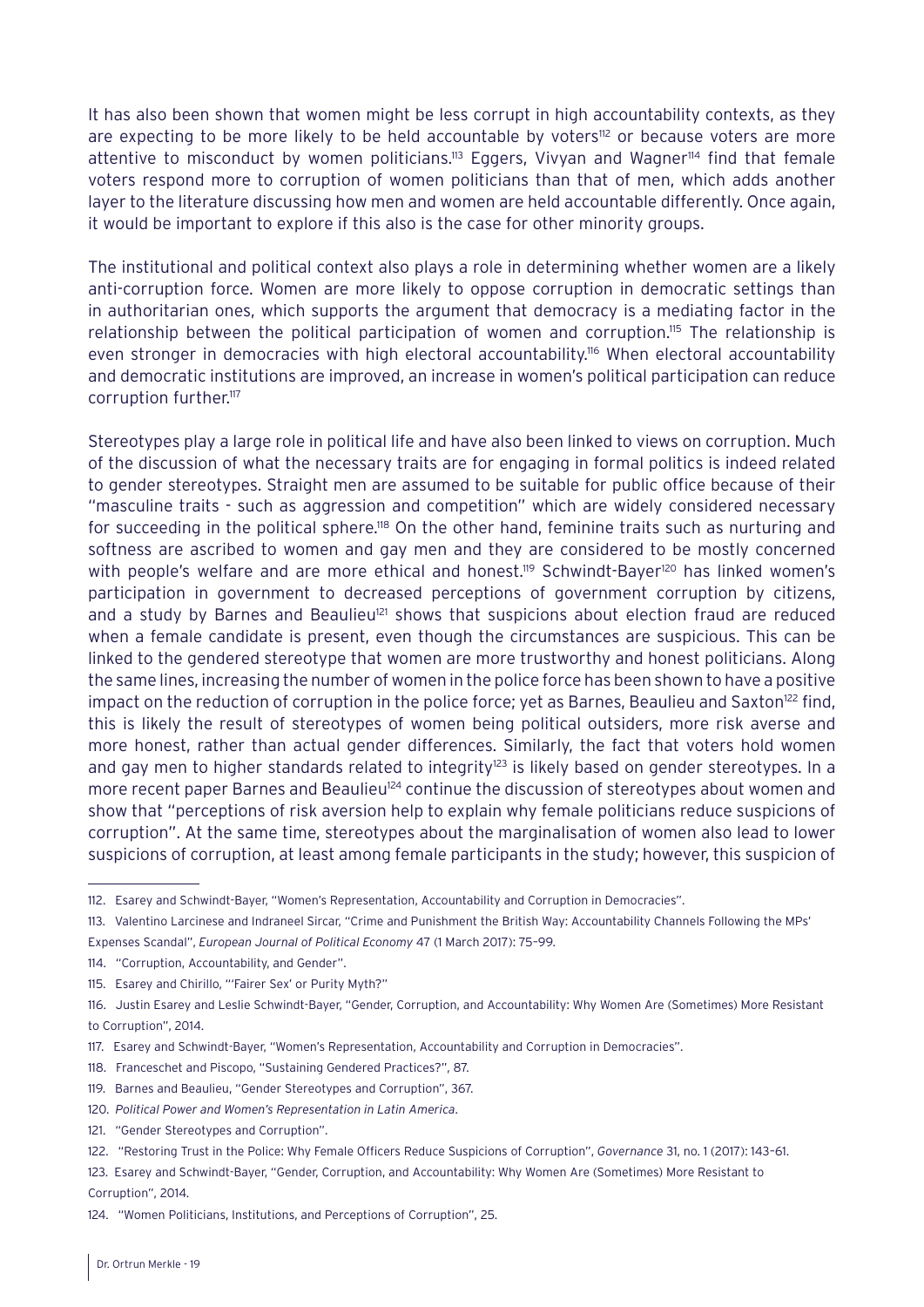It has also been shown that women might be less corrupt in high accountability contexts, as they are expecting to be more likely to be held accountable by voters[112] or because voters are more attentive to misconduct by women politicians.[113] Eggers, Vivyan and Wagner[114] find that female voters respond more to corruption of women politicians than that of men, which adds another layer to the literature discussing how men and women are held accountable differently. Once again, it would be important to explore if this also is the case for other minority groups.

The institutional and political context also plays a role in determining whether women are a likely anti-corruption force. Women are more likely to oppose corruption in democratic settings than in authoritarian ones, which supports the argument that democracy is a mediating factor in the relationship between the political participation of women and corruption.[115] The relationship is even stronger in democracies with high electoral accountability.[116] When electoral accountability and democratic institutions are improved, an increase in women's political participation can reduce corruption further.[117]

Stereotypes play a large role in political life and have also been linked to views on corruption. Much of the discussion of what the necessary traits are for engaging in formal politics is indeed related to gender stereotypes. Straight men are assumed to be suitable for public office because of their "masculine traits - such as aggression and competition" which are widely considered necessary for succeeding in the political sphere.[118] On the other hand, feminine traits such as nurturing and softness are ascribed to women and gay men and they are considered to be mostly concerned with people's welfare and are more ethical and honest.[119] Schwindt-Bayer[120] has linked women's participation in government to decreased perceptions of government corruption by citizens, and a study by Barnes and Beaulieu[121] shows that suspicions about election fraud are reduced when a female candidate is present, even though the circumstances are suspicious. This can be linked to the gendered stereotype that women are more trustworthy and honest politicians. Along the same lines, increasing the number of women in the police force has been shown to have a positive impact on the reduction of corruption in the police force; yet as Barnes, Beaulieu and Saxton[122] find, this is likely the result of stereotypes of women being political outsiders, more risk averse and more honest, rather than actual gender differences. Similarly, the fact that voters hold women and gay men to higher standards related to integrity[123] is likely based on gender stereotypes. In a more recent paper Barnes and Beaulieu[124] continue the discussion of stereotypes about women and show that "perceptions of risk aversion help to explain why female politicians reduce suspicions of corruption". At the same time, stereotypes about the marginalisation of women also lead to lower suspicions of corruption, at least among female participants in the study; however, this suspicion of

---

112. Esarey and Schwindt-Bayer, "Women's Representation, Accountability and Corruption in Democracies".

113. Valentino Larcinese and Indraneel Sircar, "Crime and Punishment the British Way: Accountability Channels Following the MPs' Expenses Scandal", *European Journal of Political Economy* 47 (1 March 2017): 75–99.

114. "Corruption, Accountability, and Gender".

115. Esarey and Chirillo, "'Fairer Sex' or Purity Myth?"

116. Justin Esarey and Leslie Schwindt-Bayer, "Gender, Corruption, and Accountability: Why Women Are (Sometimes) More Resistant to Corruption", 2014.

117. Esarey and Schwindt-Bayer, "Women's Representation, Accountability and Corruption in Democracies".

118. Franceschet and Piscopo, "Sustaining Gendered Practices?", 87.

119. Barnes and Beaulieu, "Gender Stereotypes and Corruption", 367.

120. *Political Power and Women's Representation in Latin America*.

121. "Gender Stereotypes and Corruption".

122. "Restoring Trust in the Police: Why Female Officers Reduce Suspicions of Corruption", *Governance* 31, no. 1 (2017): 143–61.

123. Esarey and Schwindt-Bayer, "Gender, Corruption, and Accountability: Why Women Are (Sometimes) More Resistant to Corruption", 2014.

124. "Women Politicians, Institutions, and Perceptions of Corruption", 25.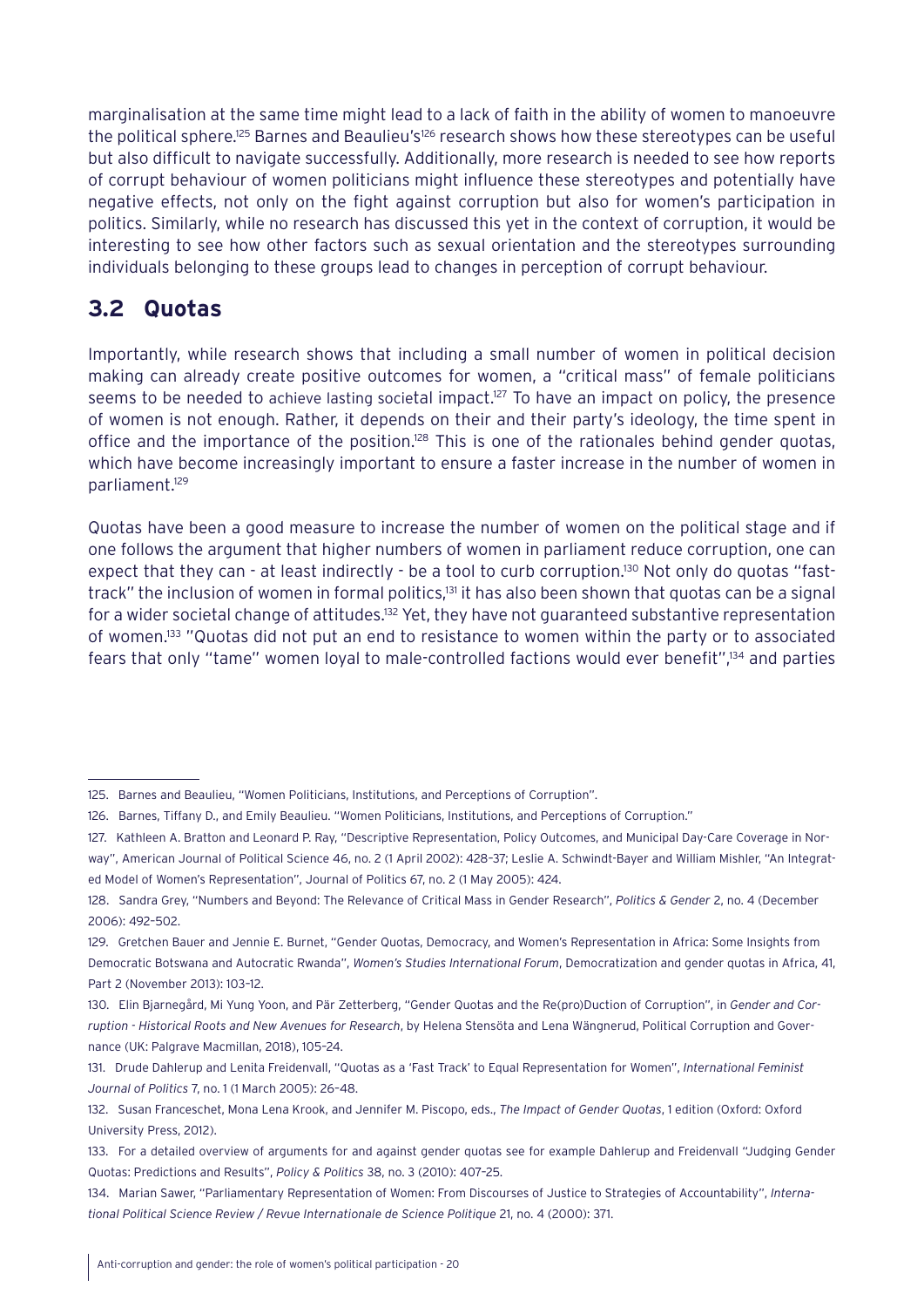marginalisation at the same time might lead to a lack of faith in the ability of women to manoeuvre the political sphere.[125] Barnes and Beaulieu's[126] research shows how these stereotypes can be useful but also difficult to navigate successfully. Additionally, more research is needed to see how reports of corrupt behaviour of women politicians might influence these stereotypes and potentially have negative effects, not only on the fight against corruption but also for women's participation in politics. Similarly, while no research has discussed this yet in the context of corruption, it would be interesting to see how other factors such as sexual orientation and the stereotypes surrounding individuals belonging to these groups lead to changes in perception of corrupt behaviour.

## 3.2 Quotas

Importantly, while research shows that including a small number of women in political decision making can already create positive outcomes for women, a "critical mass" of female politicians seems to be needed to achieve lasting societal impact.[127] To have an impact on policy, the presence of women is not enough. Rather, it depends on their and their party's ideology, the time spent in office and the importance of the position.[128] This is one of the rationales behind gender quotas, which have become increasingly important to ensure a faster increase in the number of women in parliament.[129]

Quotas have been a good measure to increase the number of women on the political stage and if one follows the argument that higher numbers of women in parliament reduce corruption, one can expect that they can - at least indirectly - be a tool to curb corruption.[130] Not only do quotas "fast-track" the inclusion of women in formal politics,[131] it has also been shown that quotas can be a signal for a wider societal change of attitudes.[132] Yet, they have not guaranteed substantive representation of women.[133] "Quotas did not put an end to resistance to women within the party or to associated fears that only "tame" women loyal to male-controlled factions would ever benefit",[134] and parties

---

125. Barnes and Beaulieu, "Women Politicians, Institutions, and Perceptions of Corruption".

126. Barnes, Tiffany D., and Emily Beaulieu. "Women Politicians, Institutions, and Perceptions of Corruption."

127. Kathleen A. Bratton and Leonard P. Ray, "Descriptive Representation, Policy Outcomes, and Municipal Day-Care Coverage in Norway", American Journal of Political Science 46, no. 2 (1 April 2002): 428–37; Leslie A. Schwindt-Bayer and William Mishler, "An Integrated Model of Women's Representation", Journal of Politics 67, no. 2 (1 May 2005): 424.

128. Sandra Grey, "Numbers and Beyond: The Relevance of Critical Mass in Gender Research", *Politics & Gender* 2, no. 4 (December 2006): 492–502.

129. Gretchen Bauer and Jennie E. Burnet, "Gender Quotas, Democracy, and Women's Representation in Africa: Some Insights from Democratic Botswana and Autocratic Rwanda", *Women's Studies International Forum*, Democratization and gender quotas in Africa, 41, Part 2 (November 2013): 103–12.

130. Elin Bjarnegård, Mi Yung Yoon, and Pär Zetterberg, "Gender Quotas and the Re(pro)Duction of Corruption", in *Gender and Corruption - Historical Roots and New Avenues for Research*, by Helena Stensöta and Lena Wängnerud, Political Corruption and Governance (UK: Palgrave Macmillan, 2018), 105–24.

131. Drude Dahlerup and Lenita Freidenvall, "Quotas as a 'Fast Track' to Equal Representation for Women", *International Feminist Journal of Politics* 7, no. 1 (1 March 2005): 26–48.

132. Susan Franceschet, Mona Lena Krook, and Jennifer M. Piscopo, eds., *The Impact of Gender Quotas*, 1 edition (Oxford: Oxford University Press, 2012).

133. For a detailed overview of arguments for and against gender quotas see for example Dahlerup and Freidenvall "Judging Gender Quotas: Predictions and Results", *Policy & Politics* 38, no. 3 (2010): 407–25.

134. Marian Sawer, "Parliamentary Representation of Women: From Discourses of Justice to Strategies of Accountability", *International Political Science Review / Revue Internationale de Science Politique* 21, no. 4 (2000): 371.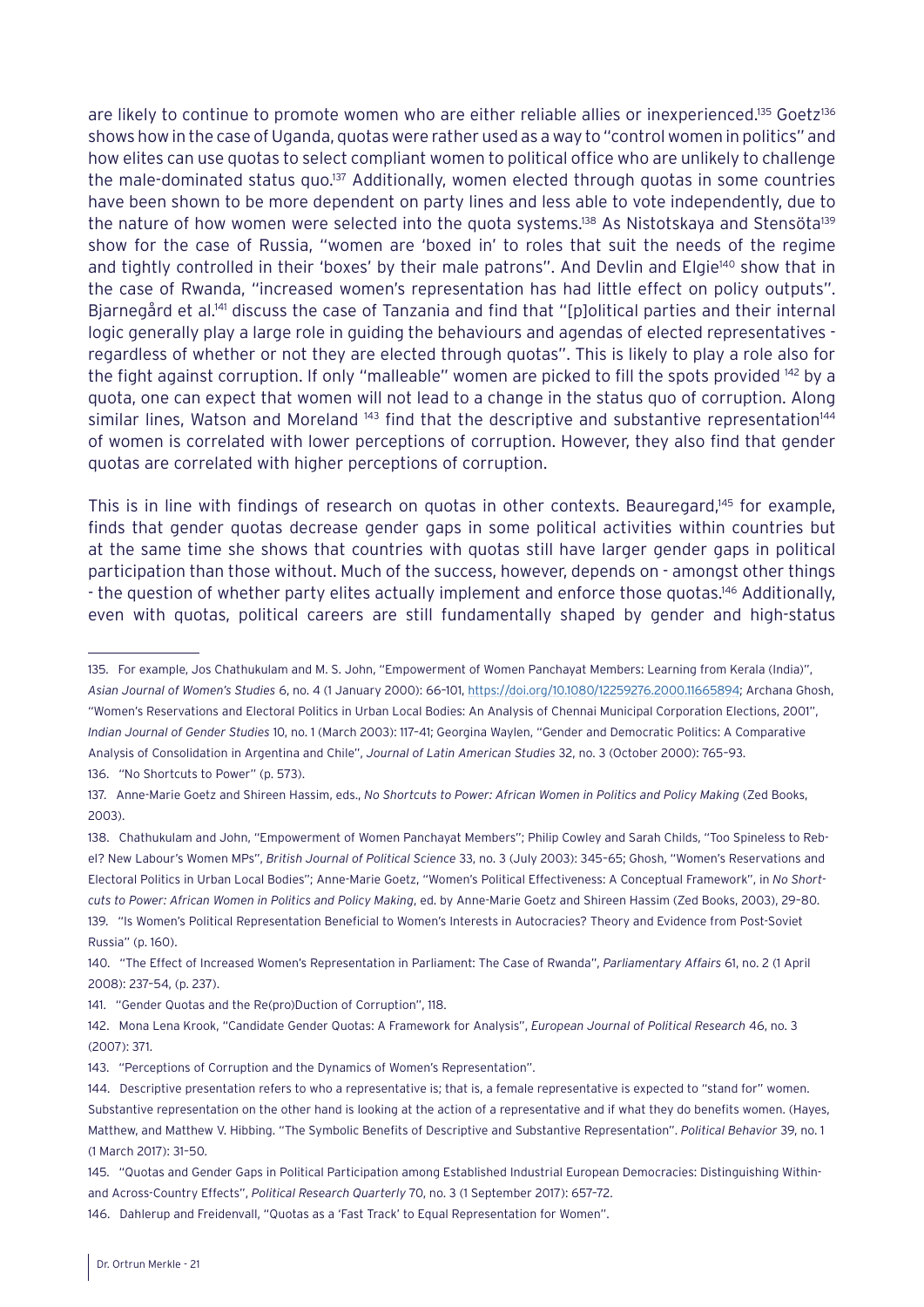are likely to continue to promote women who are either reliable allies or inexperienced.[135] Goetz[136] shows how in the case of Uganda, quotas were rather used as a way to "control women in politics" and how elites can use quotas to select compliant women to political office who are unlikely to challenge the male-dominated status quo.[137] Additionally, women elected through quotas in some countries have been shown to be more dependent on party lines and less able to vote independently, due to the nature of how women were selected into the quota systems.[138] As Nistotskaya and Stensöta[139] show for the case of Russia, "women are 'boxed in' to roles that suit the needs of the regime and tightly controlled in their 'boxes' by their male patrons". And Devlin and Elgie[140] show that in the case of Rwanda, "increased women's representation has had little effect on policy outputs". Bjarnegård et al.[141] discuss the case of Tanzania and find that "[p]olitical parties and their internal logic generally play a large role in guiding the behaviours and agendas of elected representatives - regardless of whether or not they are elected through quotas". This is likely to play a role also for the fight against corruption. If only "malleable" women are picked to fill the spots provided [142] by a quota, one can expect that women will not lead to a change in the status quo of corruption. Along similar lines, Watson and Moreland [143] find that the descriptive and substantive representation[144] of women is correlated with lower perceptions of corruption. However, they also find that gender quotas are correlated with higher perceptions of corruption.

This is in line with findings of research on quotas in other contexts. Beauregard,[145] for example, finds that gender quotas decrease gender gaps in some political activities within countries but at the same time she shows that countries with quotas still have larger gender gaps in political participation than those without. Much of the success, however, depends on - amongst other things - the question of whether party elites actually implement and enforce those quotas.[146] Additionally, even with quotas, political careers are still fundamentally shaped by gender and high-status

---

135. For example, Jos Chathukulam and M. S. John, "Empowerment of Women Panchayat Members: Learning from Kerala (India)", *Asian Journal of Women's Studies* 6, no. 4 (1 January 2000): 66–101, https://doi.org/10.1080/12259276.2000.11665894; Archana Ghosh, "Women's Reservations and Electoral Politics in Urban Local Bodies: An Analysis of Chennai Municipal Corporation Elections, 2001", *Indian Journal of Gender Studies* 10, no. 1 (March 2003): 117–41; Georgina Waylen, "Gender and Democratic Politics: A Comparative Analysis of Consolidation in Argentina and Chile", *Journal of Latin American Studies* 32, no. 3 (October 2000): 765–93.

136. "No Shortcuts to Power" (p. 573).

137. Anne-Marie Goetz and Shireen Hassim, eds., *No Shortcuts to Power: African Women in Politics and Policy Making* (Zed Books, 2003).

138. Chathukulam and John, "Empowerment of Women Panchayat Members"; Philip Cowley and Sarah Childs, "Too Spineless to Rebel? New Labour's Women MPs", *British Journal of Political Science* 33, no. 3 (July 2003): 345–65; Ghosh, "Women's Reservations and Electoral Politics in Urban Local Bodies"; Anne-Marie Goetz, "Women's Political Effectiveness: A Conceptual Framework", in *No Shortcuts to Power: African Women in Politics and Policy Making*, ed. by Anne-Marie Goetz and Shireen Hassim (Zed Books, 2003), 29–80.

139. "Is Women's Political Representation Beneficial to Women's Interests in Autocracies? Theory and Evidence from Post-Soviet Russia" (p. 160).

140. "The Effect of Increased Women's Representation in Parliament: The Case of Rwanda", *Parliamentary Affairs* 61, no. 2 (1 April 2008): 237–54, (p. 237).

141. "Gender Quotas and the Re(pro)Duction of Corruption", 118.

142. Mona Lena Krook, "Candidate Gender Quotas: A Framework for Analysis", *European Journal of Political Research* 46, no. 3 (2007): 371.

143. "Perceptions of Corruption and the Dynamics of Women's Representation".

144. Descriptive presentation refers to who a representative is; that is, a female representative is expected to "stand for" women. Substantive representation on the other hand is looking at the action of a representative and if what they do benefits women. (Hayes, Matthew, and Matthew V. Hibbing. "The Symbolic Benefits of Descriptive and Substantive Representation". *Political Behavior* 39, no. 1 (1 March 2017): 31–50.

145. "Quotas and Gender Gaps in Political Participation among Established Industrial European Democracies: Distinguishing Within- and Across-Country Effects", *Political Research Quarterly* 70, no. 3 (1 September 2017): 657–72.

146. Dahlerup and Freidenvall, "Quotas as a 'Fast Track' to Equal Representation for Women".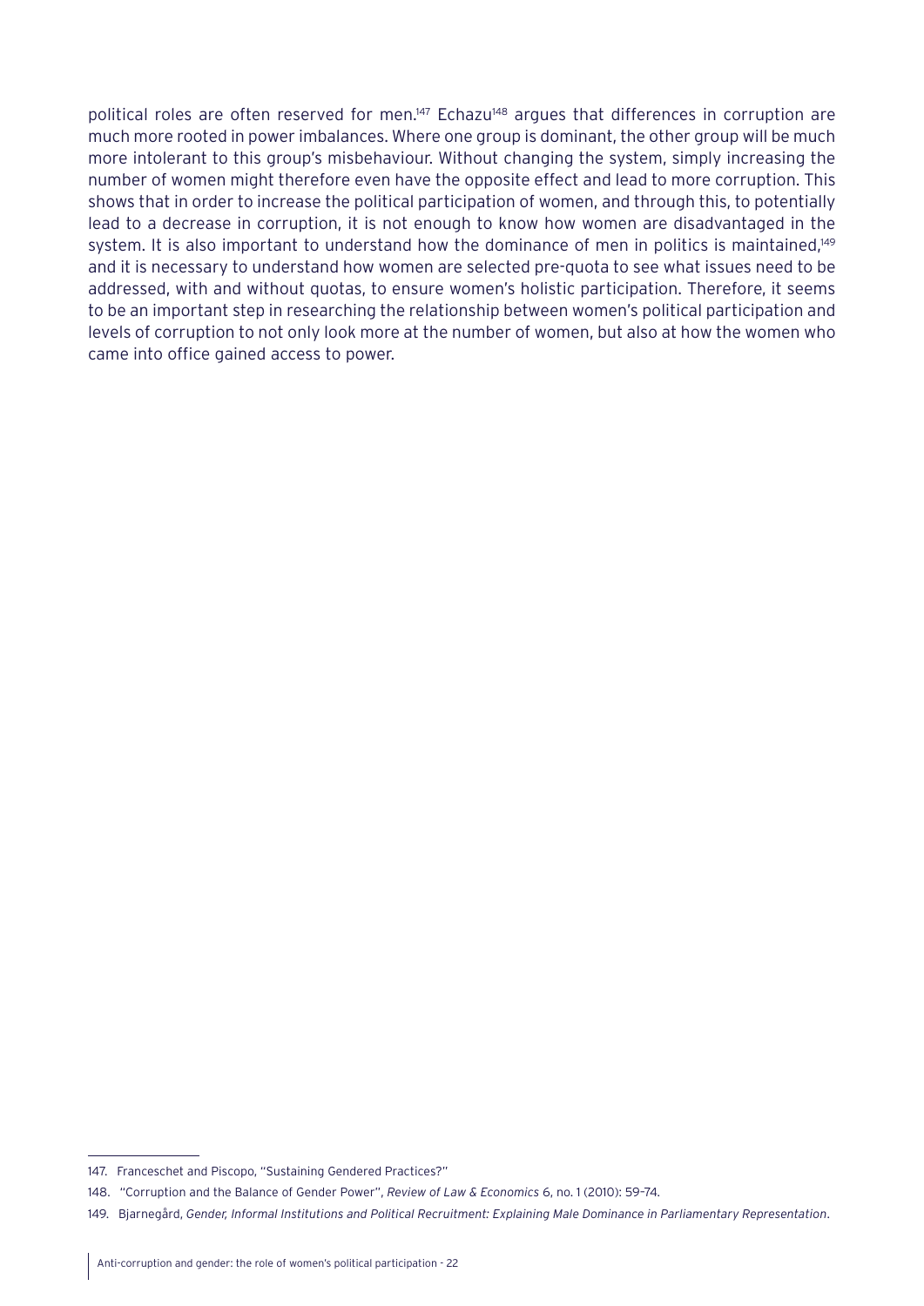political roles are often reserved for men.[147] Echazu[148] argues that differences in corruption are much more rooted in power imbalances. Where one group is dominant, the other group will be much more intolerant to this group's misbehaviour. Without changing the system, simply increasing the number of women might therefore even have the opposite effect and lead to more corruption. This shows that in order to increase the political participation of women, and through this, to potentially lead to a decrease in corruption, it is not enough to know how women are disadvantaged in the system. It is also important to understand how the dominance of men in politics is maintained,[149] and it is necessary to understand how women are selected pre-quota to see what issues need to be addressed, with and without quotas, to ensure women's holistic participation. Therefore, it seems to be an important step in researching the relationship between women's political participation and levels of corruption to not only look more at the number of women, but also at how the women who came into office gained access to power.

---

147. Franceschet and Piscopo, "Sustaining Gendered Practices?"

148. "Corruption and the Balance of Gender Power", *Review of Law & Economics* 6, no. 1 (2010): 59–74.

149. Bjarnegård, *Gender, Informal Institutions and Political Recruitment: Explaining Male Dominance in Parliamentary Representation*.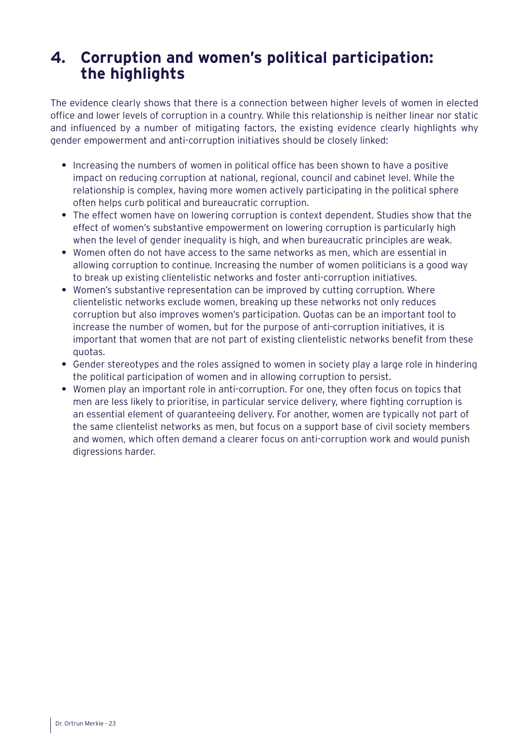# 4. Corruption and women's political participation: the highlights

The evidence clearly shows that there is a connection between higher levels of women in elected office and lower levels of corruption in a country. While this relationship is neither linear nor static and influenced by a number of mitigating factors, the existing evidence clearly highlights why gender empowerment and anti-corruption initiatives should be closely linked:

- Increasing the numbers of women in political office has been shown to have a positive impact on reducing corruption at national, regional, council and cabinet level. While the relationship is complex, having more women actively participating in the political sphere often helps curb political and bureaucratic corruption.
- The effect women have on lowering corruption is context dependent. Studies show that the effect of women's substantive empowerment on lowering corruption is particularly high when the level of gender inequality is high, and when bureaucratic principles are weak.
- Women often do not have access to the same networks as men, which are essential in allowing corruption to continue. Increasing the number of women politicians is a good way to break up existing clientelistic networks and foster anti-corruption initiatives.
- Women's substantive representation can be improved by cutting corruption. Where clientelistic networks exclude women, breaking up these networks not only reduces corruption but also improves women's participation. Quotas can be an important tool to increase the number of women, but for the purpose of anti-corruption initiatives, it is important that women that are not part of existing clientelistic networks benefit from these quotas.
- Gender stereotypes and the roles assigned to women in society play a large role in hindering the political participation of women and in allowing corruption to persist.
- Women play an important role in anti-corruption. For one, they often focus on topics that men are less likely to prioritise, in particular service delivery, where fighting corruption is an essential element of guaranteeing delivery. For another, women are typically not part of the same clientelist networks as men, but focus on a support base of civil society members and women, which often demand a clearer focus on anti-corruption work and would punish digressions harder.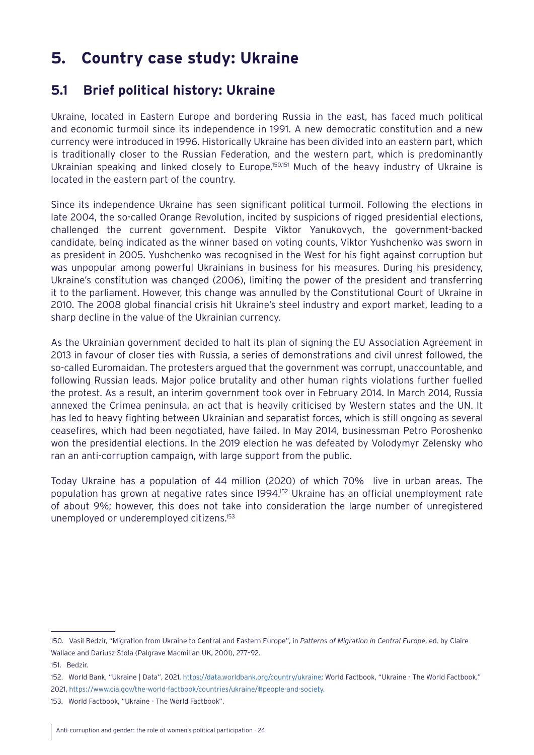# 5. Country case study: Ukraine

## 5.1 Brief political history: Ukraine

Ukraine, located in Eastern Europe and bordering Russia in the east, has faced much political and economic turmoil since its independence in 1991. A new democratic constitution and a new currency were introduced in 1996. Historically Ukraine has been divided into an eastern part, which is traditionally closer to the Russian Federation, and the western part, which is predominantly Ukrainian speaking and linked closely to Europe.[150,151] Much of the heavy industry of Ukraine is located in the eastern part of the country.

Since its independence Ukraine has seen significant political turmoil. Following the elections in late 2004, the so-called Orange Revolution, incited by suspicions of rigged presidential elections, challenged the current government. Despite Viktor Yanukovych, the government-backed candidate, being indicated as the winner based on voting counts, Viktor Yushchenko was sworn in as president in 2005. Yushchenko was recognised in the West for his fight against corruption but was unpopular among powerful Ukrainians in business for his measures. During his presidency, Ukraine's constitution was changed (2006), limiting the power of the president and transferring it to the parliament. However, this change was annulled by the Constitutional Court of Ukraine in 2010. The 2008 global financial crisis hit Ukraine's steel industry and export market, leading to a sharp decline in the value of the Ukrainian currency.

As the Ukrainian government decided to halt its plan of signing the EU Association Agreement in 2013 in favour of closer ties with Russia, a series of demonstrations and civil unrest followed, the so-called Euromaidan. The protesters argued that the government was corrupt, unaccountable, and following Russian leads. Major police brutality and other human rights violations further fuelled the protest. As a result, an interim government took over in February 2014. In March 2014, Russia annexed the Crimea peninsula, an act that is heavily criticised by Western states and the UN. It has led to heavy fighting between Ukrainian and separatist forces, which is still ongoing as several ceasefires, which had been negotiated, have failed. In May 2014, businessman Petro Poroshenko won the presidential elections. In the 2019 election he was defeated by Volodymyr Zelensky who ran an anti-corruption campaign, with large support from the public.

Today Ukraine has a population of 44 million (2020) of which 70% live in urban areas. The population has grown at negative rates since 1994.[152] Ukraine has an official unemployment rate of about 9%; however, this does not take into consideration the large number of unregistered unemployed or underemployed citizens.[153]

---

150. Vasil Bedzir, "Migration from Ukraine to Central and Eastern Europe", in *Patterns of Migration in Central Europe*, ed. by Claire Wallace and Dariusz Stola (Palgrave Macmillan UK, 2001), 277–92.

151. Bedzir.

152. World Bank, "Ukraine | Data", 2021, https://data.worldbank.org/country/ukraine; World Factbook, "Ukraine - The World Factbook," 2021, https://www.cia.gov/the-world-factbook/countries/ukraine/#people-and-society.

153. World Factbook, "Ukraine - The World Factbook".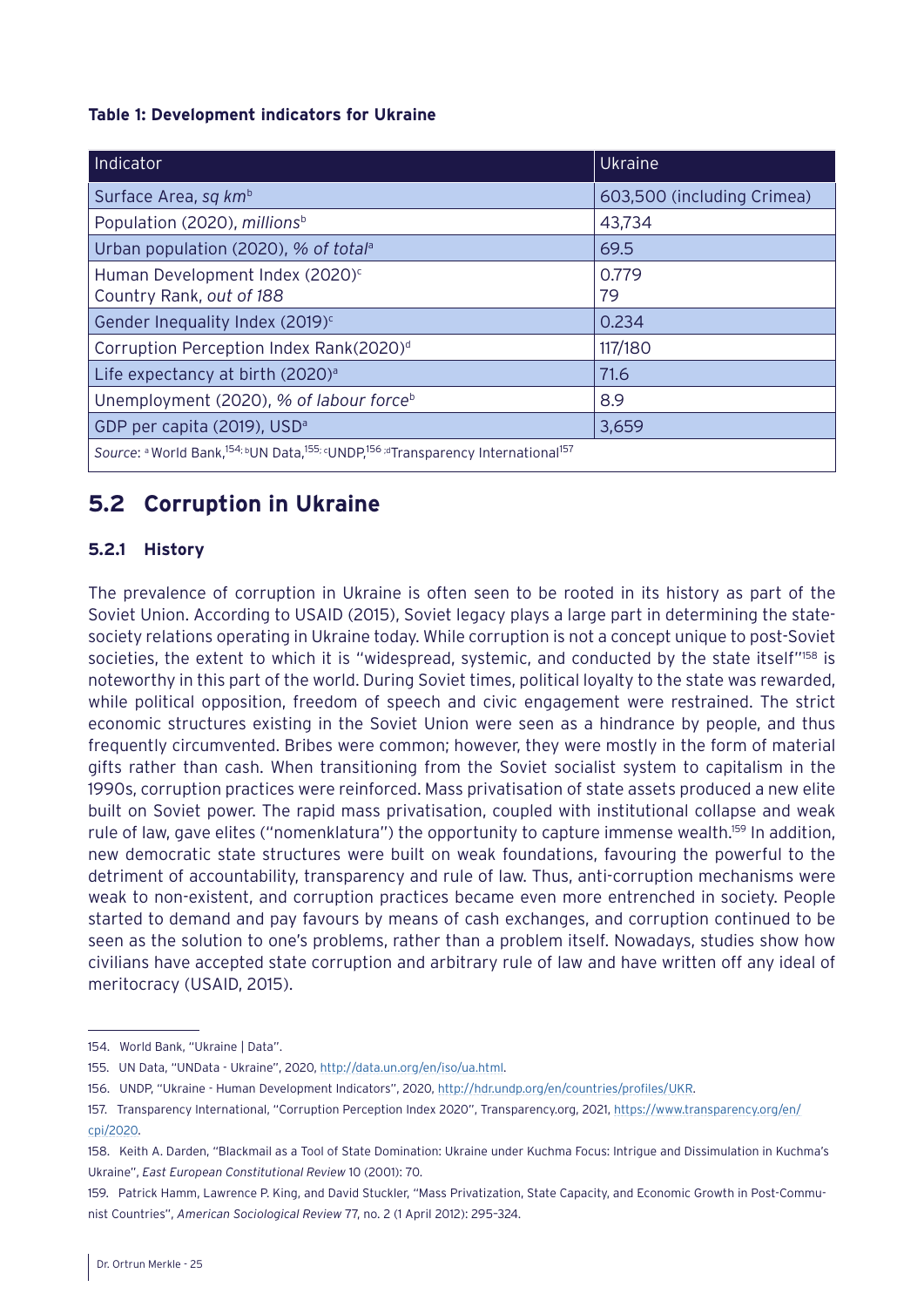**Table 1: Development indicators for Ukraine**

| Indicator | Ukraine |
|---|---|
| Surface Area, *sq km*[b] | 603,500 (including Crimea) |
| Population (2020), *millions*[b] | 43,734 |
| Urban population (2020), *% of total*[a] | 69.5 |
| Human Development Index (2020)[c]<br>Country Rank, *out of 188* | 0.779<br>79 |
| Gender Inequality Index (2019)[c] | 0.234 |
| Corruption Perception Index Rank(2020)[d] | 117/180 |
| Life expectancy at birth (2020)[a] | 71.6 |
| Unemployment (2020), *% of labour force*[b] | 8.9 |
| GDP per capita (2019), USD[a] | 3,659 |
| *Source*: [a] World Bank,[154]; [b] UN Data,[155]; [c] UNDP,[156]; [d] Transparency International[157] | |

## 5.2 Corruption in Ukraine

### 5.2.1 History

The prevalence of corruption in Ukraine is often seen to be rooted in its history as part of the Soviet Union. According to USAID (2015), Soviet legacy plays a large part in determining the state-society relations operating in Ukraine today. While corruption is not a concept unique to post-Soviet societies, the extent to which it is "widespread, systemic, and conducted by the state itself"[158] is noteworthy in this part of the world. During Soviet times, political loyalty to the state was rewarded, while political opposition, freedom of speech and civic engagement were restrained. The strict economic structures existing in the Soviet Union were seen as a hindrance by people, and thus frequently circumvented. Bribes were common; however, they were mostly in the form of material gifts rather than cash. When transitioning from the Soviet socialist system to capitalism in the 1990s, corruption practices were reinforced. Mass privatisation of state assets produced a new elite built on Soviet power. The rapid mass privatisation, coupled with institutional collapse and weak rule of law, gave elites ("nomenklatura") the opportunity to capture immense wealth.[159] In addition, new democratic state structures were built on weak foundations, favouring the powerful to the detriment of accountability, transparency and rule of law. Thus, anti-corruption mechanisms were weak to non-existent, and corruption practices became even more entrenched in society. People started to demand and pay favours by means of cash exchanges, and corruption continued to be seen as the solution to one's problems, rather than a problem itself. Nowadays, studies show how civilians have accepted state corruption and arbitrary rule of law and have written off any ideal of meritocracy (USAID, 2015).

---

154. World Bank, "Ukraine | Data".

155. UN Data, "UNData - Ukraine", 2020, http://data.un.org/en/iso/ua.html.

156. UNDP, "Ukraine - Human Development Indicators", 2020, http://hdr.undp.org/en/countries/profiles/UKR.

157. Transparency International, "Corruption Perception Index 2020", Transparency.org, 2021, https://www.transparency.org/en/cpi/2020.

158. Keith A. Darden, "Blackmail as a Tool of State Domination: Ukraine under Kuchma Focus: Intrigue and Dissimulation in Kuchma's Ukraine", *East European Constitutional Review* 10 (2001): 70.

159. Patrick Hamm, Lawrence P. King, and David Stuckler, "Mass Privatization, State Capacity, and Economic Growth in Post-Communist Countries", *American Sociological Review* 77, no. 2 (1 April 2012): 295–324.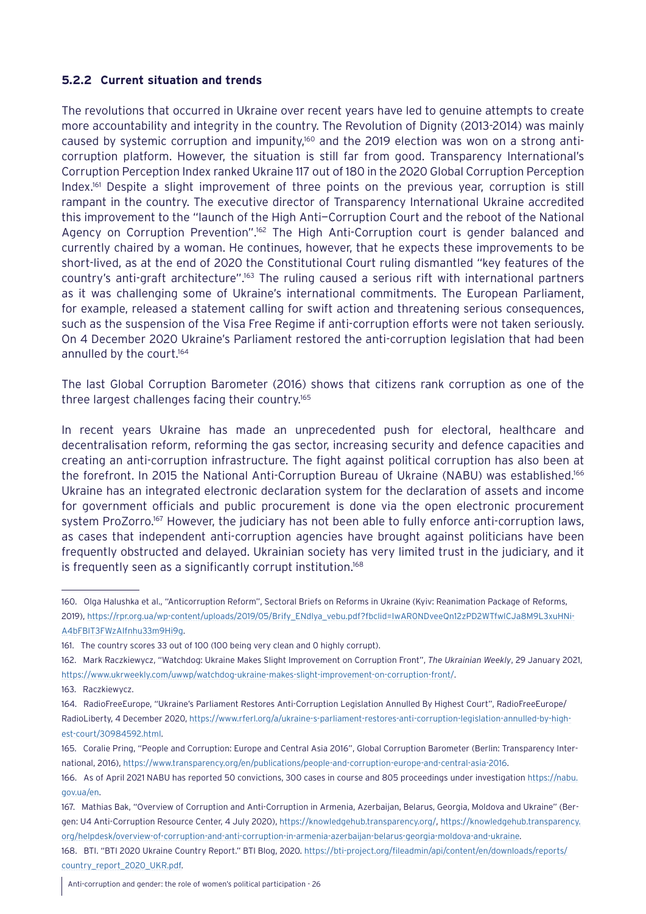### 5.2.2 Current situation and trends

The revolutions that occurred in Ukraine over recent years have led to genuine attempts to create more accountability and integrity in the country. The Revolution of Dignity (2013-2014) was mainly caused by systemic corruption and impunity,[160] and the 2019 election was won on a strong anti-corruption platform. However, the situation is still far from good. Transparency International's Corruption Perception Index ranked Ukraine 117 out of 180 in the 2020 Global Corruption Perception Index.[161] Despite a slight improvement of three points on the previous year, corruption is still rampant in the country. The executive director of Transparency International Ukraine accredited this improvement to the "launch of the High Anti—Corruption Court and the reboot of the National Agency on Corruption Prevention".[162] The High Anti-Corruption court is gender balanced and currently chaired by a woman. He continues, however, that he expects these improvements to be short-lived, as at the end of 2020 the Constitutional Court ruling dismantled "key features of the country's anti-graft architecture".[163] The ruling caused a serious rift with international partners as it was challenging some of Ukraine's international commitments. The European Parliament, for example, released a statement calling for swift action and threatening serious consequences, such as the suspension of the Visa Free Regime if anti-corruption efforts were not taken seriously. On 4 December 2020 Ukraine's Parliament restored the anti-corruption legislation that had been annulled by the court.[164]

The last Global Corruption Barometer (2016) shows that citizens rank corruption as one of the three largest challenges facing their country.[165]

In recent years Ukraine has made an unprecedented push for electoral, healthcare and decentralisation reform, reforming the gas sector, increasing security and defence capacities and creating an anti-corruption infrastructure. The fight against political corruption has also been at the forefront. In 2015 the National Anti-Corruption Bureau of Ukraine (NABU) was established.[166] Ukraine has an integrated electronic declaration system for the declaration of assets and income for government officials and public procurement is done via the open electronic procurement system ProZorro.[167] However, the judiciary has not been able to fully enforce anti-corruption laws, as cases that independent anti-corruption agencies have brought against politicians have been frequently obstructed and delayed. Ukrainian society has very limited trust in the judiciary, and it is frequently seen as a significantly corrupt institution.[168]

---

160. Olga Halushka et al., "Anticorruption Reform", Sectoral Briefs on Reforms in Ukraine (Kyiv: Reanimation Package of Reforms, 2019), https://rpr.org.ua/wp-content/uploads/2019/05/Brify_ENdlya_vebu.pdf?fbclid=IwAR0NDveeQn12zPD2WTfwICJa8M9L3xuHNi-A4bFBIT3FWzAIfnhu33m9Hi9g.

161. The country scores 33 out of 100 (100 being very clean and 0 highly corrupt).

162. Mark Raczkiewycz, "Watchdog: Ukraine Makes Slight Improvement on Corruption Front", *The Ukrainian Weekly*, 29 January 2021, https://www.ukrweekly.com/uwwp/watchdog-ukraine-makes-slight-improvement-on-corruption-front/.

163. Raczkiewycz.

164. RadioFreeEurope, "Ukraine's Parliament Restores Anti-Corruption Legislation Annulled By Highest Court", RadioFreeEurope/RadioLiberty, 4 December 2020, https://www.rferl.org/a/ukraine-s-parliament-restores-anti-corruption-legislation-annulled-by-highest-court/30984592.html.

165. Coralie Pring, "People and Corruption: Europe and Central Asia 2016", Global Corruption Barometer (Berlin: Transparency International, 2016), https://www.transparency.org/en/publications/people-and-corruption-europe-and-central-asia-2016.

166. As of April 2021 NABU has reported 50 convictions, 300 cases in course and 805 proceedings under investigation https://nabu.gov.ua/en.

167. Mathias Bak, "Overview of Corruption and Anti-Corruption in Armenia, Azerbaijan, Belarus, Georgia, Moldova and Ukraine" (Bergen: U4 Anti-Corruption Resource Center, 4 July 2020), https://knowledgehub.transparency.org/, https://knowledgehub.transparency.org/helpdesk/overview-of-corruption-and-anti-corruption-in-armenia-azerbaijan-belarus-georgia-moldova-and-ukraine.

168. BTI. "BTI 2020 Ukraine Country Report." BTI Blog, 2020. https://bti-project.org/fileadmin/api/content/en/downloads/reports/country_report_2020_UKR.pdf.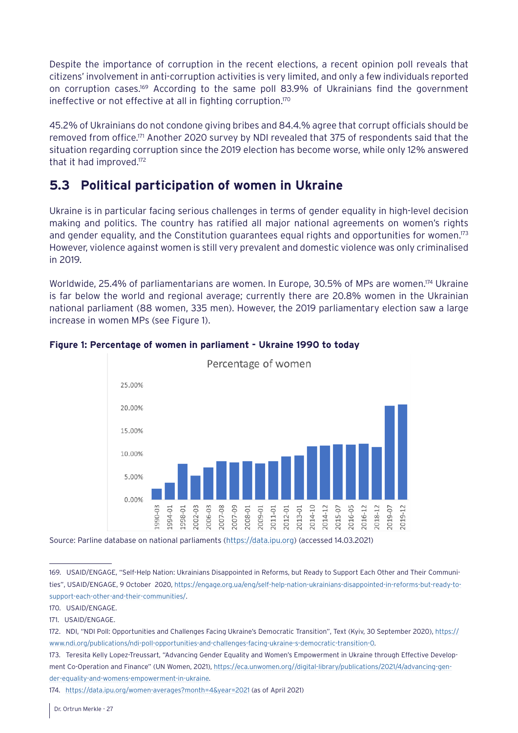Despite the importance of corruption in the recent elections, a recent opinion poll reveals that citizens' involvement in anti-corruption activities is very limited, and only a few individuals reported on corruption cases.[169] According to the same poll 83.9% of Ukrainians find the government ineffective or not effective at all in fighting corruption.[170]

45.2% of Ukrainians do not condone giving bribes and 84.4.% agree that corrupt officials should be removed from office.[171] Another 2020 survey by NDI revealed that 375 of respondents said that the situation regarding corruption since the 2019 election has become worse, while only 12% answered that it had improved.[172]

## 5.3 Political participation of women in Ukraine

Ukraine is in particular facing serious challenges in terms of gender equality in high-level decision making and politics. The country has ratified all major national agreements on women's rights and gender equality, and the Constitution guarantees equal rights and opportunities for women.[173] However, violence against women is still very prevalent and domestic violence was only criminalised in 2019.

Worldwide, 25.4% of parliamentarians are women. In Europe, 30.5% of MPs are women.[174] Ukraine is far below the world and regional average; currently there are 20.8% women in the Ukrainian national parliament (88 women, 335 men). However, the 2019 parliamentary election saw a large increase in women MPs (see Figure 1).

**Figure 1: Percentage of women in parliament - Ukraine 1990 to today**

Percentage of women

Source: Parline database on national parliaments (https://data.ipu.org) (accessed 14.03.2021)

---

169. USAID/ENGAGE, "Self-Help Nation: Ukrainians Disappointed in Reforms, but Ready to Support Each Other and Their Communities", USAID/ENGAGE, 9 October 2020, https://engage.org.ua/eng/self-help-nation-ukrainians-disappointed-in-reforms-but-ready-to-support-each-other-and-their-communities/.

170. USAID/ENGAGE.

171. USAID/ENGAGE.

172. NDI, "NDI Poll: Opportunities and Challenges Facing Ukraine's Democratic Transition", Text (Kyiv, 30 September 2020), https://www.ndi.org/publications/ndi-poll-opportunities-and-challenges-facing-ukraine-s-democratic-transition-0.

173. Teresita Kelly Lopez-Treussart, "Advancing Gender Equality and Women's Empowerment in Ukraine through Effective Development Co-Operation and Finance" (UN Women, 2021), https://eca.unwomen.org//digital-library/publications/2021/4/advancing-gender-equality-and-womens-empowerment-in-ukraine.

174. https://data.ipu.org/women-averages?month=4&year=2021 (as of April 2021)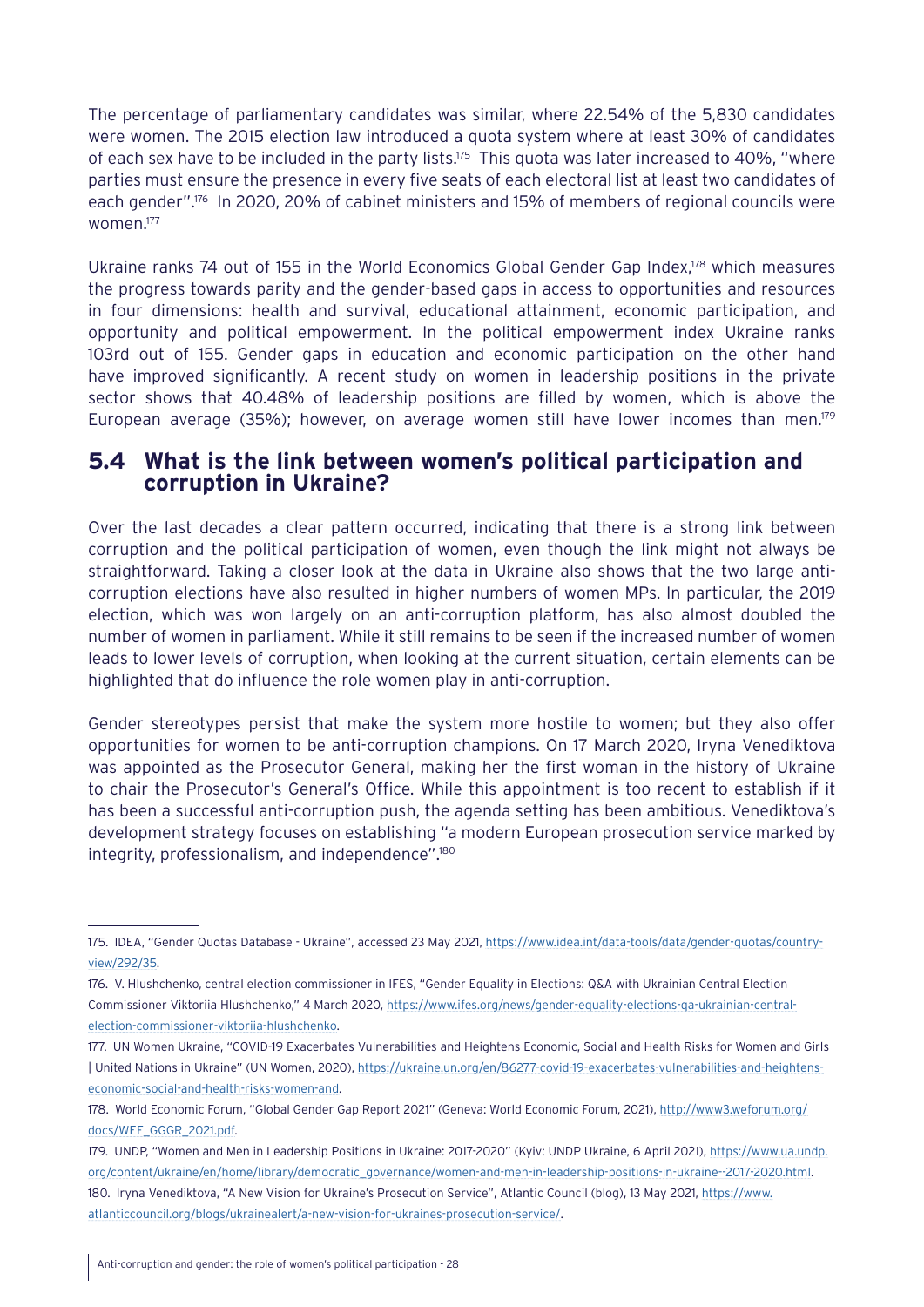The percentage of parliamentary candidates was similar, where 22.54% of the 5,830 candidates were women. The 2015 election law introduced a quota system where at least 30% of candidates of each sex have to be included in the party lists.[175] This quota was later increased to 40%, "where parties must ensure the presence in every five seats of each electoral list at least two candidates of each gender".[176] In 2020, 20% of cabinet ministers and 15% of members of regional councils were women.[177]

Ukraine ranks 74 out of 155 in the World Economics Global Gender Gap Index,[178] which measures the progress towards parity and the gender-based gaps in access to opportunities and resources in four dimensions: health and survival, educational attainment, economic participation, and opportunity and political empowerment. In the political empowerment index Ukraine ranks 103rd out of 155. Gender gaps in education and economic participation on the other hand have improved significantly. A recent study on women in leadership positions in the private sector shows that 40.48% of leadership positions are filled by women, which is above the European average (35%); however, on average women still have lower incomes than men.[179]

## 5.4 What is the link between women's political participation and corruption in Ukraine?

Over the last decades a clear pattern occurred, indicating that there is a strong link between corruption and the political participation of women, even though the link might not always be straightforward. Taking a closer look at the data in Ukraine also shows that the two large anti-corruption elections have also resulted in higher numbers of women MPs. In particular, the 2019 election, which was won largely on an anti-corruption platform, has also almost doubled the number of women in parliament. While it still remains to be seen if the increased number of women leads to lower levels of corruption, when looking at the current situation, certain elements can be highlighted that do influence the role women play in anti-corruption.

Gender stereotypes persist that make the system more hostile to women; but they also offer opportunities for women to be anti-corruption champions. On 17 March 2020, Iryna Venediktova was appointed as the Prosecutor General, making her the first woman in the history of Ukraine to chair the Prosecutor's General's Office. While this appointment is too recent to establish if it has been a successful anti-corruption push, the agenda setting has been ambitious. Venediktova's development strategy focuses on establishing "a modern European prosecution service marked by integrity, professionalism, and independence".[180]

---

175. IDEA, "Gender Quotas Database - Ukraine", accessed 23 May 2021, https://www.idea.int/data-tools/data/gender-quotas/country-view/292/35.

176. V. Hlushchenko, central election commissioner in IFES, "Gender Equality in Elections: Q&A with Ukrainian Central Election Commissioner Viktoriia Hlushchenko," 4 March 2020, https://www.ifes.org/news/gender-equality-elections-qa-ukrainian-central-election-commissioner-viktoriia-hlushchenko.

177. UN Women Ukraine, "COVID-19 Exacerbates Vulnerabilities and Heightens Economic, Social and Health Risks for Women and Girls | United Nations in Ukraine" (UN Women, 2020), https://ukraine.un.org/en/86277-covid-19-exacerbates-vulnerabilities-and-heightens-economic-social-and-health-risks-women-and.

178. World Economic Forum, "Global Gender Gap Report 2021" (Geneva: World Economic Forum, 2021), http://www3.weforum.org/docs/WEF_GGGR_2021.pdf.

179. UNDP, "Women and Men in Leadership Positions in Ukraine: 2017-2020" (Kyiv: UNDP Ukraine, 6 April 2021), https://www.ua.undp.org/content/ukraine/en/home/library/democratic_governance/women-and-men-in-leadership-positions-in-ukraine--2017-2020.html.

180. Iryna Venediktova, "A New Vision for Ukraine's Prosecution Service", Atlantic Council (blog), 13 May 2021, https://www.atlanticcouncil.org/blogs/ukrainealert/a-new-vision-for-ukraines-prosecution-service/.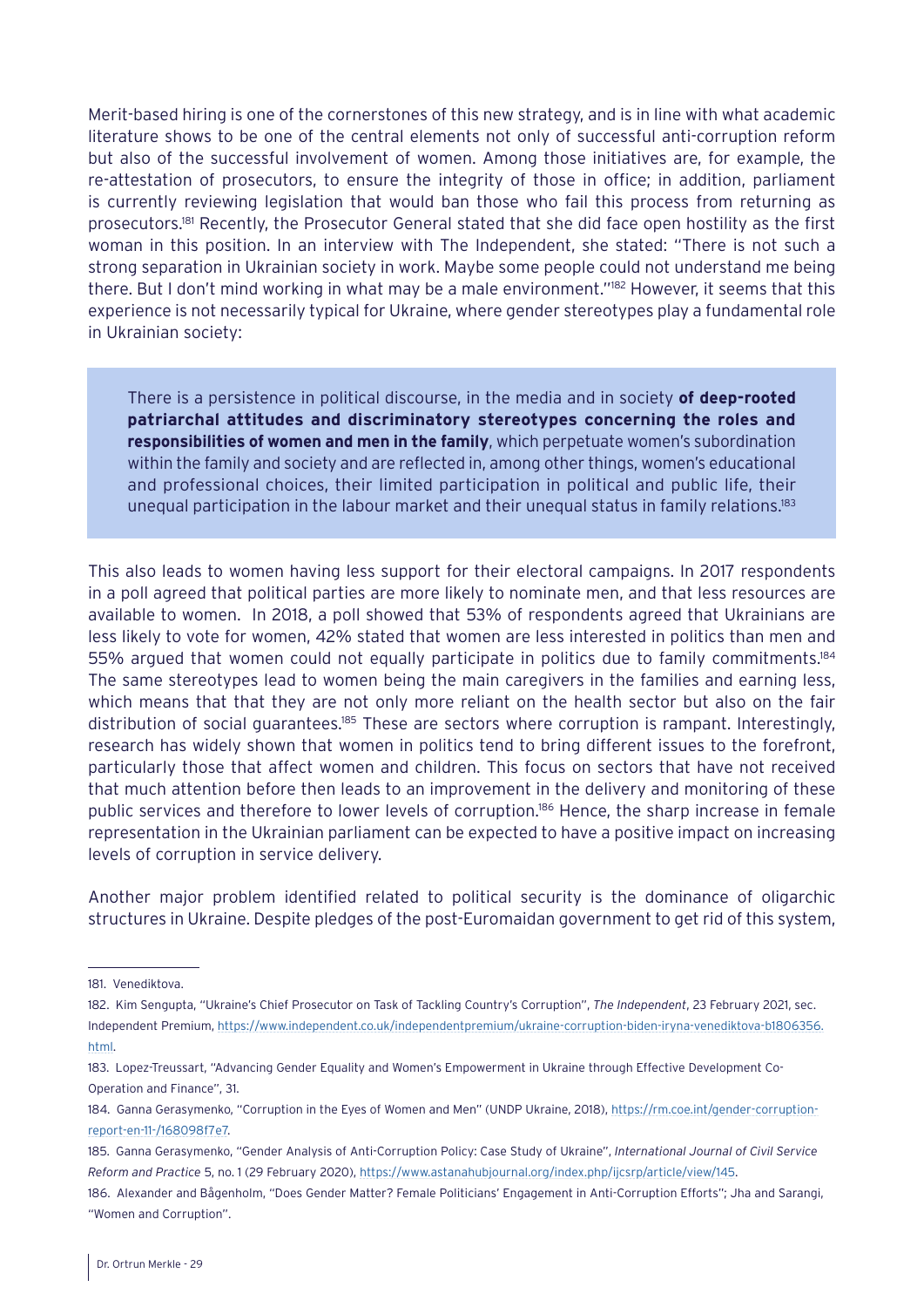Merit-based hiring is one of the cornerstones of this new strategy, and is in line with what academic literature shows to be one of the central elements not only of successful anti-corruption reform but also of the successful involvement of women. Among those initiatives are, for example, the re-attestation of prosecutors, to ensure the integrity of those in office; in addition, parliament is currently reviewing legislation that would ban those who fail this process from returning as prosecutors.[181] Recently, the Prosecutor General stated that she did face open hostility as the first woman in this position. In an interview with The Independent, she stated: "There is not such a strong separation in Ukrainian society in work. Maybe some people could not understand me being there. But I don't mind working in what may be a male environment."[182] However, it seems that this experience is not necessarily typical for Ukraine, where gender stereotypes play a fundamental role in Ukrainian society:

> There is a persistence in political discourse, in the media and in society **of deep-rooted patriarchal attitudes and discriminatory stereotypes concerning the roles and responsibilities of women and men in the family**, which perpetuate women's subordination within the family and society and are reflected in, among other things, women's educational and professional choices, their limited participation in political and public life, their unequal participation in the labour market and their unequal status in family relations.[183]

This also leads to women having less support for their electoral campaigns. In 2017 respondents in a poll agreed that political parties are more likely to nominate men, and that less resources are available to women. In 2018, a poll showed that 53% of respondents agreed that Ukrainians are less likely to vote for women, 42% stated that women are less interested in politics than men and 55% argued that women could not equally participate in politics due to family commitments.[184] The same stereotypes lead to women being the main caregivers in the families and earning less, which means that that they are not only more reliant on the health sector but also on the fair distribution of social guarantees.[185] These are sectors where corruption is rampant. Interestingly, research has widely shown that women in politics tend to bring different issues to the forefront, particularly those that affect women and children. This focus on sectors that have not received that much attention before then leads to an improvement in the delivery and monitoring of these public services and therefore to lower levels of corruption.[186] Hence, the sharp increase in female representation in the Ukrainian parliament can be expected to have a positive impact on increasing levels of corruption in service delivery.

Another major problem identified related to political security is the dominance of oligarchic structures in Ukraine. Despite pledges of the post-Euromaidan government to get rid of this system,

---

181. Venediktova.

182. Kim Sengupta, "Ukraine's Chief Prosecutor on Task of Tackling Country's Corruption", *The Independent*, 23 February 2021, sec. Independent Premium, https://www.independent.co.uk/independentpremium/ukraine-corruption-biden-iryna-venediktova-b1806356.html.

183. Lopez-Treussart, "Advancing Gender Equality and Women's Empowerment in Ukraine through Effective Development Co-Operation and Finance", 31.

184. Ganna Gerasymenko, "Corruption in the Eyes of Women and Men" (UNDP Ukraine, 2018), https://rm.coe.int/gender-corruption-report-en-11-/168098f7e7.

185. Ganna Gerasymenko, "Gender Analysis of Anti-Corruption Policy: Case Study of Ukraine", *International Journal of Civil Service Reform and Practice* 5, no. 1 (29 February 2020), https://www.astanahubjournal.org/index.php/ijcsrp/article/view/145.

186. Alexander and Bågenholm, "Does Gender Matter? Female Politicians' Engagement in Anti-Corruption Efforts"; Jha and Sarangi, "Women and Corruption".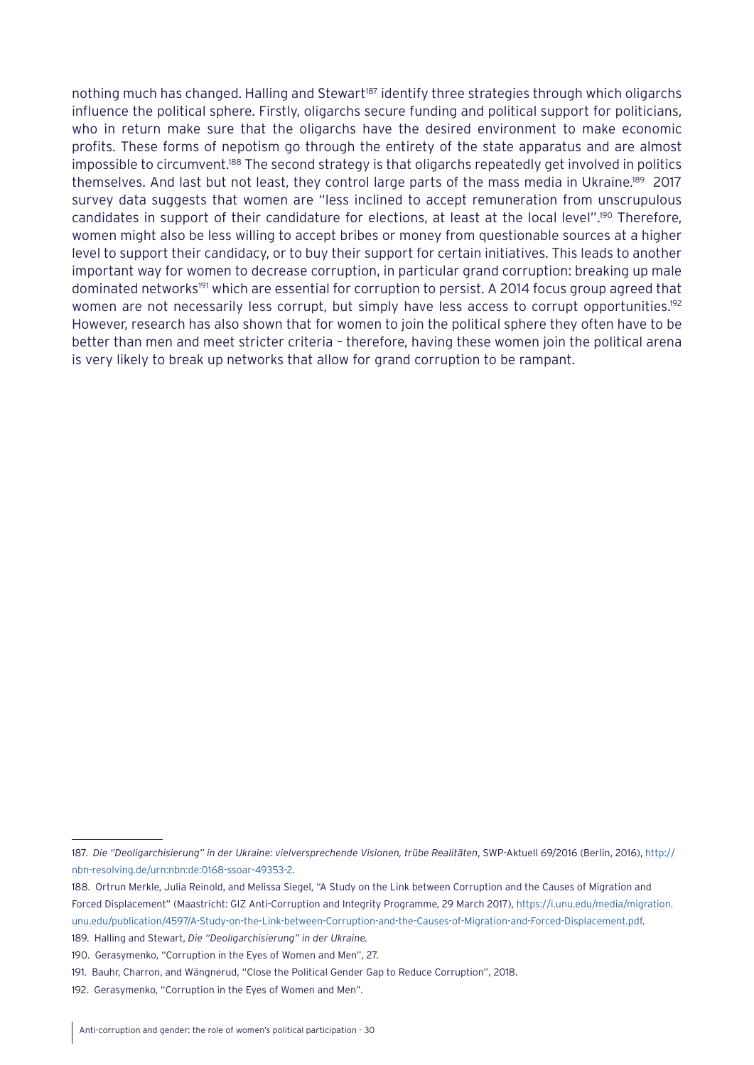nothing much has changed. Halling and Stewart[187] identify three strategies through which oligarchs influence the political sphere. Firstly, oligarchs secure funding and political support for politicians, who in return make sure that the oligarchs have the desired environment to make economic profits. These forms of nepotism go through the entirety of the state apparatus and are almost impossible to circumvent.[188] The second strategy is that oligarchs repeatedly get involved in politics themselves. And last but not least, they control large parts of the mass media in Ukraine.[189] 2017 survey data suggests that women are "less inclined to accept remuneration from unscrupulous candidates in support of their candidature for elections, at least at the local level".[190] Therefore, women might also be less willing to accept bribes or money from questionable sources at a higher level to support their candidacy, or to buy their support for certain initiatives. This leads to another important way for women to decrease corruption, in particular grand corruption: breaking up male dominated networks[191] which are essential for corruption to persist. A 2014 focus group agreed that women are not necessarily less corrupt, but simply have less access to corrupt opportunities.[192] However, research has also shown that for women to join the political sphere they often have to be better than men and meet stricter criteria – therefore, having these women join the political arena is very likely to break up networks that allow for grand corruption to be rampant.

---

187. *Die "Deoligarchisierung" in der Ukraine: vielversprechende Visionen, trübe Realitäten*, SWP-Aktuell 69/2016 (Berlin, 2016), http://nbn-resolving.de/urn:nbn:de:0168-ssoar-49353-2.

188. Ortrun Merkle, Julia Reinold, and Melissa Siegel, "A Study on the Link between Corruption and the Causes of Migration and Forced Displacement" (Maastricht: GIZ Anti-Corruption and Integrity Programme, 29 March 2017), https://i.unu.edu/media/migration.unu.edu/publication/4597/A-Study-on-the-Link-between-Corruption-and-the-Causes-of-Migration-and-Forced-Displacement.pdf.

189. Halling and Stewart, *Die "Deoligarchisierung" in der Ukraine.*

190. Gerasymenko, "Corruption in the Eyes of Women and Men", 27.

191. Bauhr, Charron, and Wängnerud, "Close the Political Gender Gap to Reduce Corruption", 2018.

192. Gerasymenko, "Corruption in the Eyes of Women and Men".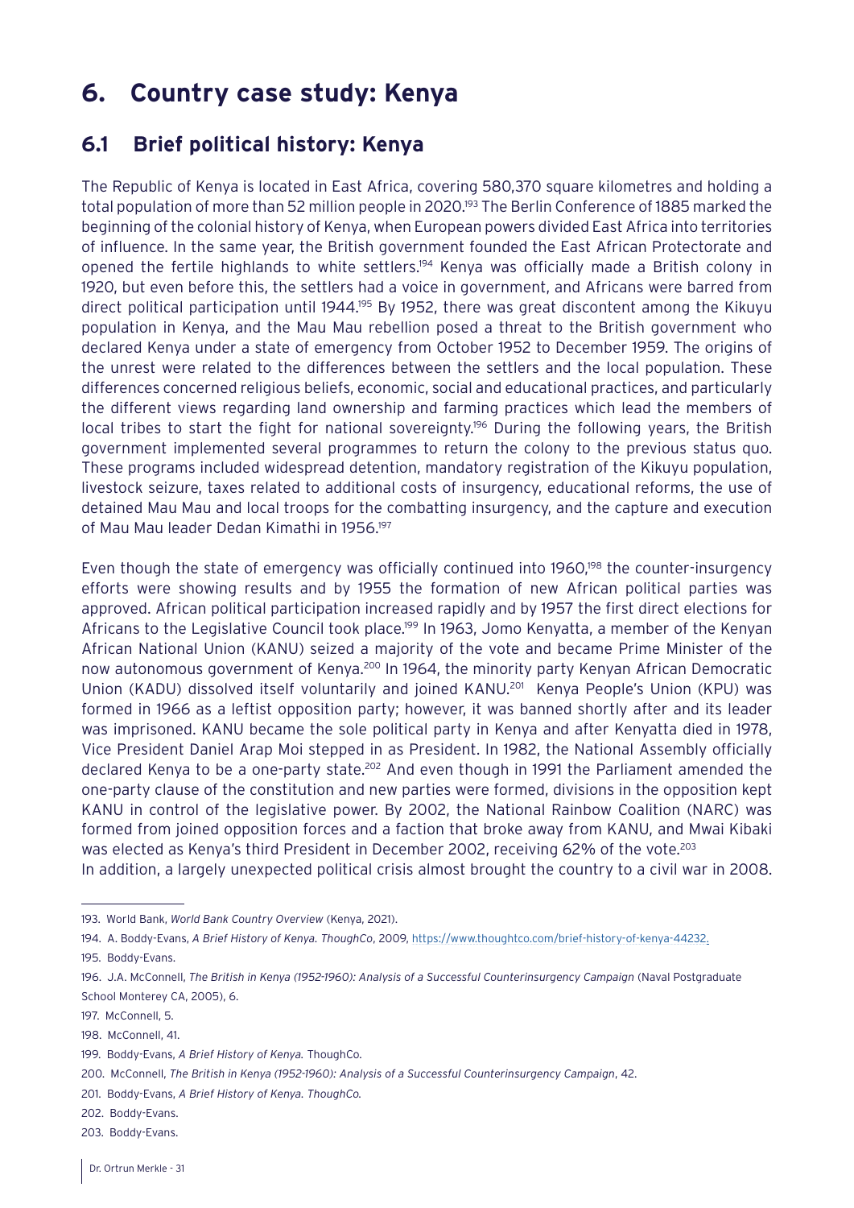# 6. Country case study: Kenya

## 6.1 Brief political history: Kenya

The Republic of Kenya is located in East Africa, covering 580,370 square kilometres and holding a total population of more than 52 million people in 2020.[193] The Berlin Conference of 1885 marked the beginning of the colonial history of Kenya, when European powers divided East Africa into territories of influence. In the same year, the British government founded the East African Protectorate and opened the fertile highlands to white settlers.[194] Kenya was officially made a British colony in 1920, but even before this, the settlers had a voice in government, and Africans were barred from direct political participation until 1944.[195] By 1952, there was great discontent among the Kikuyu population in Kenya, and the Mau Mau rebellion posed a threat to the British government who declared Kenya under a state of emergency from October 1952 to December 1959. The origins of the unrest were related to the differences between the settlers and the local population. These differences concerned religious beliefs, economic, social and educational practices, and particularly the different views regarding land ownership and farming practices which lead the members of local tribes to start the fight for national sovereignty.[196] During the following years, the British government implemented several programmes to return the colony to the previous status quo. These programs included widespread detention, mandatory registration of the Kikuyu population, livestock seizure, taxes related to additional costs of insurgency, educational reforms, the use of detained Mau Mau and local troops for the combatting insurgency, and the capture and execution of Mau Mau leader Dedan Kimathi in 1956.[197]

Even though the state of emergency was officially continued into 1960,[198] the counter-insurgency efforts were showing results and by 1955 the formation of new African political parties was approved. African political participation increased rapidly and by 1957 the first direct elections for Africans to the Legislative Council took place.[199] In 1963, Jomo Kenyatta, a member of the Kenyan African National Union (KANU) seized a majority of the vote and became Prime Minister of the now autonomous government of Kenya.[200] In 1964, the minority party Kenyan African Democratic Union (KADU) dissolved itself voluntarily and joined KANU.[201] Kenya People's Union (KPU) was formed in 1966 as a leftist opposition party; however, it was banned shortly after and its leader was imprisoned. KANU became the sole political party in Kenya and after Kenyatta died in 1978, Vice President Daniel Arap Moi stepped in as President. In 1982, the National Assembly officially declared Kenya to be a one-party state.[202] And even though in 1991 the Parliament amended the one-party clause of the constitution and new parties were formed, divisions in the opposition kept KANU in control of the legislative power. By 2002, the National Rainbow Coalition (NARC) was formed from joined opposition forces and a faction that broke away from KANU, and Mwai Kibaki was elected as Kenya's third President in December 2002, receiving 62% of the vote.[203]

In addition, a largely unexpected political crisis almost brought the country to a civil war in 2008.

---

193. World Bank, *World Bank Country Overview* (Kenya, 2021).

194. A. Boddy-Evans, *A Brief History of Kenya. ThoughCo*, 2009, https://www.thoughtco.com/brief-history-of-kenya-44232.

195. Boddy-Evans.

196. J.A. McConnell, *The British in Kenya (1952-1960): Analysis of a Successful Counterinsurgency Campaign* (Naval Postgraduate School Monterey CA, 2005), 6.

197. McConnell, 5.

198. McConnell, 41.

199. Boddy-Evans, *A Brief History of Kenya.* ThoughCo.

200. McConnell, *The British in Kenya (1952-1960): Analysis of a Successful Counterinsurgency Campaign*, 42.

201. Boddy-Evans, *A Brief History of Kenya. ThoughCo.*

202. Boddy-Evans.

203. Boddy-Evans.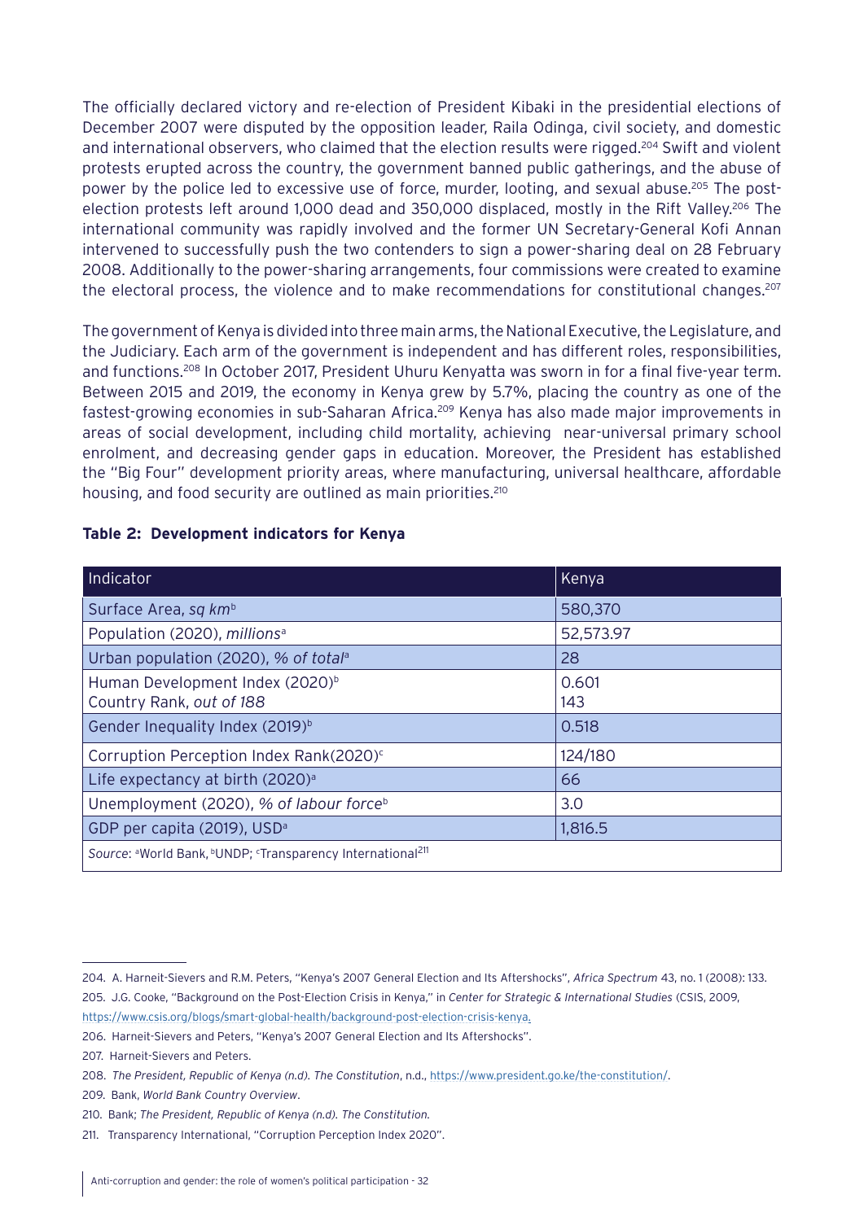The officially declared victory and re-election of President Kibaki in the presidential elections of December 2007 were disputed by the opposition leader, Raila Odinga, civil society, and domestic and international observers, who claimed that the election results were rigged.[204] Swift and violent protests erupted across the country, the government banned public gatherings, and the abuse of power by the police led to excessive use of force, murder, looting, and sexual abuse.[205] The post-election protests left around 1,000 dead and 350,000 displaced, mostly in the Rift Valley.[206] The international community was rapidly involved and the former UN Secretary-General Kofi Annan intervened to successfully push the two contenders to sign a power-sharing deal on 28 February 2008. Additionally to the power-sharing arrangements, four commissions were created to examine the electoral process, the violence and to make recommendations for constitutional changes.[207]

The government of Kenya is divided into three main arms, the National Executive, the Legislature, and the Judiciary. Each arm of the government is independent and has different roles, responsibilities, and functions.[208] In October 2017, President Uhuru Kenyatta was sworn in for a final five-year term. Between 2015 and 2019, the economy in Kenya grew by 5.7%, placing the country as one of the fastest-growing economies in sub-Saharan Africa.[209] Kenya has also made major improvements in areas of social development, including child mortality, achieving near-universal primary school enrolment, and decreasing gender gaps in education. Moreover, the President has established the "Big Four" development priority areas, where manufacturing, universal healthcare, affordable housing, and food security are outlined as main priorities.[210]

**Table 2: Development indicators for Kenya**

| Indicator | Kenya |
|---|---|
| Surface Area, *sq km*[b] | 580,370 |
| Population (2020), *millions*[a] | 52,573.97 |
| Urban population (2020), *% of total*[a] | 28 |
| Human Development Index (2020)[b]<br>Country Rank, *out of 188* | 0.601<br>143 |
| Gender Inequality Index (2019)[b] | 0.518 |
| Corruption Perception Index Rank(2020)[c] | 124/180 |
| Life expectancy at birth (2020)[a] | 66 |
| Unemployment (2020), *% of labour force*[b] | 3.0 |
| GDP per capita (2019), USD[a] | 1,816.5 |
| *Source*: [a]World Bank, [b]UNDP; [c]Transparency International[211] | |

204. A. Harneit-Sievers and R.M. Peters, "Kenya's 2007 General Election and Its Aftershocks", *Africa Spectrum* 43, no. 1 (2008): 133.

205. J.G. Cooke, "Background on the Post-Election Crisis in Kenya," in *Center for Strategic & International Studies* (CSIS, 2009, https://www.csis.org/blogs/smart-global-health/background-post-election-crisis-kenya.

206. Harneit-Sievers and Peters, "Kenya's 2007 General Election and Its Aftershocks".

207. Harneit-Sievers and Peters.

208. *The President, Republic of Kenya (n.d). The Constitution*, n.d., https://www.president.go.ke/the-constitution/.

209. Bank, *World Bank Country Overview*.

210. Bank; *The President, Republic of Kenya (n.d). The Constitution.*

211. Transparency International, "Corruption Perception Index 2020".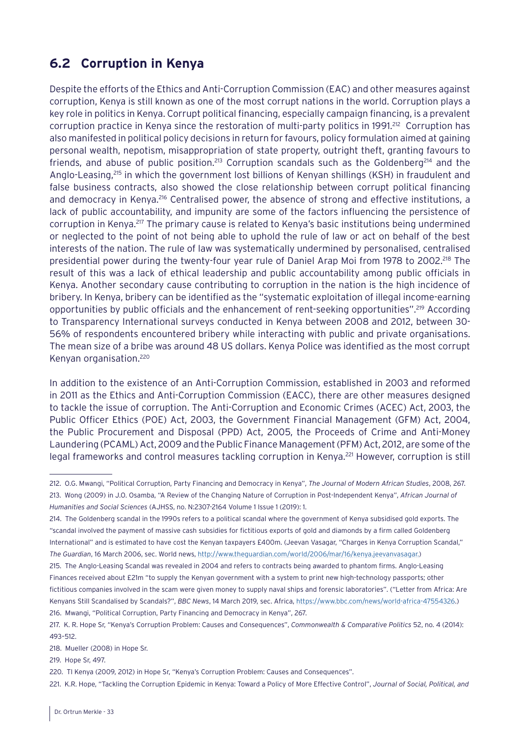## 6.2 Corruption in Kenya

Despite the efforts of the Ethics and Anti-Corruption Commission (EAC) and other measures against corruption, Kenya is still known as one of the most corrupt nations in the world. Corruption plays a key role in politics in Kenya. Corrupt political financing, especially campaign financing, is a prevalent corruption practice in Kenya since the restoration of multi-party politics in 1991.[212] Corruption has also manifested in political policy decisions in return for favours, policy formulation aimed at gaining personal wealth, nepotism, misappropriation of state property, outright theft, granting favours to friends, and abuse of public position.[213] Corruption scandals such as the Goldenberg[214] and the Anglo-Leasing,[215] in which the government lost billions of Kenyan shillings (KSH) in fraudulent and false business contracts, also showed the close relationship between corrupt political financing and democracy in Kenya.[216] Centralised power, the absence of strong and effective institutions, a lack of public accountability, and impunity are some of the factors influencing the persistence of corruption in Kenya.[217] The primary cause is related to Kenya's basic institutions being undermined or neglected to the point of not being able to uphold the rule of law or act on behalf of the best interests of the nation. The rule of law was systematically undermined by personalised, centralised presidential power during the twenty-four year rule of Daniel Arap Moi from 1978 to 2002.[218] The result of this was a lack of ethical leadership and public accountability among public officials in Kenya. Another secondary cause contributing to corruption in the nation is the high incidence of bribery. In Kenya, bribery can be identified as the "systematic exploitation of illegal income-earning opportunities by public officials and the enhancement of rent-seeking opportunities".[219] According to Transparency International surveys conducted in Kenya between 2008 and 2012, between 30-56% of respondents encountered bribery while interacting with public and private organisations. The mean size of a bribe was around 48 US dollars. Kenya Police was identified as the most corrupt Kenyan organisation.[220]

In addition to the existence of an Anti-Corruption Commission, established in 2003 and reformed in 2011 as the Ethics and Anti-Corruption Commission (EACC), there are other measures designed to tackle the issue of corruption. The Anti-Corruption and Economic Crimes (ACEC) Act, 2003, the Public Officer Ethics (POE) Act, 2003, the Government Financial Management (GFM) Act, 2004, the Public Procurement and Disposal (PPD) Act, 2005, the Proceeds of Crime and Anti-Money Laundering (PCAML) Act, 2009 and the Public Finance Management (PFM) Act, 2012, are some of the legal frameworks and control measures tackling corruption in Kenya.[221] However, corruption is still

---

212. O.G. Mwangi, "Political Corruption, Party Financing and Democracy in Kenya", *The Journal of Modern African Studies*, 2008, 267.

213. Wong (2009) in J.O. Osamba, "A Review of the Changing Nature of Corruption in Post-Independent Kenya", *African Journal of Humanities and Social Sciences* (AJHSS, no. N:2307-2164 Volume 1 Issue 1 (2019): 1.

214. The Goldenberg scandal in the 1990s refers to a political scandal where the government of Kenya subsidised gold exports. The "scandal involved the payment of massive cash subsidies for fictitious exports of gold and diamonds by a firm called Goldenberg International" and is estimated to have cost the Kenyan taxpayers £400m. (Jeevan Vasagar, "Charges in Kenya Corruption Scandal," *The Guardian*, 16 March 2006, sec. World news, http://www.theguardian.com/world/2006/mar/16/kenya.jeevanvasagar.)

215. The Anglo-Leasing Scandal was revealed in 2004 and refers to contracts being awarded to phantom firms. Anglo-Leasing Finances received about £21m "to supply the Kenyan government with a system to print new high-technology passports; other fictitious companies involved in the scam were given money to supply naval ships and forensic laboratories". ("Letter from Africa: Are Kenyans Still Scandalised by Scandals?", *BBC News*, 14 March 2019, sec. Africa, https://www.bbc.com/news/world-africa-47554326.)

216. Mwangi, "Political Corruption, Party Financing and Democracy in Kenya", 267.

217. K. R. Hope Sr, "Kenya's Corruption Problem: Causes and Consequences", *Commonwealth & Comparative Politics* 52, no. 4 (2014): 493–512.

218. Mueller (2008) in Hope Sr.

219. Hope Sr, 497.

220. TI Kenya (2009, 2012) in Hope Sr, "Kenya's Corruption Problem: Causes and Consequences".

221. K.R. Hope, "Tackling the Corruption Epidemic in Kenya: Toward a Policy of More Effective Control", *Journal of Social, Political, and*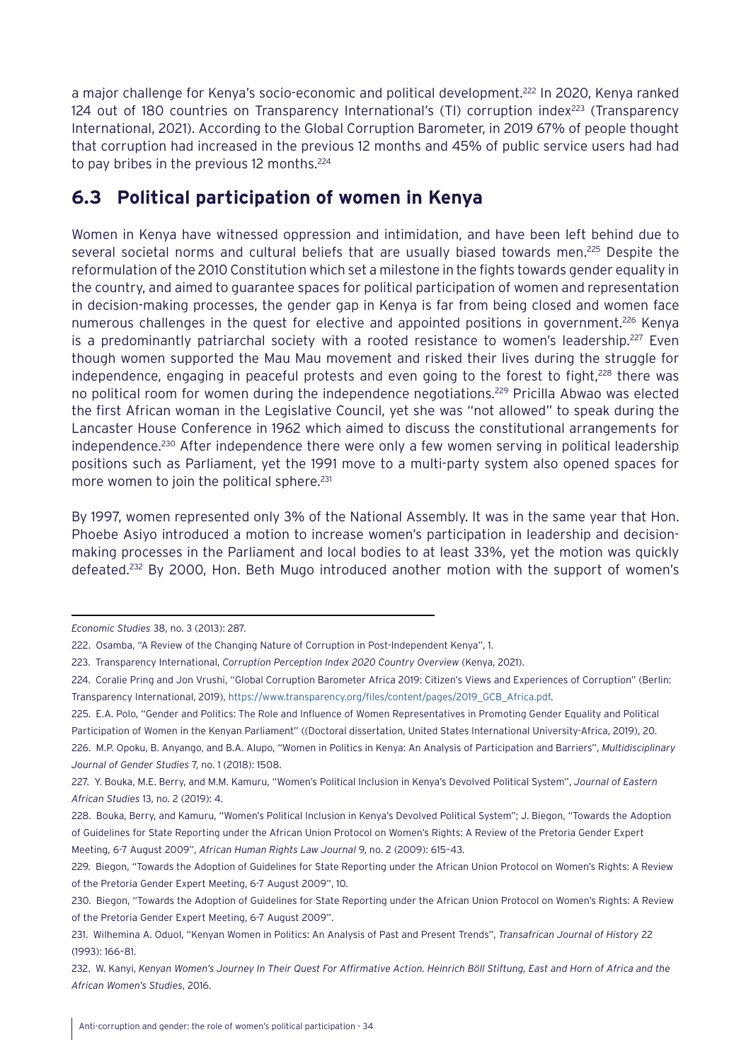a major challenge for Kenya's socio-economic and political development.[222] In 2020, Kenya ranked 124 out of 180 countries on Transparency International's (TI) corruption index[223] (Transparency International, 2021). According to the Global Corruption Barometer, in 2019 67% of people thought that corruption had increased in the previous 12 months and 45% of public service users had had to pay bribes in the previous 12 months.[224]

## 6.3 Political participation of women in Kenya

Women in Kenya have witnessed oppression and intimidation, and have been left behind due to several societal norms and cultural beliefs that are usually biased towards men.[225] Despite the reformulation of the 2010 Constitution which set a milestone in the fights towards gender equality in the country, and aimed to guarantee spaces for political participation of women and representation in decision-making processes, the gender gap in Kenya is far from being closed and women face numerous challenges in the quest for elective and appointed positions in government.[226] Kenya is a predominantly patriarchal society with a rooted resistance to women's leadership.[227] Even though women supported the Mau Mau movement and risked their lives during the struggle for independence, engaging in peaceful protests and even going to the forest to fight,[228] there was no political room for women during the independence negotiations.[229] Pricilla Abwao was elected the first African woman in the Legislative Council, yet she was "not allowed" to speak during the Lancaster House Conference in 1962 which aimed to discuss the constitutional arrangements for independence.[230] After independence there were only a few women serving in political leadership positions such as Parliament, yet the 1991 move to a multi-party system also opened spaces for more women to join the political sphere.[231]

By 1997, women represented only 3% of the National Assembly. It was in the same year that Hon. Phoebe Asiyo introduced a motion to increase women's participation in leadership and decision-making processes in the Parliament and local bodies to at least 33%, yet the motion was quickly defeated.[232] By 2000, Hon. Beth Mugo introduced another motion with the support of women's

---

*Economic Studies* 38, no. 3 (2013): 287.

222. Osamba, "A Review of the Changing Nature of Corruption in Post-Independent Kenya", 1.

223. Transparency International, *Corruption Perception Index 2020 Country Overview* (Kenya, 2021).

224. Coralie Pring and Jon Vrushi, "Global Corruption Barometer Africa 2019: Citizen's Views and Experiences of Corruption" (Berlin: Transparency International, 2019), https://www.transparency.org/files/content/pages/2019_GCB_Africa.pdf.

225. E.A. Polo, "Gender and Politics: The Role and Influence of Women Representatives in Promoting Gender Equality and Political Participation of Women in the Kenyan Parliament" ((Doctoral dissertation, United States International University-Africa, 2019), 20.

226. M.P. Opoku, B. Anyango, and B.A. Alupo, "Women in Politics in Kenya: An Analysis of Participation and Barriers", *Multidisciplinary Journal of Gender Studies* 7, no. 1 (2018): 1508.

227. Y. Bouka, M.E. Berry, and M.M. Kamuru, "Women's Political Inclusion in Kenya's Devolved Political System", *Journal of Eastern African Studies* 13, no. 2 (2019): 4.

228. Bouka, Berry, and Kamuru, "Women's Political Inclusion in Kenya's Devolved Political System"; J. Biegon, "Towards the Adoption of Guidelines for State Reporting under the African Union Protocol on Women's Rights: A Review of the Pretoria Gender Expert Meeting, 6-7 August 2009", *African Human Rights Law Journal* 9, no. 2 (2009): 615–43.

229. Biegon, "Towards the Adoption of Guidelines for State Reporting under the African Union Protocol on Women's Rights: A Review of the Pretoria Gender Expert Meeting, 6-7 August 2009", 10.

230. Biegon, "Towards the Adoption of Guidelines for State Reporting under the African Union Protocol on Women's Rights: A Review of the Pretoria Gender Expert Meeting, 6-7 August 2009".

231. Wilhemina A. Oduol, "Kenyan Women in Politics: An Analysis of Past and Present Trends", *Transafrican Journal of History* 22 (1993): 166–81.

232. W. Kanyi, *Kenyan Women's Journey In Their Quest For Affirmative Action. Heinrich Böll Stiftung, East and Horn of Africa and the African Women's Studies*, 2016.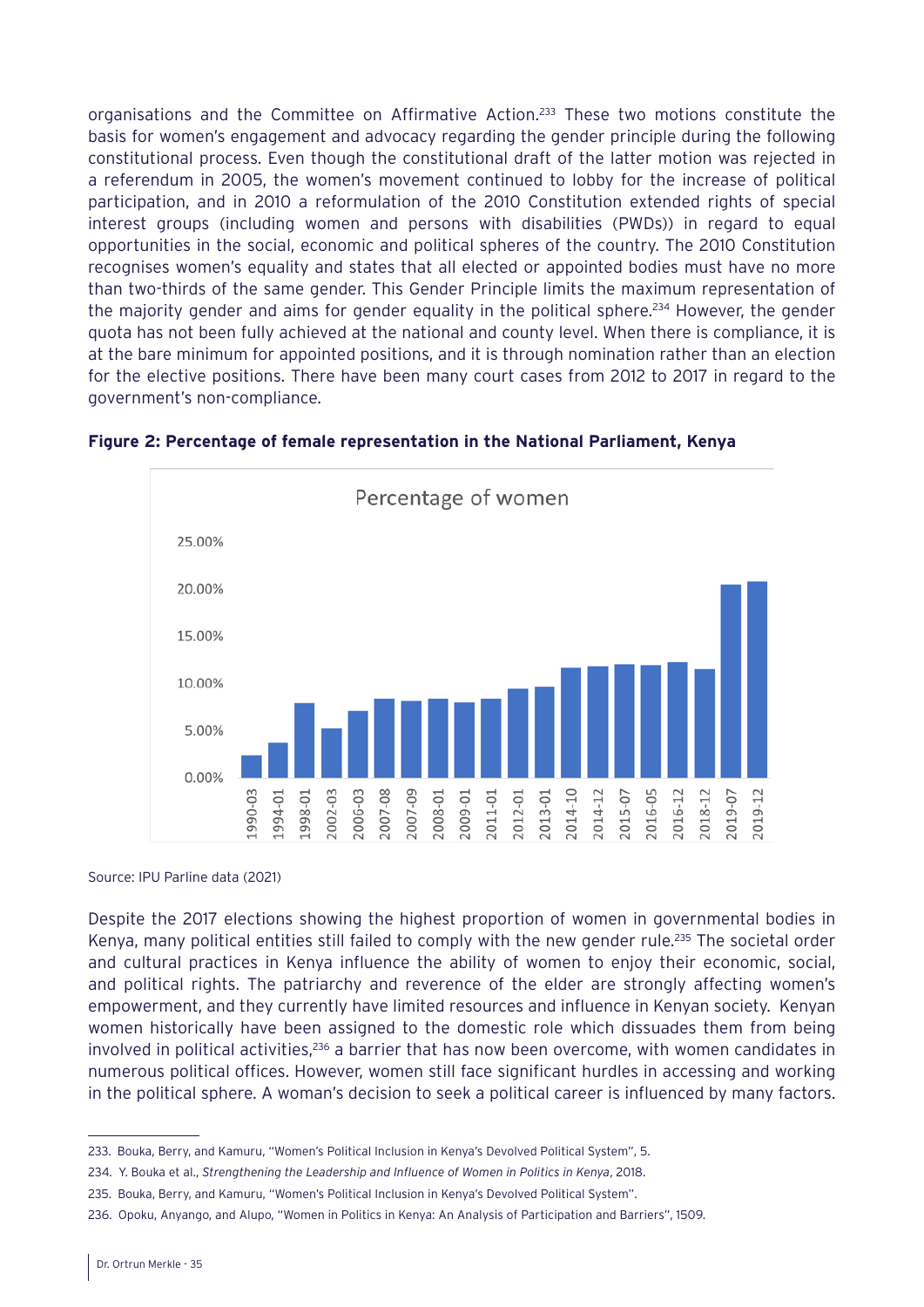organisations and the Committee on Affirmative Action.[233] These two motions constitute the basis for women's engagement and advocacy regarding the gender principle during the following constitutional process. Even though the constitutional draft of the latter motion was rejected in a referendum in 2005, the women's movement continued to lobby for the increase of political participation, and in 2010 a reformulation of the 2010 Constitution extended rights of special interest groups (including women and persons with disabilities (PWDs)) in regard to equal opportunities in the social, economic and political spheres of the country. The 2010 Constitution recognises women's equality and states that all elected or appointed bodies must have no more than two-thirds of the same gender. This Gender Principle limits the maximum representation of the majority gender and aims for gender equality in the political sphere.[234] However, the gender quota has not been fully achieved at the national and county level. When there is compliance, it is at the bare minimum for appointed positions, and it is through nomination rather than an election for the elective positions. There have been many court cases from 2012 to 2017 in regard to the government's non-compliance.

**Figure 2: Percentage of female representation in the National Parliament, Kenya**

Source: IPU Parline data (2021)

Despite the 2017 elections showing the highest proportion of women in governmental bodies in Kenya, many political entities still failed to comply with the new gender rule.[235] The societal order and cultural practices in Kenya influence the ability of women to enjoy their economic, social, and political rights. The patriarchy and reverence of the elder are strongly affecting women's empowerment, and they currently have limited resources and influence in Kenyan society. Kenyan women historically have been assigned to the domestic role which dissuades them from being involved in political activities,[236] a barrier that has now been overcome, with women candidates in numerous political offices. However, women still face significant hurdles in accessing and working in the political sphere. A woman's decision to seek a political career is influenced by many factors.

233. Bouka, Berry, and Kamuru, "Women's Political Inclusion in Kenya's Devolved Political System", 5.

234. Y. Bouka et al., *Strengthening the Leadership and Influence of Women in Politics in Kenya*, 2018.

235. Bouka, Berry, and Kamuru, "Women's Political Inclusion in Kenya's Devolved Political System".

236. Opoku, Anyango, and Alupo, "Women in Politics in Kenya: An Analysis of Participation and Barriers", 1509.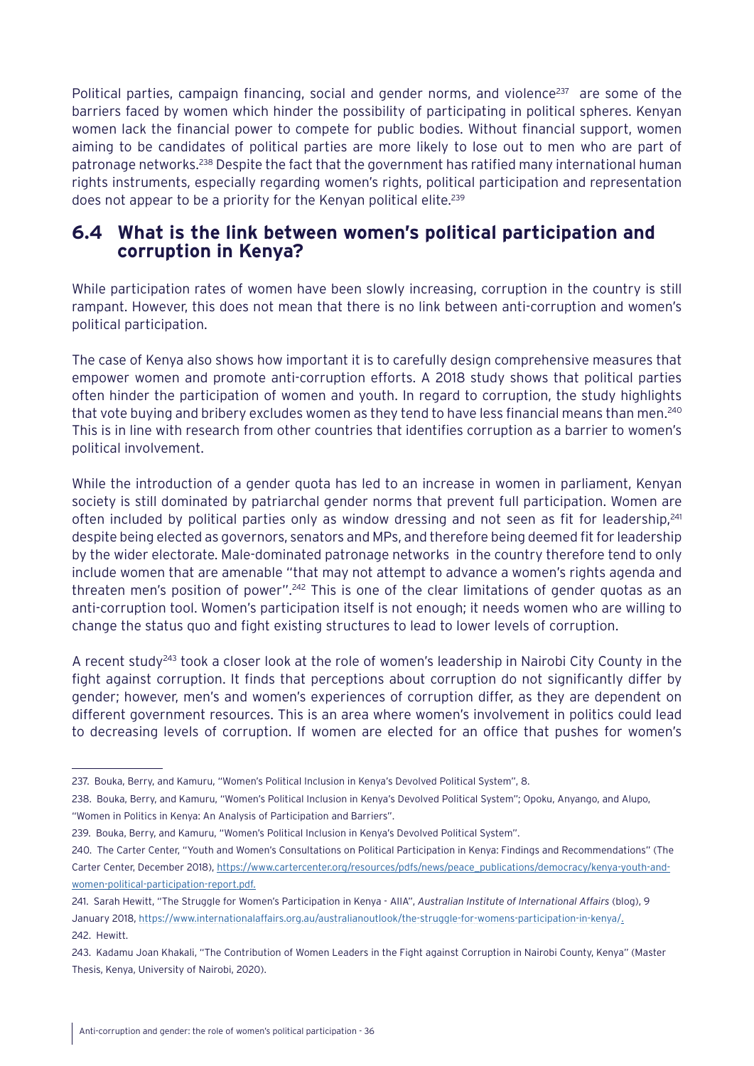Political parties, campaign financing, social and gender norms, and violence[237] are some of the barriers faced by women which hinder the possibility of participating in political spheres. Kenyan women lack the financial power to compete for public bodies. Without financial support, women aiming to be candidates of political parties are more likely to lose out to men who are part of patronage networks.[238] Despite the fact that the government has ratified many international human rights instruments, especially regarding women's rights, political participation and representation does not appear to be a priority for the Kenyan political elite.[239]

## 6.4 What is the link between women's political participation and corruption in Kenya?

While participation rates of women have been slowly increasing, corruption in the country is still rampant. However, this does not mean that there is no link between anti-corruption and women's political participation.

The case of Kenya also shows how important it is to carefully design comprehensive measures that empower women and promote anti-corruption efforts. A 2018 study shows that political parties often hinder the participation of women and youth. In regard to corruption, the study highlights that vote buying and bribery excludes women as they tend to have less financial means than men.[240] This is in line with research from other countries that identifies corruption as a barrier to women's political involvement.

While the introduction of a gender quota has led to an increase in women in parliament, Kenyan society is still dominated by patriarchal gender norms that prevent full participation. Women are often included by political parties only as window dressing and not seen as fit for leadership,[241] despite being elected as governors, senators and MPs, and therefore being deemed fit for leadership by the wider electorate. Male-dominated patronage networks in the country therefore tend to only include women that are amenable "that may not attempt to advance a women's rights agenda and threaten men's position of power".[242] This is one of the clear limitations of gender quotas as an anti-corruption tool. Women's participation itself is not enough; it needs women who are willing to change the status quo and fight existing structures to lead to lower levels of corruption.

A recent study[243] took a closer look at the role of women's leadership in Nairobi City County in the fight against corruption. It finds that perceptions about corruption do not significantly differ by gender; however, men's and women's experiences of corruption differ, as they are dependent on different government resources. This is an area where women's involvement in politics could lead to decreasing levels of corruption. If women are elected for an office that pushes for women's

---

237. Bouka, Berry, and Kamuru, "Women's Political Inclusion in Kenya's Devolved Political System", 8.

238. Bouka, Berry, and Kamuru, "Women's Political Inclusion in Kenya's Devolved Political System"; Opoku, Anyango, and Alupo, "Women in Politics in Kenya: An Analysis of Participation and Barriers".

239. Bouka, Berry, and Kamuru, "Women's Political Inclusion in Kenya's Devolved Political System".

240. The Carter Center, "Youth and Women's Consultations on Political Participation in Kenya: Findings and Recommendations" (The Carter Center, December 2018), https://www.cartercenter.org/resources/pdfs/news/peace_publications/democracy/kenya-youth-and-women-political-participation-report.pdf.

241. Sarah Hewitt, "The Struggle for Women's Participation in Kenya - AIIA", *Australian Institute of International Affairs* (blog), 9 January 2018, https://www.internationalaffairs.org.au/australianoutlook/the-struggle-for-womens-participation-in-kenya/.

242. Hewitt.

243. Kadamu Joan Khakali, "The Contribution of Women Leaders in the Fight against Corruption in Nairobi County, Kenya" (Master Thesis, Kenya, University of Nairobi, 2020).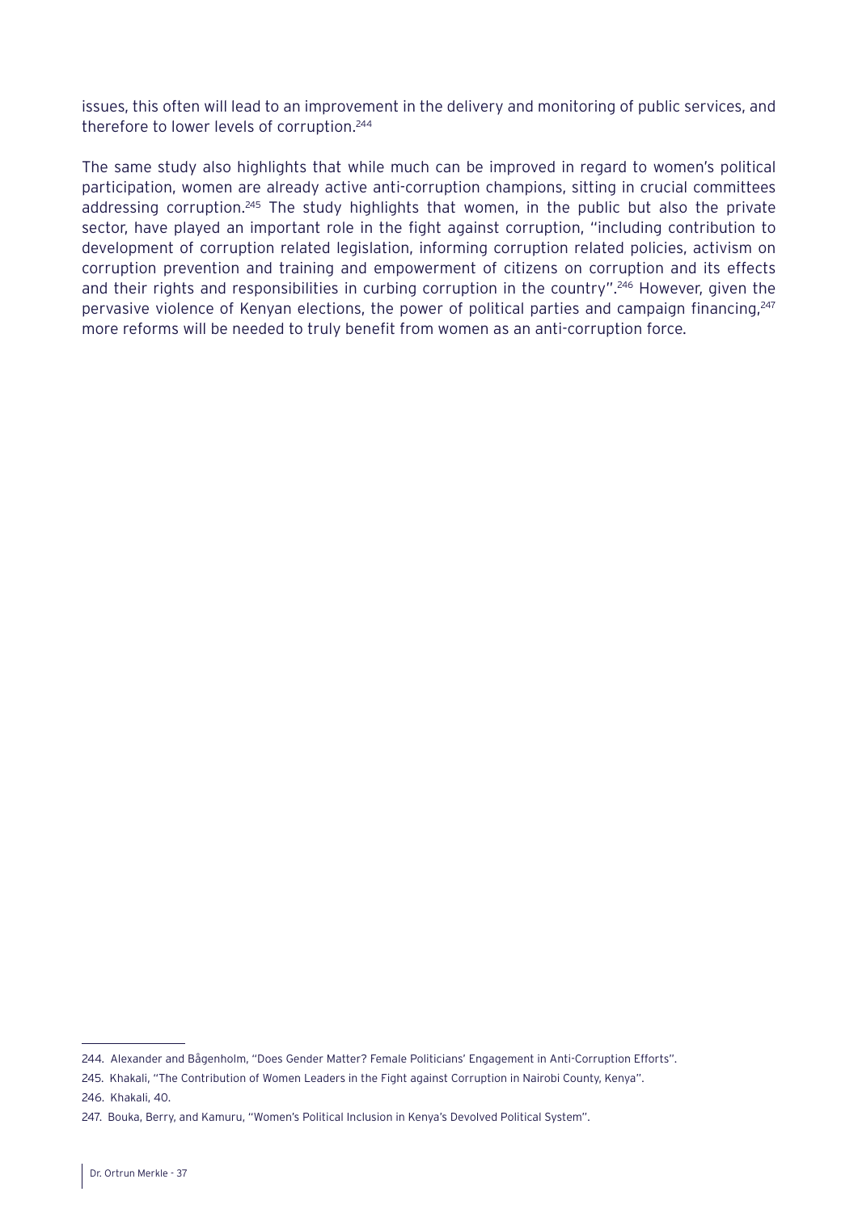issues, this often will lead to an improvement in the delivery and monitoring of public services, and therefore to lower levels of corruption.[244]

The same study also highlights that while much can be improved in regard to women's political participation, women are already active anti-corruption champions, sitting in crucial committees addressing corruption.[245] The study highlights that women, in the public but also the private sector, have played an important role in the fight against corruption, "including contribution to development of corruption related legislation, informing corruption related policies, activism on corruption prevention and training and empowerment of citizens on corruption and its effects and their rights and responsibilities in curbing corruption in the country".[246] However, given the pervasive violence of Kenyan elections, the power of political parties and campaign financing,[247] more reforms will be needed to truly benefit from women as an anti-corruption force.

---

244. Alexander and Bågenholm, "Does Gender Matter? Female Politicians' Engagement in Anti-Corruption Efforts".

245. Khakali, "The Contribution of Women Leaders in the Fight against Corruption in Nairobi County, Kenya".

246. Khakali, 40.

247. Bouka, Berry, and Kamuru, "Women's Political Inclusion in Kenya's Devolved Political System".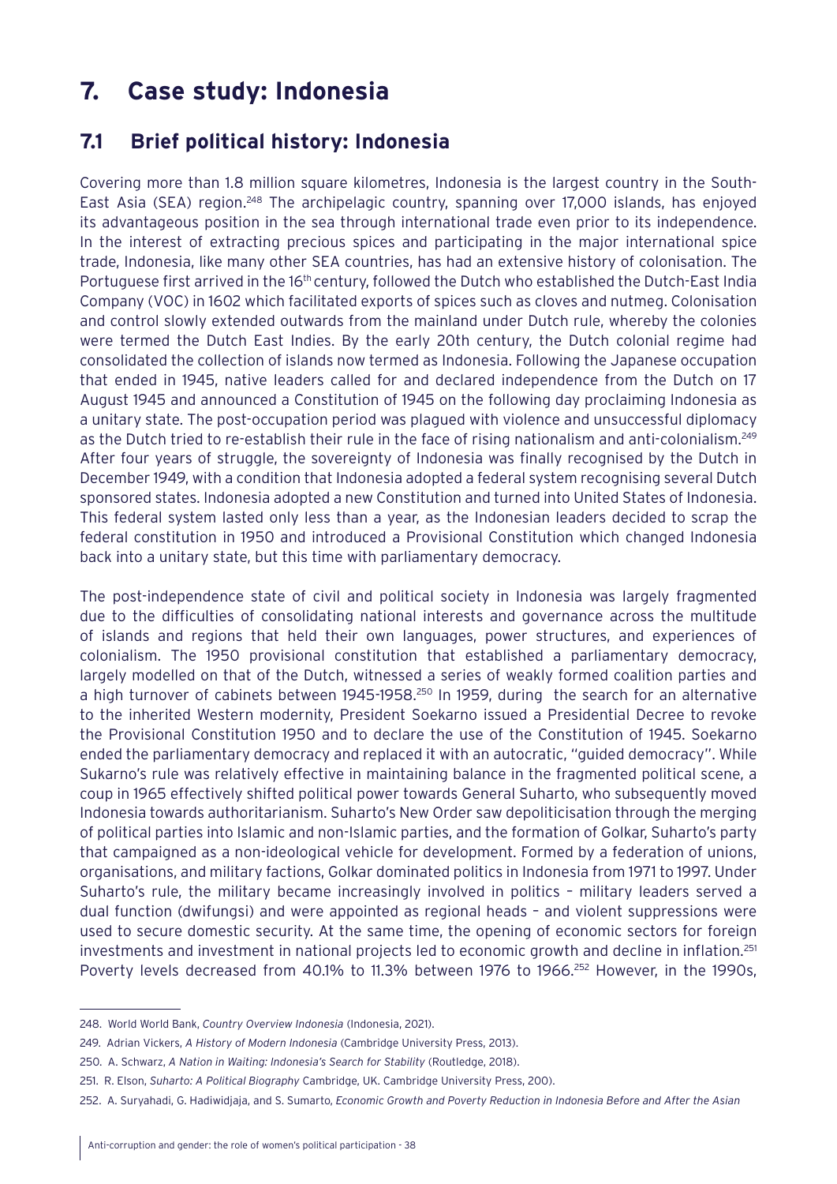# 7. Case study: Indonesia

## 7.1 Brief political history: Indonesia

Covering more than 1.8 million square kilometres, Indonesia is the largest country in the South-East Asia (SEA) region.[248] The archipelagic country, spanning over 17,000 islands, has enjoyed its advantageous position in the sea through international trade even prior to its independence. In the interest of extracting precious spices and participating in the major international spice trade, Indonesia, like many other SEA countries, has had an extensive history of colonisation. The Portuguese first arrived in the 16th century, followed the Dutch who established the Dutch-East India Company (VOC) in 1602 which facilitated exports of spices such as cloves and nutmeg. Colonisation and control slowly extended outwards from the mainland under Dutch rule, whereby the colonies were termed the Dutch East Indies. By the early 20th century, the Dutch colonial regime had consolidated the collection of islands now termed as Indonesia. Following the Japanese occupation that ended in 1945, native leaders called for and declared independence from the Dutch on 17 August 1945 and announced a Constitution of 1945 on the following day proclaiming Indonesia as a unitary state. The post-occupation period was plagued with violence and unsuccessful diplomacy as the Dutch tried to re-establish their rule in the face of rising nationalism and anti-colonialism.[249] After four years of struggle, the sovereignty of Indonesia was finally recognised by the Dutch in December 1949, with a condition that Indonesia adopted a federal system recognising several Dutch sponsored states. Indonesia adopted a new Constitution and turned into United States of Indonesia. This federal system lasted only less than a year, as the Indonesian leaders decided to scrap the federal constitution in 1950 and introduced a Provisional Constitution which changed Indonesia back into a unitary state, but this time with parliamentary democracy.

The post-independence state of civil and political society in Indonesia was largely fragmented due to the difficulties of consolidating national interests and governance across the multitude of islands and regions that held their own languages, power structures, and experiences of colonialism. The 1950 provisional constitution that established a parliamentary democracy, largely modelled on that of the Dutch, witnessed a series of weakly formed coalition parties and a high turnover of cabinets between 1945-1958.[250] In 1959, during the search for an alternative to the inherited Western modernity, President Soekarno issued a Presidential Decree to revoke the Provisional Constitution 1950 and to declare the use of the Constitution of 1945. Soekarno ended the parliamentary democracy and replaced it with an autocratic, "guided democracy". While Sukarno's rule was relatively effective in maintaining balance in the fragmented political scene, a coup in 1965 effectively shifted political power towards General Suharto, who subsequently moved Indonesia towards authoritarianism. Suharto's New Order saw depoliticisation through the merging of political parties into Islamic and non-Islamic parties, and the formation of Golkar, Suharto's party that campaigned as a non-ideological vehicle for development. Formed by a federation of unions, organisations, and military factions, Golkar dominated politics in Indonesia from 1971 to 1997. Under Suharto's rule, the military became increasingly involved in politics – military leaders served a dual function (dwifungsi) and were appointed as regional heads – and violent suppressions were used to secure domestic security. At the same time, the opening of economic sectors for foreign investments and investment in national projects led to economic growth and decline in inflation.[251] Poverty levels decreased from 40.1% to 11.3% between 1976 to 1966.[252] However, in the 1990s,

248. World World Bank, *Country Overview Indonesia* (Indonesia, 2021).

249. Adrian Vickers, *A History of Modern Indonesia* (Cambridge University Press, 2013).

250. A. Schwarz, *A Nation in Waiting: Indonesia's Search for Stability* (Routledge, 2018).

251. R. Elson, *Suharto: A Political Biography* Cambridge, UK. Cambridge University Press, 200).

252. A. Suryahadi, G. Hadiwidjaja, and S. Sumarto, *Economic Growth and Poverty Reduction in Indonesia Before and After the Asian*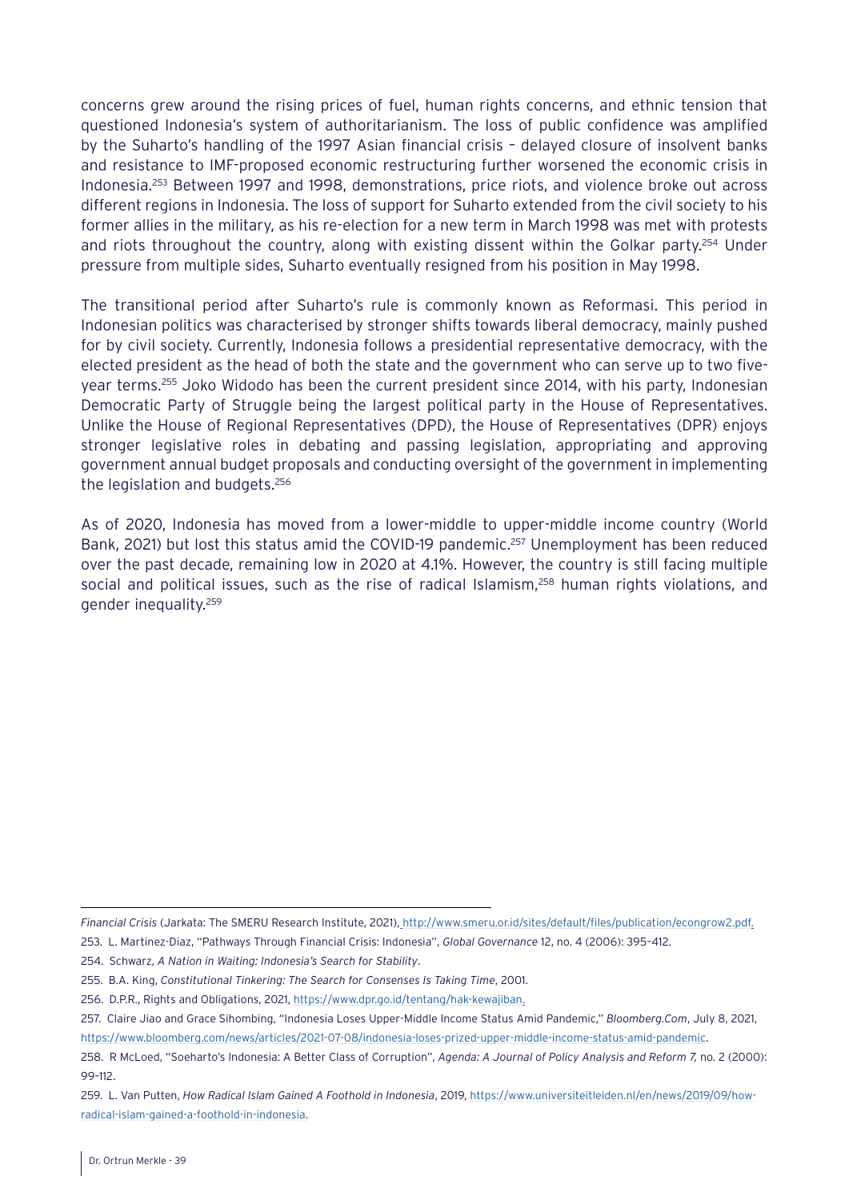concerns grew around the rising prices of fuel, human rights concerns, and ethnic tension that questioned Indonesia's system of authoritarianism. The loss of public confidence was amplified by the Suharto's handling of the 1997 Asian financial crisis – delayed closure of insolvent banks and resistance to IMF-proposed economic restructuring further worsened the economic crisis in Indonesia.[253] Between 1997 and 1998, demonstrations, price riots, and violence broke out across different regions in Indonesia. The loss of support for Suharto extended from the civil society to his former allies in the military, as his re-election for a new term in March 1998 was met with protests and riots throughout the country, along with existing dissent within the Golkar party.[254] Under pressure from multiple sides, Suharto eventually resigned from his position in May 1998.

The transitional period after Suharto's rule is commonly known as Reformasi. This period in Indonesian politics was characterised by stronger shifts towards liberal democracy, mainly pushed for by civil society. Currently, Indonesia follows a presidential representative democracy, with the elected president as the head of both the state and the government who can serve up to two five-year terms.[255] Joko Widodo has been the current president since 2014, with his party, Indonesian Democratic Party of Struggle being the largest political party in the House of Representatives. Unlike the House of Regional Representatives (DPD), the House of Representatives (DPR) enjoys stronger legislative roles in debating and passing legislation, appropriating and approving government annual budget proposals and conducting oversight of the government in implementing the legislation and budgets.[256]

As of 2020, Indonesia has moved from a lower-middle to upper-middle income country (World Bank, 2021) but lost this status amid the COVID-19 pandemic.[257] Unemployment has been reduced over the past decade, remaining low in 2020 at 4.1%. However, the country is still facing multiple social and political issues, such as the rise of radical Islamism,[258] human rights violations, and gender inequality.[259]

---

*Financial Crisis* (Jarkata: The SMERU Research Institute, 2021), http://www.smeru.or.id/sites/default/files/publication/econgrow2.pdf.

253. L. Martinez-Diaz, "Pathways Through Financial Crisis: Indonesia", *Global Governance* 12, no. 4 (2006): 395–412.

254. Schwarz, *A Nation in Waiting: Indonesia's Search for Stability*.

255. B.A. King, *Constitutional Tinkering: The Search for Consenses Is Taking Time*, 2001.

256. D.P.R., Rights and Obligations, 2021, https://www.dpr.go.id/tentang/hak-kewajiban.

257. Claire Jiao and Grace Sihombing, "Indonesia Loses Upper-Middle Income Status Amid Pandemic," *Bloomberg.Com*, July 8, 2021, https://www.bloomberg.com/news/articles/2021-07-08/indonesia-loses-prized-upper-middle-income-status-amid-pandemic.

258. R McLoed, "Soeharto's Indonesia: A Better Class of Corruption", *Agenda: A Journal of Policy Analysis and Reform 7,* no. 2 (2000): 99–112.

259. L. Van Putten, *How Radical Islam Gained A Foothold in Indonesia*, 2019, https://www.universiteitleiden.nl/en/news/2019/09/how-radical-islam-gained-a-foothold-in-indonesia.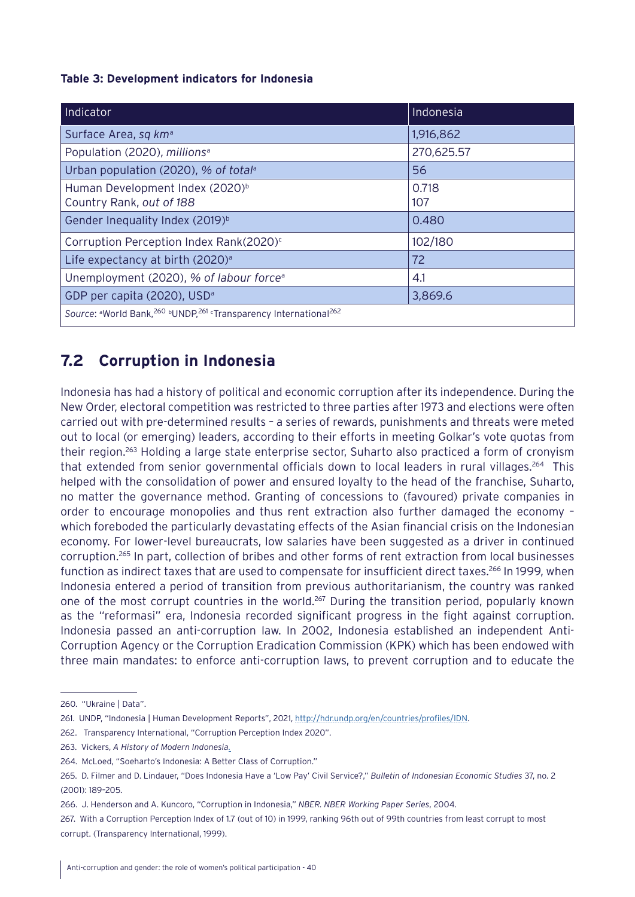**Table 3: Development indicators for Indonesia**

| Indicator | Indonesia |
|---|---|
| Surface Area, *sq km*[a] | 1,916,862 |
| Population (2020), *millions*[a] | 270,625.57 |
| Urban population (2020), *% of total*[a] | 56 |
| Human Development Index (2020)[b]<br>Country Rank, *out of 188* | 0.718<br>107 |
| Gender Inequality Index (2019)[b] | 0.480 |
| Corruption Perception Index Rank(2020)[c] | 102/180 |
| Life expectancy at birth (2020)[a] | 72 |
| Unemployment (2020), *% of labour force*[a] | 4.1 |
| GDP per capita (2020), USD[a] | 3,869.6 |
| *Source*: [a]World Bank,[260] [b]UNDP,[261] [c]Transparency International[262] | |

## 7.2 Corruption in Indonesia

Indonesia has had a history of political and economic corruption after its independence. During the New Order, electoral competition was restricted to three parties after 1973 and elections were often carried out with pre-determined results – a series of rewards, punishments and threats were meted out to local (or emerging) leaders, according to their efforts in meeting Golkar's vote quotas from their region.[263] Holding a large state enterprise sector, Suharto also practiced a form of cronyism that extended from senior governmental officials down to local leaders in rural villages.[264] This helped with the consolidation of power and ensured loyalty to the head of the franchise, Suharto, no matter the governance method. Granting of concessions to (favoured) private companies in order to encourage monopolies and thus rent extraction also further damaged the economy – which foreboded the particularly devastating effects of the Asian financial crisis on the Indonesian economy. For lower-level bureaucrats, low salaries have been suggested as a driver in continued corruption.[265] In part, collection of bribes and other forms of rent extraction from local businesses function as indirect taxes that are used to compensate for insufficient direct taxes.[266] In 1999, when Indonesia entered a period of transition from previous authoritarianism, the country was ranked one of the most corrupt countries in the world.[267] During the transition period, popularly known as the "reformasi" era, Indonesia recorded significant progress in the fight against corruption. Indonesia passed an anti-corruption law. In 2002, Indonesia established an independent Anti-Corruption Agency or the Corruption Eradication Commission (KPK) which has been endowed with three main mandates: to enforce anti-corruption laws, to prevent corruption and to educate the

---

260. "Ukraine | Data".

261. UNDP, "Indonesia | Human Development Reports", 2021, http://hdr.undp.org/en/countries/profiles/IDN.

262. Transparency International, "Corruption Perception Index 2020".

263. Vickers, *A History of Modern Indonesia*.

264. McLoed, "Soeharto's Indonesia: A Better Class of Corruption."

265. D. Filmer and D. Lindauer, "Does Indonesia Have a 'Low Pay' Civil Service?," *Bulletin of Indonesian Economic Studies* 37, no. 2 (2001): 189–205.

266. J. Henderson and A. Kuncoro, "Corruption in Indonesia," *NBER. NBER Working Paper Series*, 2004.

267. With a Corruption Perception Index of 1.7 (out of 10) in 1999, ranking 96th out of 99th countries from least corrupt to most corrupt. (Transparency International, 1999).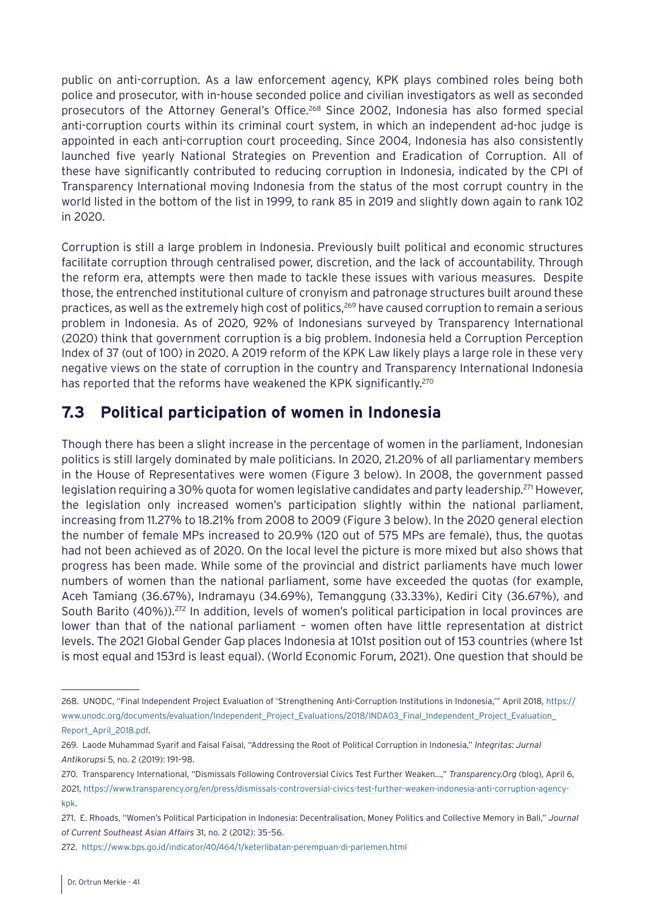public on anti-corruption. As a law enforcement agency, KPK plays combined roles being both police and prosecutor, with in-house seconded police and civilian investigators as well as seconded prosecutors of the Attorney General's Office.[268] Since 2002, Indonesia has also formed special anti-corruption courts within its criminal court system, in which an independent ad-hoc judge is appointed in each anti-corruption court proceeding. Since 2004, Indonesia has also consistently launched five yearly National Strategies on Prevention and Eradication of Corruption. All of these have significantly contributed to reducing corruption in Indonesia, indicated by the CPI of Transparency International moving Indonesia from the status of the most corrupt country in the world listed in the bottom of the list in 1999, to rank 85 in 2019 and slightly down again to rank 102 in 2020.

Corruption is still a large problem in Indonesia. Previously built political and economic structures facilitate corruption through centralised power, discretion, and the lack of accountability. Through the reform era, attempts were then made to tackle these issues with various measures. Despite those, the entrenched institutional culture of cronyism and patronage structures built around these practices, as well as the extremely high cost of politics,[269] have caused corruption to remain a serious problem in Indonesia. As of 2020, 92% of Indonesians surveyed by Transparency International (2020) think that government corruption is a big problem. Indonesia held a Corruption Perception Index of 37 (out of 100) in 2020. A 2019 reform of the KPK Law likely plays a large role in these very negative views on the state of corruption in the country and Transparency International Indonesia has reported that the reforms have weakened the KPK significantly.[270]

## 7.3 Political participation of women in Indonesia

Though there has been a slight increase in the percentage of women in the parliament, Indonesian politics is still largely dominated by male politicians. In 2020, 21.20% of all parliamentary members in the House of Representatives were women (Figure 3 below). In 2008, the government passed legislation requiring a 30% quota for women legislative candidates and party leadership.[271] However, the legislation only increased women's participation slightly within the national parliament, increasing from 11.27% to 18.21% from 2008 to 2009 (Figure 3 below). In the 2020 general election the number of female MPs increased to 20.9% (120 out of 575 MPs are female), thus, the quotas had not been achieved as of 2020. On the local level the picture is more mixed but also shows that progress has been made. While some of the provincial and district parliaments have much lower numbers of women than the national parliament, some have exceeded the quotas (for example, Aceh Tamiang (36.67%), Indramayu (34.69%), Temanggung (33.33%), Kediri City (36.67%), and South Barito (40%)).[272] In addition, levels of women's political participation in local provinces are lower than that of the national parliament – women often have little representation at district levels. The 2021 Global Gender Gap places Indonesia at 101st position out of 153 countries (where 1st is most equal and 153rd is least equal). (World Economic Forum, 2021). One question that should be

---

268. UNODC, "Final Independent Project Evaluation of 'Strengthening Anti-Corruption Institutions in Indonesia,'" April 2018, https://www.unodc.org/documents/evaluation/Independent_Project_Evaluations/2018/INDA03_Final_Independent_Project_Evaluation_Report_April_2018.pdf.

269. Laode Muhammad Syarif and Faisal Faisal, "Addressing the Root of Political Corruption in Indonesia," *Integritas: Jurnal Antikorupsi* 5, no. 2 (2019): 191–98.

270. Transparency International, "Dismissals Following Controversial Civics Test Further Weaken…," *Transparency.Org* (blog), April 6, 2021, https://www.transparency.org/en/press/dismissals-controversial-civics-test-further-weaken-indonesia-anti-corruption-agency-kpk.

271. E. Rhoads, "Women's Political Participation in Indonesia: Decentralisation, Money Politics and Collective Memory in Bali," *Journal of Current Southeast Asian Affairs* 31, no. 2 (2012): 35–56.

272. https://www.bps.go.id/indicator/40/464/1/keterlibatan-perempuan-di-parlemen.html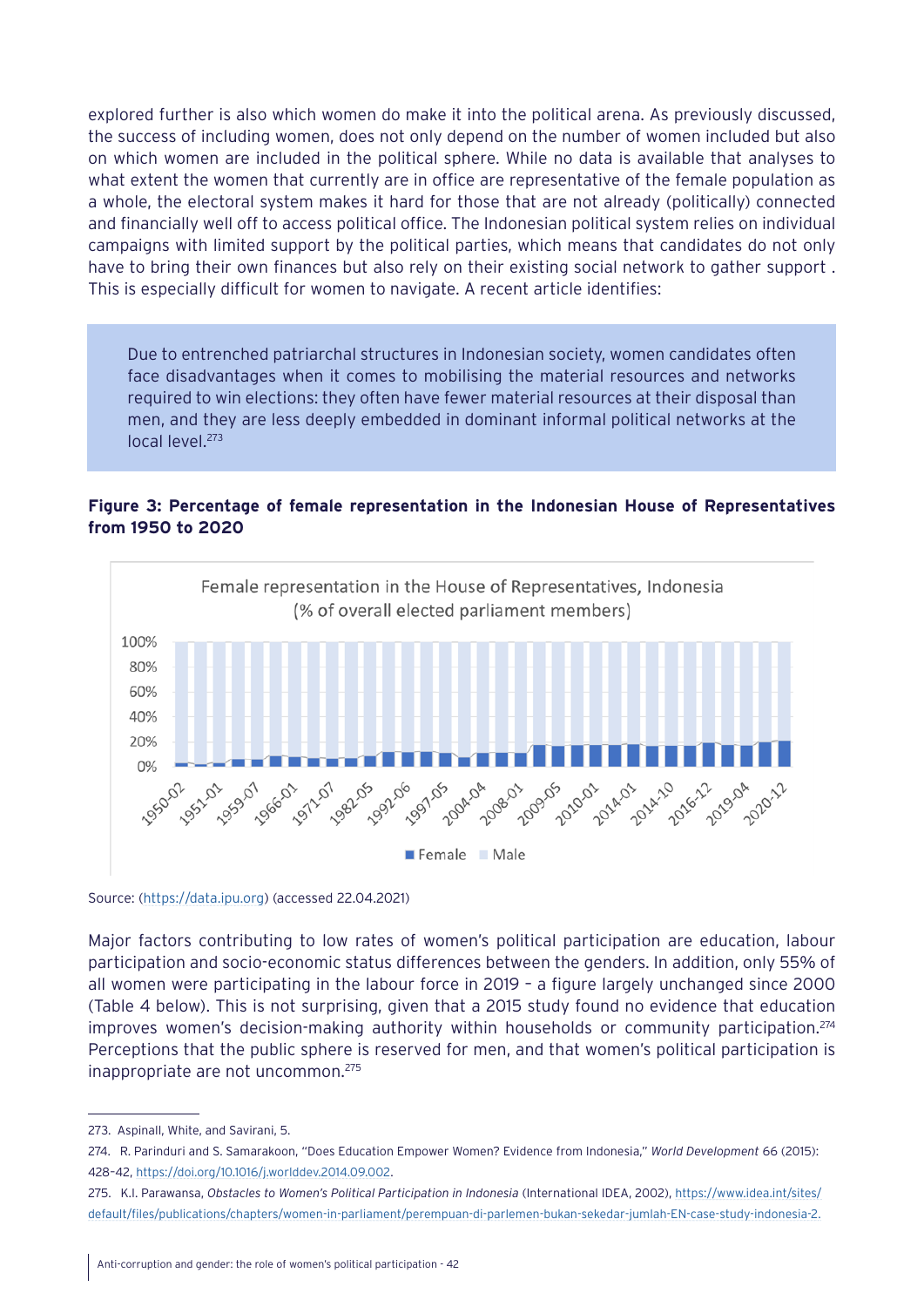explored further is also which women do make it into the political arena. As previously discussed, the success of including women, does not only depend on the number of women included but also on which women are included in the political sphere. While no data is available that analyses to what extent the women that currently are in office are representative of the female population as a whole, the electoral system makes it hard for those that are not already (politically) connected and financially well off to access political office. The Indonesian political system relies on individual campaigns with limited support by the political parties, which means that candidates do not only have to bring their own finances but also rely on their existing social network to gather support . This is especially difficult for women to navigate. A recent article identifies:

> Due to entrenched patriarchal structures in Indonesian society, women candidates often face disadvantages when it comes to mobilising the material resources and networks required to win elections: they often have fewer material resources at their disposal than men, and they are less deeply embedded in dominant informal political networks at the local level.[273]

**Figure 3: Percentage of female representation in the Indonesian House of Representatives from 1950 to 2020**

Source: (https://data.ipu.org) (accessed 22.04.2021)

Major factors contributing to low rates of women's political participation are education, labour participation and socio-economic status differences between the genders. In addition, only 55% of all women were participating in the labour force in 2019 – a figure largely unchanged since 2000 (Table 4 below). This is not surprising, given that a 2015 study found no evidence that education improves women's decision-making authority within households or community participation.[274] Perceptions that the public sphere is reserved for men, and that women's political participation is inappropriate are not uncommon.[275]

---

273. Aspinall, White, and Savirani, 5.

274. R. Parinduri and S. Samarakoon, "Does Education Empower Women? Evidence from Indonesia," *World Development* 66 (2015): 428–42, https://doi.org/10.1016/j.worlddev.2014.09.002.

275. K.I. Parawansa, *Obstacles to Women's Political Participation in Indonesia* (International IDEA, 2002), https://www.idea.int/sites/default/files/publications/chapters/women-in-parliament/perempuan-di-parlemen-bukan-sekedar-jumlah-EN-case-study-indonesia-2.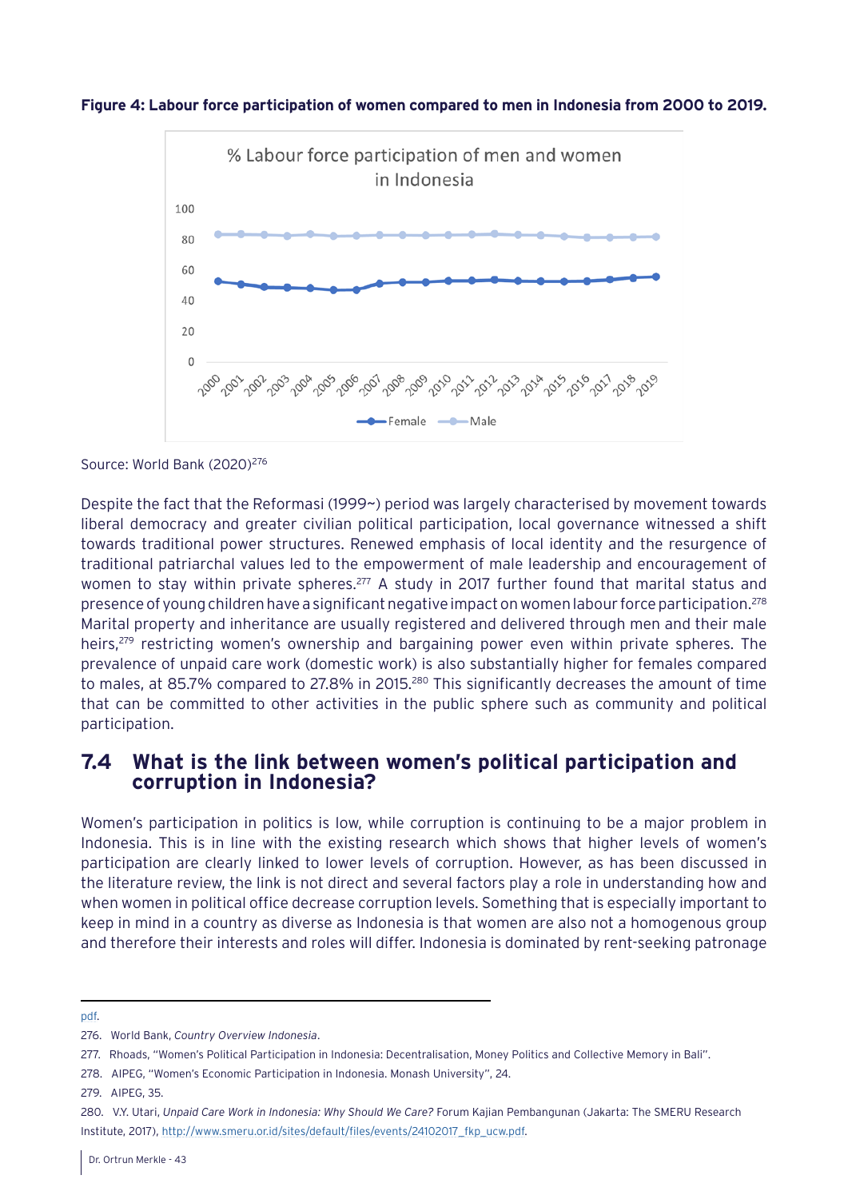**Figure 4: Labour force participation of women compared to men in Indonesia from 2000 to 2019.**

Source: World Bank (2020)[276]

Despite the fact that the Reformasi (1999~) period was largely characterised by movement towards liberal democracy and greater civilian political participation, local governance witnessed a shift towards traditional power structures. Renewed emphasis of local identity and the resurgence of traditional patriarchal values led to the empowerment of male leadership and encouragement of women to stay within private spheres.[277] A study in 2017 further found that marital status and presence of young children have a significant negative impact on women labour force participation.[278] Marital property and inheritance are usually registered and delivered through men and their male heirs,[279] restricting women's ownership and bargaining power even within private spheres. The prevalence of unpaid care work (domestic work) is also substantially higher for females compared to males, at 85.7% compared to 27.8% in 2015.[280] This significantly decreases the amount of time that can be committed to other activities in the public sphere such as community and political participation.

## 7.4 What is the link between women's political participation and corruption in Indonesia?

Women's participation in politics is low, while corruption is continuing to be a major problem in Indonesia. This is in line with the existing research which shows that higher levels of women's participation are clearly linked to lower levels of corruption. However, as has been discussed in the literature review, the link is not direct and several factors play a role in understanding how and when women in political office decrease corruption levels. Something that is especially important to keep in mind in a country as diverse as Indonesia is that women are also not a homogenous group and therefore their interests and roles will differ. Indonesia is dominated by rent-seeking patronage

---

pdf.

276. World Bank, *Country Overview Indonesia*.

277. Rhoads, "Women's Political Participation in Indonesia: Decentralisation, Money Politics and Collective Memory in Bali".

278. AIPEG, "Women's Economic Participation in Indonesia. Monash University", 24.

279. AIPEG, 35.

280. V.Y. Utari, *Unpaid Care Work in Indonesia: Why Should We Care?* Forum Kajian Pembangunan (Jakarta: The SMERU Research Institute, 2017), http://www.smeru.or.id/sites/default/files/events/24102017_fkp_ucw.pdf.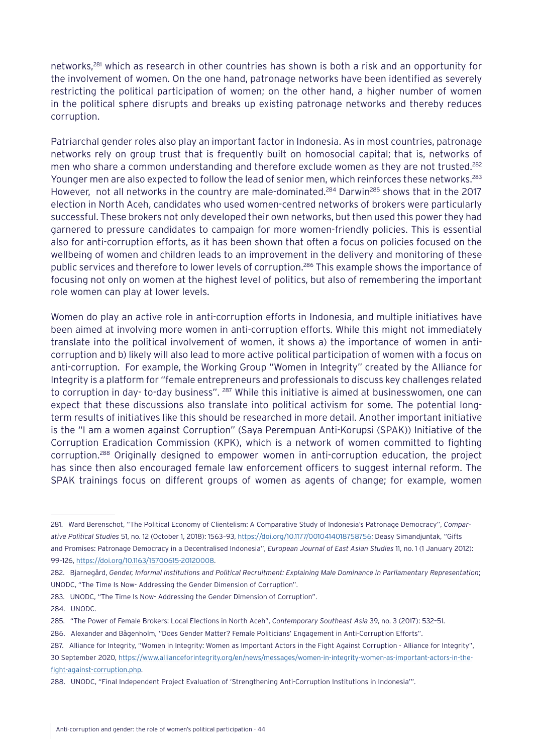networks,[281] which as research in other countries has shown is both a risk and an opportunity for the involvement of women. On the one hand, patronage networks have been identified as severely restricting the political participation of women; on the other hand, a higher number of women in the political sphere disrupts and breaks up existing patronage networks and thereby reduces corruption.

Patriarchal gender roles also play an important factor in Indonesia. As in most countries, patronage networks rely on group trust that is frequently built on homosocial capital; that is, networks of men who share a common understanding and therefore exclude women as they are not trusted.[282] Younger men are also expected to follow the lead of senior men, which reinforces these networks.[283] However, not all networks in the country are male-dominated.[284] Darwin[285] shows that in the 2017 election in North Aceh, candidates who used women-centred networks of brokers were particularly successful. These brokers not only developed their own networks, but then used this power they had garnered to pressure candidates to campaign for more women-friendly policies. This is essential also for anti-corruption efforts, as it has been shown that often a focus on policies focused on the wellbeing of women and children leads to an improvement in the delivery and monitoring of these public services and therefore to lower levels of corruption.[286] This example shows the importance of focusing not only on women at the highest level of politics, but also of remembering the important role women can play at lower levels.

Women do play an active role in anti-corruption efforts in Indonesia, and multiple initiatives have been aimed at involving more women in anti-corruption efforts. While this might not immediately translate into the political involvement of women, it shows a) the importance of women in anti-corruption and b) likely will also lead to more active political participation of women with a focus on anti-corruption. For example, the Working Group "Women in Integrity" created by the Alliance for Integrity is a platform for "female entrepreneurs and professionals to discuss key challenges related to corruption in day- to-day business". [287] While this initiative is aimed at businesswomen, one can expect that these discussions also translate into political activism for some. The potential long-term results of initiatives like this should be researched in more detail. Another important initiative is the "I am a women against Corruption" (Saya Perempuan Anti-Korupsi (SPAK)) Initiative of the Corruption Eradication Commission (KPK), which is a network of women committed to fighting corruption.[288] Originally designed to empower women in anti-corruption education, the project has since then also encouraged female law enforcement officers to suggest internal reform. The SPAK trainings focus on different groups of women as agents of change; for example, women

---

281. Ward Berenschot, "The Political Economy of Clientelism: A Comparative Study of Indonesia's Patronage Democracy", *Comparative Political Studies* 51, no. 12 (October 1, 2018): 1563–93, https://doi.org/10.1177/0010414018758756; Deasy Simandjuntak, "Gifts and Promises: Patronage Democracy in a Decentralised Indonesia", *European Journal of East Asian Studies* 11, no. 1 (1 January 2012): 99–126, https://doi.org/10.1163/15700615-20120008.

282. Bjarnegård, *Gender, Informal Institutions and Political Recruitment: Explaining Male Dominance in Parliamentary Representation*; UNODC, "The Time Is Now- Addressing the Gender Dimension of Corruption".

283. UNODC, "The Time Is Now- Addressing the Gender Dimension of Corruption".

284. UNODC.

285. "The Power of Female Brokers: Local Elections in North Aceh", *Contemporary Southeast Asia* 39, no. 3 (2017): 532–51.

286. Alexander and Bågenholm, "Does Gender Matter? Female Politicians' Engagement in Anti-Corruption Efforts".

287. Alliance for Integrity, "Women in Integrity: Women as Important Actors in the Fight Against Corruption - Alliance for Integrity", 30 September 2020, https://www.allianceforintegrity.org/en/news/messages/women-in-integrity-women-as-important-actors-in-the-fight-against-corruption.php.

288. UNODC, "Final Independent Project Evaluation of 'Strengthening Anti-Corruption Institutions in Indonesia'".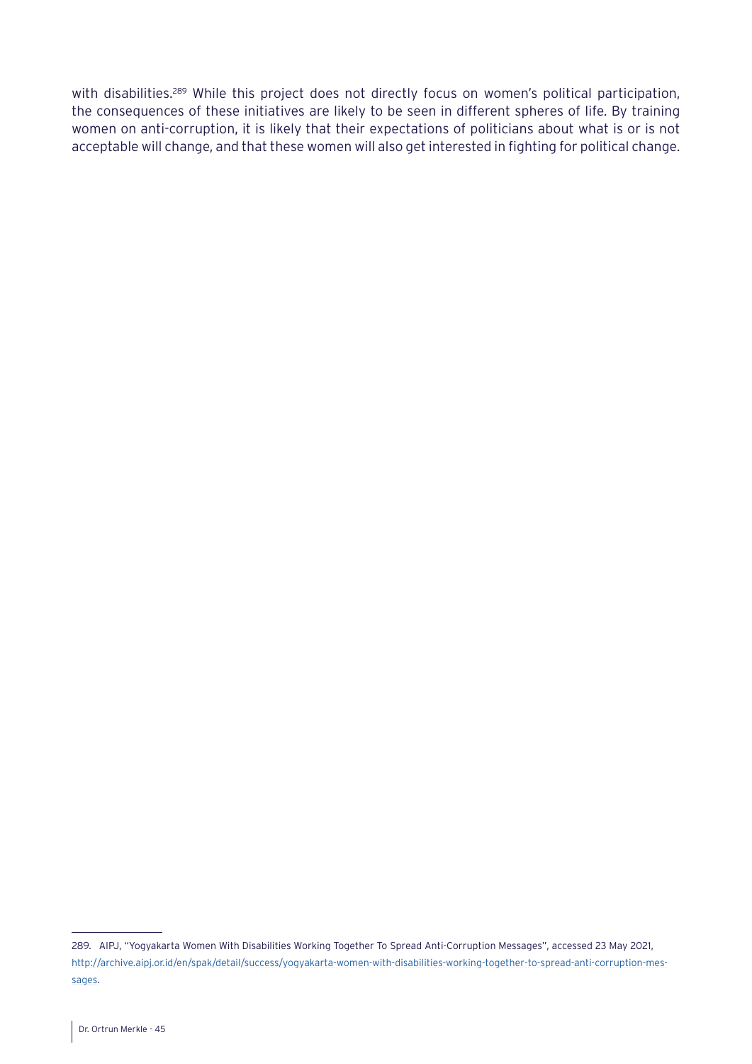with disabilities.[289] While this project does not directly focus on women's political participation, the consequences of these initiatives are likely to be seen in different spheres of life. By training women on anti-corruption, it is likely that their expectations of politicians about what is or is not acceptable will change, and that these women will also get interested in fighting for political change.

---

289. AIPJ, "Yogyakarta Women With Disabilities Working Together To Spread Anti-Corruption Messages", accessed 23 May 2021, http://archive.aipj.or.id/en/spak/detail/success/yogyakarta-women-with-disabilities-working-together-to-spread-anti-corruption-messages.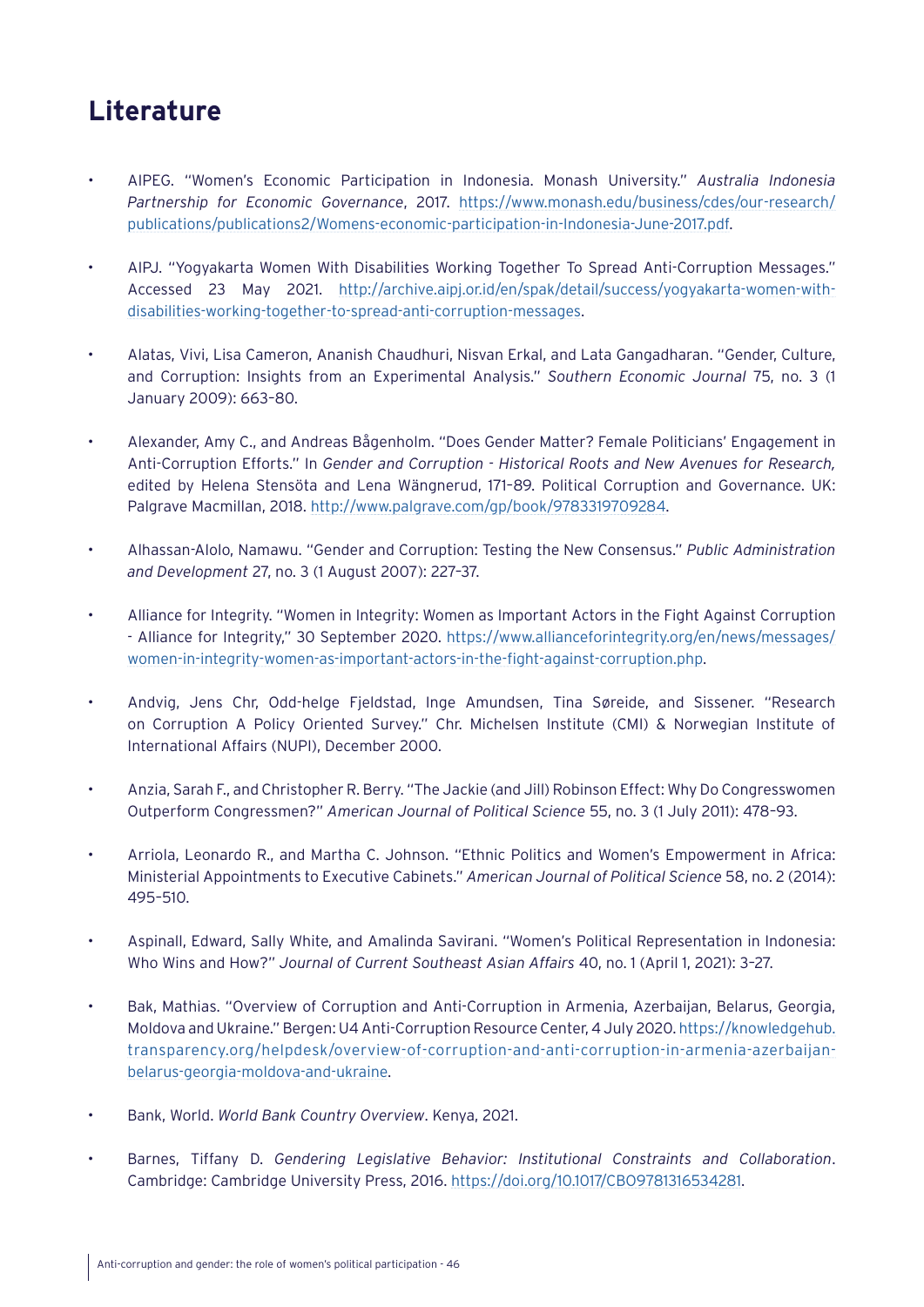# Literature

- AIPEG. "Women's Economic Participation in Indonesia. Monash University." *Australia Indonesia Partnership for Economic Governance*, 2017. https://www.monash.edu/business/cdes/our-research/publications/publications2/Womens-economic-participation-in-Indonesia-June-2017.pdf.

- AIPJ. "Yogyakarta Women With Disabilities Working Together To Spread Anti-Corruption Messages." Accessed 23 May 2021. http://archive.aipj.or.id/en/spak/detail/success/yogyakarta-women-with-disabilities-working-together-to-spread-anti-corruption-messages.

- Alatas, Vivi, Lisa Cameron, Ananish Chaudhuri, Nisvan Erkal, and Lata Gangadharan. "Gender, Culture, and Corruption: Insights from an Experimental Analysis." *Southern Economic Journal* 75, no. 3 (1 January 2009): 663–80.

- Alexander, Amy C., and Andreas Bågenholm. "Does Gender Matter? Female Politicians' Engagement in Anti-Corruption Efforts." In *Gender and Corruption - Historical Roots and New Avenues for Research,* edited by Helena Stensöta and Lena Wängnerud, 171–89. Political Corruption and Governance. UK: Palgrave Macmillan, 2018. http://www.palgrave.com/gp/book/9783319709284.

- Alhassan-Alolo, Namawu. "Gender and Corruption: Testing the New Consensus." *Public Administration and Development* 27, no. 3 (1 August 2007): 227–37.

- Alliance for Integrity. "Women in Integrity: Women as Important Actors in the Fight Against Corruption - Alliance for Integrity," 30 September 2020. https://www.allianceforintegrity.org/en/news/messages/women-in-integrity-women-as-important-actors-in-the-fight-against-corruption.php.

- Andvig, Jens Chr, Odd-helge Fjeldstad, Inge Amundsen, Tina Søreide, and Sissener. "Research on Corruption A Policy Oriented Survey." Chr. Michelsen Institute (CMI) & Norwegian Institute of International Affairs (NUPI), December 2000.

- Anzia, Sarah F., and Christopher R. Berry. "The Jackie (and Jill) Robinson Effect: Why Do Congresswomen Outperform Congressmen?" *American Journal of Political Science* 55, no. 3 (1 July 2011): 478–93.

- Arriola, Leonardo R., and Martha C. Johnson. "Ethnic Politics and Women's Empowerment in Africa: Ministerial Appointments to Executive Cabinets." *American Journal of Political Science* 58, no. 2 (2014): 495–510.

- Aspinall, Edward, Sally White, and Amalinda Savirani. "Women's Political Representation in Indonesia: Who Wins and How?" *Journal of Current Southeast Asian Affairs* 40, no. 1 (April 1, 2021): 3–27.

- Bak, Mathias. "Overview of Corruption and Anti-Corruption in Armenia, Azerbaijan, Belarus, Georgia, Moldova and Ukraine." Bergen: U4 Anti-Corruption Resource Center, 4 July 2020. https://knowledgehub.transparency.org/helpdesk/overview-of-corruption-and-anti-corruption-in-armenia-azerbaijan-belarus-georgia-moldova-and-ukraine.

- Bank, World. *World Bank Country Overview*. Kenya, 2021.

- Barnes, Tiffany D. *Gendering Legislative Behavior: Institutional Constraints and Collaboration*. Cambridge: Cambridge University Press, 2016. https://doi.org/10.1017/CBO9781316534281.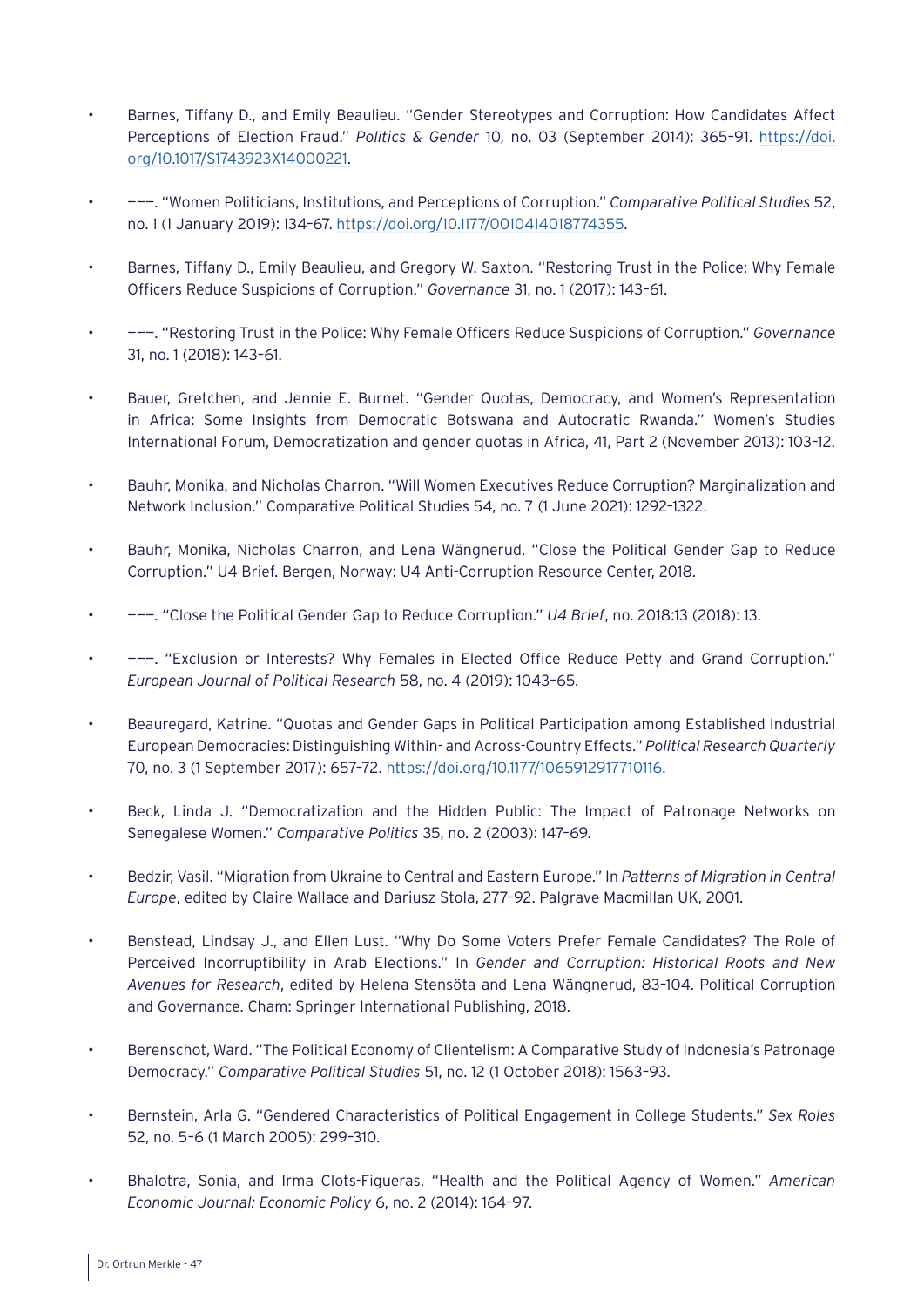- Barnes, Tiffany D., and Emily Beaulieu. "Gender Stereotypes and Corruption: How Candidates Affect Perceptions of Election Fraud." *Politics & Gender* 10, no. 03 (September 2014): 365–91. https://doi.org/10.1017/S1743923X14000221.

- ———. "Women Politicians, Institutions, and Perceptions of Corruption." *Comparative Political Studies* 52, no. 1 (1 January 2019): 134–67. https://doi.org/10.1177/0010414018774355.

- Barnes, Tiffany D., Emily Beaulieu, and Gregory W. Saxton. "Restoring Trust in the Police: Why Female Officers Reduce Suspicions of Corruption." *Governance* 31, no. 1 (2017): 143–61.

- ———. "Restoring Trust in the Police: Why Female Officers Reduce Suspicions of Corruption." *Governance* 31, no. 1 (2018): 143–61.

- Bauer, Gretchen, and Jennie E. Burnet. "Gender Quotas, Democracy, and Women's Representation in Africa: Some Insights from Democratic Botswana and Autocratic Rwanda." Women's Studies International Forum, Democratization and gender quotas in Africa, 41, Part 2 (November 2013): 103–12.

- Bauhr, Monika, and Nicholas Charron. "Will Women Executives Reduce Corruption? Marginalization and Network Inclusion." Comparative Political Studies 54, no. 7 (1 June 2021): 1292–1322.

- Bauhr, Monika, Nicholas Charron, and Lena Wängnerud. "Close the Political Gender Gap to Reduce Corruption." U4 Brief. Bergen, Norway: U4 Anti-Corruption Resource Center, 2018.

- ———. "Close the Political Gender Gap to Reduce Corruption." *U4 Brief*, no. 2018:13 (2018): 13.

- ———. "Exclusion or Interests? Why Females in Elected Office Reduce Petty and Grand Corruption." *European Journal of Political Research* 58, no. 4 (2019): 1043–65.

- Beauregard, Katrine. "Quotas and Gender Gaps in Political Participation among Established Industrial European Democracies: Distinguishing Within- and Across-Country Effects." *Political Research Quarterly* 70, no. 3 (1 September 2017): 657–72. https://doi.org/10.1177/1065912917710116.

- Beck, Linda J. "Democratization and the Hidden Public: The Impact of Patronage Networks on Senegalese Women." *Comparative Politics* 35, no. 2 (2003): 147–69.

- Bedzir, Vasil. "Migration from Ukraine to Central and Eastern Europe." In *Patterns of Migration in Central Europe*, edited by Claire Wallace and Dariusz Stola, 277–92. Palgrave Macmillan UK, 2001.

- Benstead, Lindsay J., and Ellen Lust. "Why Do Some Voters Prefer Female Candidates? The Role of Perceived Incorruptibility in Arab Elections." In *Gender and Corruption: Historical Roots and New Avenues for Research*, edited by Helena Stensöta and Lena Wängnerud, 83–104. Political Corruption and Governance. Cham: Springer International Publishing, 2018.

- Berenschot, Ward. "The Political Economy of Clientelism: A Comparative Study of Indonesia's Patronage Democracy." *Comparative Political Studies* 51, no. 12 (1 October 2018): 1563–93.

- Bernstein, Arla G. "Gendered Characteristics of Political Engagement in College Students." *Sex Roles* 52, no. 5–6 (1 March 2005): 299–310.

- Bhalotra, Sonia, and Irma Clots-Figueras. "Health and the Political Agency of Women." *American Economic Journal: Economic Policy* 6, no. 2 (2014): 164–97.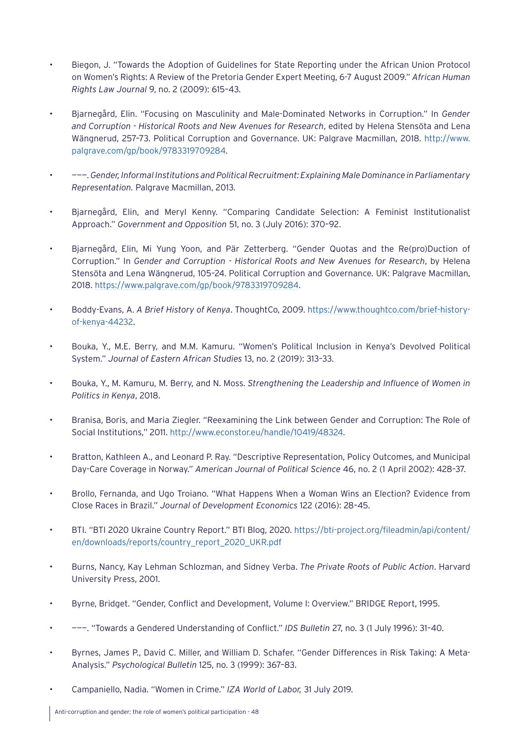- Biegon, J. "Towards the Adoption of Guidelines for State Reporting under the African Union Protocol on Women's Rights: A Review of the Pretoria Gender Expert Meeting, 6-7 August 2009." *African Human Rights Law Journal* 9, no. 2 (2009): 615–43.

- Bjarnegård, Elin. "Focusing on Masculinity and Male-Dominated Networks in Corruption." In *Gender and Corruption - Historical Roots and New Avenues for Research*, edited by Helena Stensöta and Lena Wängnerud, 257–73. Political Corruption and Governance. UK: Palgrave Macmillan, 2018. http://www.palgrave.com/gp/book/9783319709284.

- ———. *Gender, Informal Institutions and Political Recruitment: Explaining Male Dominance in Parliamentary Representation.* Palgrave Macmillan, 2013.

- Bjarnegård, Elin, and Meryl Kenny. "Comparing Candidate Selection: A Feminist Institutionalist Approach." *Government and Opposition* 51, no. 3 (July 2016): 370–92.

- Bjarnegård, Elin, Mi Yung Yoon, and Pär Zetterberg. "Gender Quotas and the Re(pro)Duction of Corruption." In *Gender and Corruption - Historical Roots and New Avenues for Research*, by Helena Stensöta and Lena Wängnerud, 105–24. Political Corruption and Governance. UK: Palgrave Macmillan, 2018. https://www.palgrave.com/gp/book/9783319709284.

- Boddy-Evans, A. *A Brief History of Kenya*. ThoughtCo, 2009. https://www.thoughtco.com/brief-history-of-kenya-44232.

- Bouka, Y., M.E. Berry, and M.M. Kamuru. "Women's Political Inclusion in Kenya's Devolved Political System." *Journal of Eastern African Studies* 13, no. 2 (2019): 313–33.

- Bouka, Y., M. Kamuru, M. Berry, and N. Moss. *Strengthening the Leadership and Influence of Women in Politics in Kenya*, 2018.

- Branisa, Boris, and Maria Ziegler. "Reexamining the Link between Gender and Corruption: The Role of Social Institutions," 2011. http://www.econstor.eu/handle/10419/48324.

- Bratton, Kathleen A., and Leonard P. Ray. "Descriptive Representation, Policy Outcomes, and Municipal Day-Care Coverage in Norway." *American Journal of Political Science* 46, no. 2 (1 April 2002): 428–37.

- Brollo, Fernanda, and Ugo Troiano. "What Happens When a Woman Wins an Election? Evidence from Close Races in Brazil." *Journal of Development Economics* 122 (2016): 28–45.

- BTI. "BTI 2020 Ukraine Country Report." BTI Blog, 2020. https://bti-project.org/fileadmin/api/content/en/downloads/reports/country_report_2020_UKR.pdf

- Burns, Nancy, Kay Lehman Schlozman, and Sidney Verba. *The Private Roots of Public Action*. Harvard University Press, 2001.

- Byrne, Bridget. "Gender, Conflict and Development, Volume I: Overview." BRIDGE Report, 1995.

- ———. "Towards a Gendered Understanding of Conflict." *IDS Bulletin* 27, no. 3 (1 July 1996): 31–40.

- Byrnes, James P., David C. Miller, and William D. Schafer. "Gender Differences in Risk Taking: A Meta-Analysis." *Psychological Bulletin* 125, no. 3 (1999): 367–83.

- Campaniello, Nadia. "Women in Crime." *IZA World of Labor,* 31 July 2019.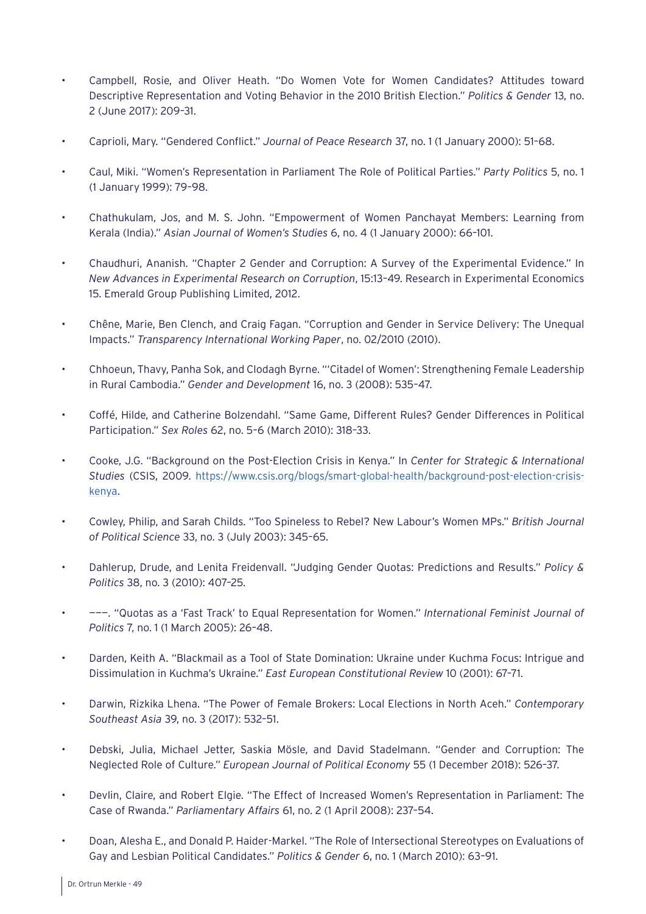- Campbell, Rosie, and Oliver Heath. "Do Women Vote for Women Candidates? Attitudes toward Descriptive Representation and Voting Behavior in the 2010 British Election." *Politics & Gender* 13, no. 2 (June 2017): 209–31.

- Caprioli, Mary. "Gendered Conflict." *Journal of Peace Research* 37, no. 1 (1 January 2000): 51–68.

- Caul, Miki. "Women's Representation in Parliament The Role of Political Parties." *Party Politics* 5, no. 1 (1 January 1999): 79–98.

- Chathukulam, Jos, and M. S. John. "Empowerment of Women Panchayat Members: Learning from Kerala (India)." *Asian Journal of Women's Studies* 6, no. 4 (1 January 2000): 66–101.

- Chaudhuri, Ananish. "Chapter 2 Gender and Corruption: A Survey of the Experimental Evidence." In *New Advances in Experimental Research on Corruption*, 15:13–49. Research in Experimental Economics 15. Emerald Group Publishing Limited, 2012.

- Chêne, Marie, Ben Clench, and Craig Fagan. "Corruption and Gender in Service Delivery: The Unequal Impacts." *Transparency International Working Paper*, no. 02/2010 (2010).

- Chhoeun, Thavy, Panha Sok, and Clodagh Byrne. "'Citadel of Women': Strengthening Female Leadership in Rural Cambodia." *Gender and Development* 16, no. 3 (2008): 535–47.

- Coffé, Hilde, and Catherine Bolzendahl. "Same Game, Different Rules? Gender Differences in Political Participation." *Sex Roles* 62, no. 5–6 (March 2010): 318–33.

- Cooke, J.G. "Background on the Post-Election Crisis in Kenya." In *Center for Strategic & International Studies* (CSIS, 2009. https://www.csis.org/blogs/smart-global-health/background-post-election-crisis-kenya.

- Cowley, Philip, and Sarah Childs. "Too Spineless to Rebel? New Labour's Women MPs." *British Journal of Political Science* 33, no. 3 (July 2003): 345–65.

- Dahlerup, Drude, and Lenita Freidenvall. "Judging Gender Quotas: Predictions and Results." *Policy & Politics* 38, no. 3 (2010): 407–25.

- ———. "Quotas as a 'Fast Track' to Equal Representation for Women." *International Feminist Journal of Politics* 7, no. 1 (1 March 2005): 26–48.

- Darden, Keith A. "Blackmail as a Tool of State Domination: Ukraine under Kuchma Focus: Intrigue and Dissimulation in Kuchma's Ukraine." *East European Constitutional Review* 10 (2001): 67–71.

- Darwin, Rizkika Lhena. "The Power of Female Brokers: Local Elections in North Aceh." *Contemporary Southeast Asia* 39, no. 3 (2017): 532–51.

- Debski, Julia, Michael Jetter, Saskia Mösle, and David Stadelmann. "Gender and Corruption: The Neglected Role of Culture." *European Journal of Political Economy* 55 (1 December 2018): 526–37.

- Devlin, Claire, and Robert Elgie. "The Effect of Increased Women's Representation in Parliament: The Case of Rwanda." *Parliamentary Affairs* 61, no. 2 (1 April 2008): 237–54.

- Doan, Alesha E., and Donald P. Haider-Markel. "The Role of Intersectional Stereotypes on Evaluations of Gay and Lesbian Political Candidates." *Politics & Gender* 6, no. 1 (March 2010): 63–91.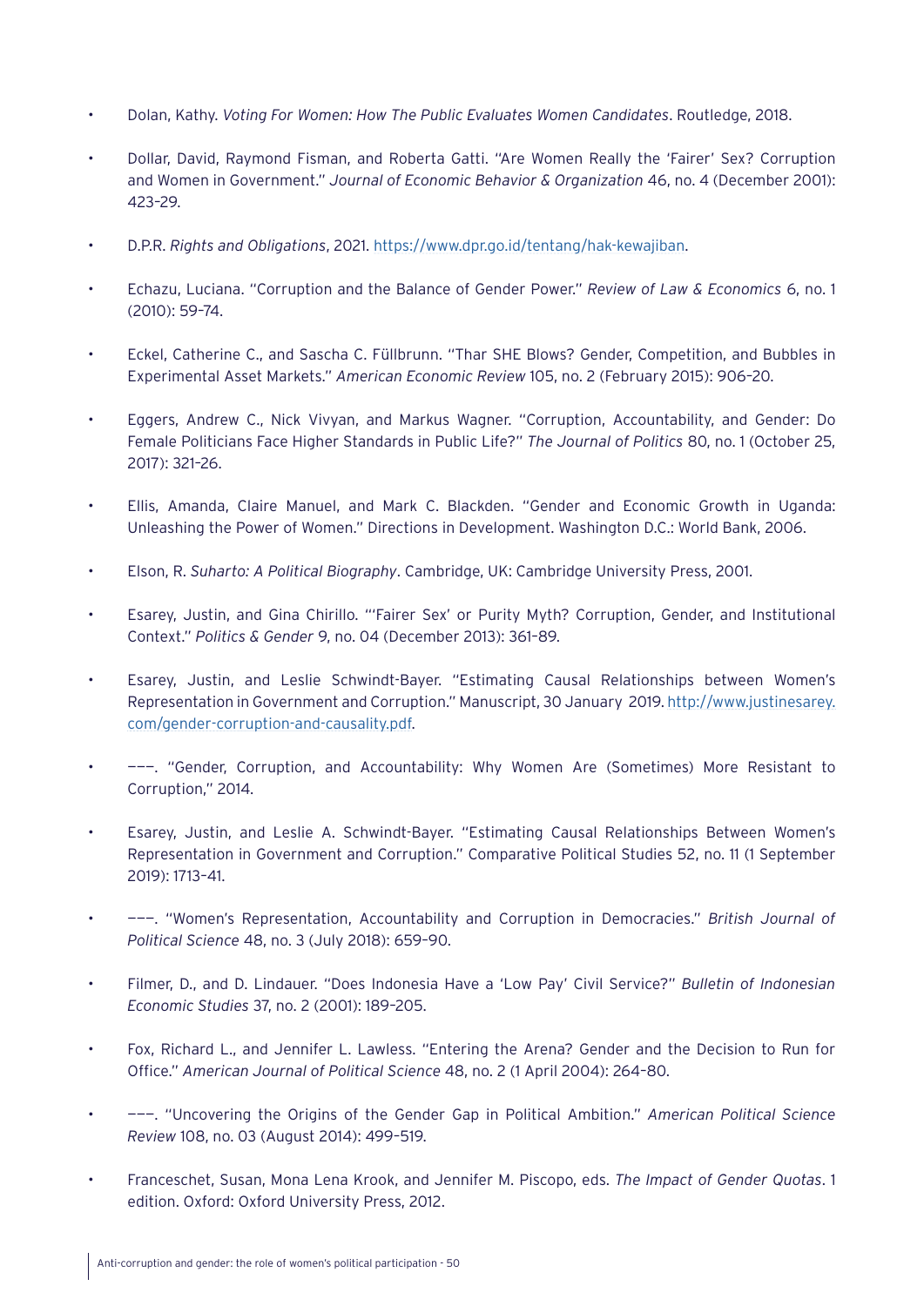- Dolan, Kathy. *Voting For Women: How The Public Evaluates Women Candidates*. Routledge, 2018.
- Dollar, David, Raymond Fisman, and Roberta Gatti. "Are Women Really the 'Fairer' Sex? Corruption and Women in Government." *Journal of Economic Behavior & Organization* 46, no. 4 (December 2001): 423–29.
- D.P.R. *Rights and Obligations*, 2021. https://www.dpr.go.id/tentang/hak-kewajiban.
- Echazu, Luciana. "Corruption and the Balance of Gender Power." *Review of Law & Economics* 6, no. 1 (2010): 59–74.
- Eckel, Catherine C., and Sascha C. Füllbrunn. "Thar SHE Blows? Gender, Competition, and Bubbles in Experimental Asset Markets." *American Economic Review* 105, no. 2 (February 2015): 906–20.
- Eggers, Andrew C., Nick Vivyan, and Markus Wagner. "Corruption, Accountability, and Gender: Do Female Politicians Face Higher Standards in Public Life?" *The Journal of Politics* 80, no. 1 (October 25, 2017): 321–26.
- Ellis, Amanda, Claire Manuel, and Mark C. Blackden. "Gender and Economic Growth in Uganda: Unleashing the Power of Women." Directions in Development. Washington D.C.: World Bank, 2006.
- Elson, R. *Suharto: A Political Biography*. Cambridge, UK: Cambridge University Press, 2001.
- Esarey, Justin, and Gina Chirillo. "'Fairer Sex' or Purity Myth? Corruption, Gender, and Institutional Context." *Politics & Gender* 9, no. 04 (December 2013): 361–89.
- Esarey, Justin, and Leslie Schwindt-Bayer. "Estimating Causal Relationships between Women's Representation in Government and Corruption." Manuscript, 30 January 2019. http://www.justinesarey.com/gender-corruption-and-causality.pdf.
- ———. "Gender, Corruption, and Accountability: Why Women Are (Sometimes) More Resistant to Corruption," 2014.
- Esarey, Justin, and Leslie A. Schwindt-Bayer. "Estimating Causal Relationships Between Women's Representation in Government and Corruption." Comparative Political Studies 52, no. 11 (1 September 2019): 1713–41.
- ———. "Women's Representation, Accountability and Corruption in Democracies." *British Journal of Political Science* 48, no. 3 (July 2018): 659–90.
- Filmer, D., and D. Lindauer. "Does Indonesia Have a 'Low Pay' Civil Service?" *Bulletin of Indonesian Economic Studies* 37, no. 2 (2001): 189–205.
- Fox, Richard L., and Jennifer L. Lawless. "Entering the Arena? Gender and the Decision to Run for Office." *American Journal of Political Science* 48, no. 2 (1 April 2004): 264–80.
- ———. "Uncovering the Origins of the Gender Gap in Political Ambition." *American Political Science Review* 108, no. 03 (August 2014): 499–519.
- Franceschet, Susan, Mona Lena Krook, and Jennifer M. Piscopo, eds. *The Impact of Gender Quotas*. 1 edition. Oxford: Oxford University Press, 2012.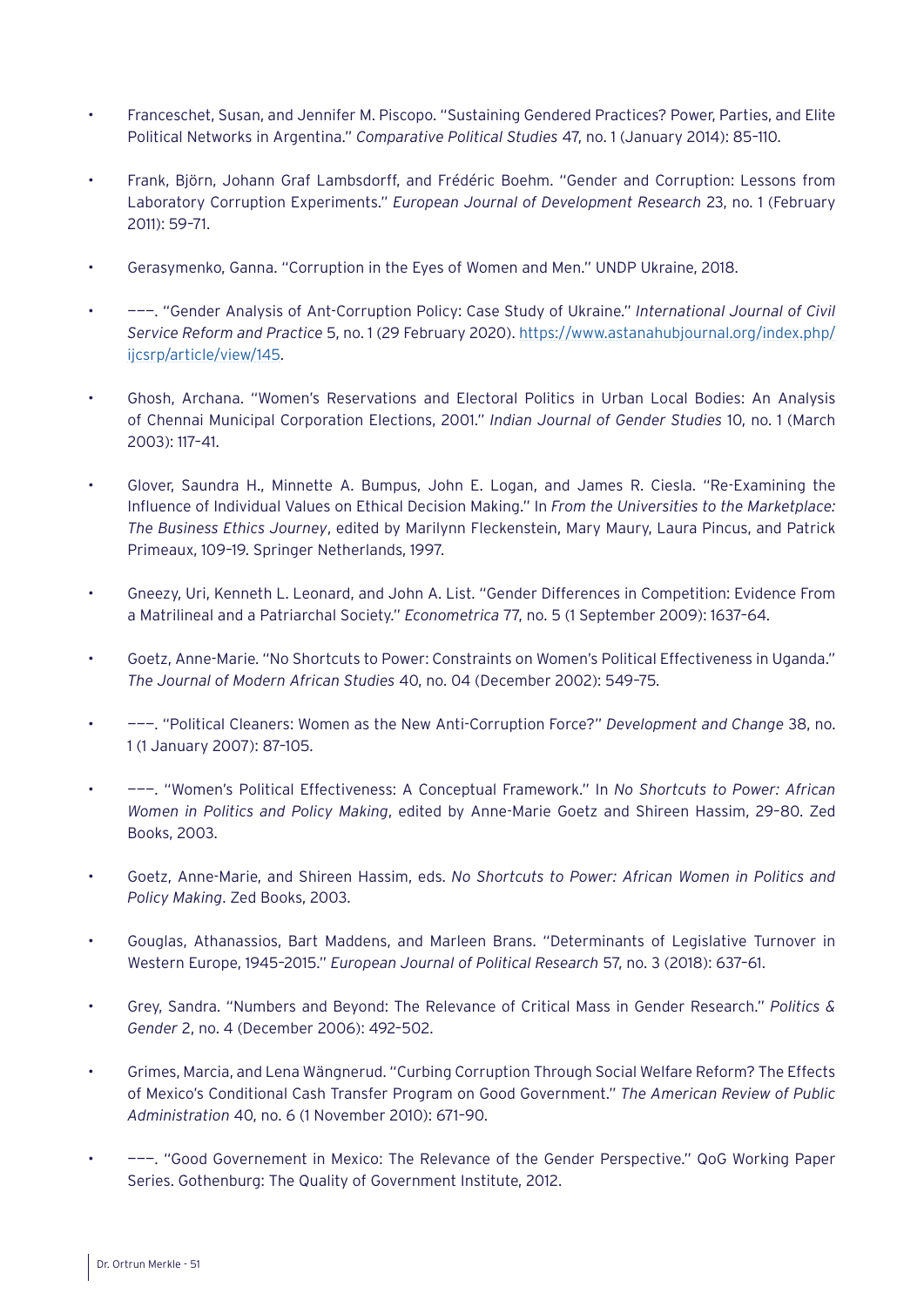- Franceschet, Susan, and Jennifer M. Piscopo. "Sustaining Gendered Practices? Power, Parties, and Elite Political Networks in Argentina." *Comparative Political Studies* 47, no. 1 (January 2014): 85–110.

- Frank, Björn, Johann Graf Lambsdorff, and Frédéric Boehm. "Gender and Corruption: Lessons from Laboratory Corruption Experiments." *European Journal of Development Research* 23, no. 1 (February 2011): 59–71.

- Gerasymenko, Ganna. "Corruption in the Eyes of Women and Men." UNDP Ukraine, 2018.

- ———. "Gender Analysis of Ant-Corruption Policy: Case Study of Ukraine." *International Journal of Civil Service Reform and Practice* 5, no. 1 (29 February 2020). https://www.astanahubjournal.org/index.php/ijcsrp/article/view/145.

- Ghosh, Archana. "Women's Reservations and Electoral Politics in Urban Local Bodies: An Analysis of Chennai Municipal Corporation Elections, 2001." *Indian Journal of Gender Studies* 10, no. 1 (March 2003): 117–41.

- Glover, Saundra H., Minnette A. Bumpus, John E. Logan, and James R. Ciesla. "Re-Examining the Influence of Individual Values on Ethical Decision Making." In *From the Universities to the Marketplace: The Business Ethics Journey*, edited by Marilynn Fleckenstein, Mary Maury, Laura Pincus, and Patrick Primeaux, 109–19. Springer Netherlands, 1997.

- Gneezy, Uri, Kenneth L. Leonard, and John A. List. "Gender Differences in Competition: Evidence From a Matrilineal and a Patriarchal Society." *Econometrica* 77, no. 5 (1 September 2009): 1637–64.

- Goetz, Anne-Marie. "No Shortcuts to Power: Constraints on Women's Political Effectiveness in Uganda." *The Journal of Modern African Studies* 40, no. 04 (December 2002): 549–75.

- ———. "Political Cleaners: Women as the New Anti-Corruption Force?" *Development and Change* 38, no. 1 (1 January 2007): 87–105.

- ———. "Women's Political Effectiveness: A Conceptual Framework." In *No Shortcuts to Power: African Women in Politics and Policy Making*, edited by Anne-Marie Goetz and Shireen Hassim, 29–80. Zed Books, 2003.

- Goetz, Anne-Marie, and Shireen Hassim, eds. *No Shortcuts to Power: African Women in Politics and Policy Making*. Zed Books, 2003.

- Gouglas, Athanassios, Bart Maddens, and Marleen Brans. "Determinants of Legislative Turnover in Western Europe, 1945–2015." *European Journal of Political Research* 57, no. 3 (2018): 637–61.

- Grey, Sandra. "Numbers and Beyond: The Relevance of Critical Mass in Gender Research." *Politics & Gender* 2, no. 4 (December 2006): 492–502.

- Grimes, Marcia, and Lena Wängnerud. "Curbing Corruption Through Social Welfare Reform? The Effects of Mexico's Conditional Cash Transfer Program on Good Government." *The American Review of Public Administration* 40, no. 6 (1 November 2010): 671–90.

- ———. "Good Governement in Mexico: The Relevance of the Gender Perspective." QoG Working Paper Series. Gothenburg: The Quality of Government Institute, 2012.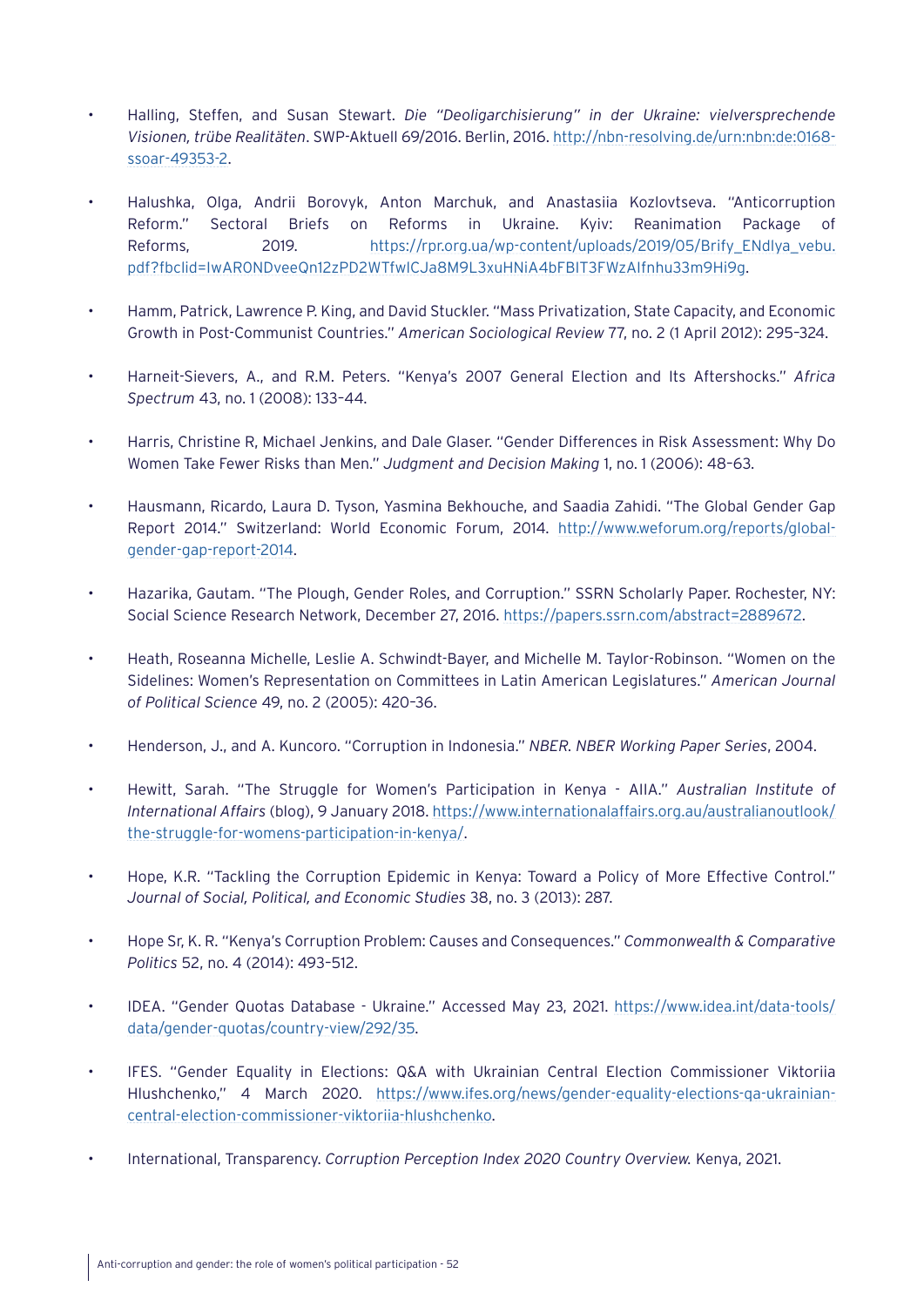- Halling, Steffen, and Susan Stewart. *Die "Deoligarchisierung" in der Ukraine: vielversprechende Visionen, trübe Realitäten*. SWP-Aktuell 69/2016. Berlin, 2016. http://nbn-resolving.de/urn:nbn:de:0168-ssoar-49353-2.

- Halushka, Olga, Andrii Borovyk, Anton Marchuk, and Anastasiia Kozlovtseva. "Anticorruption Reform." Sectoral Briefs on Reforms in Ukraine. Kyiv: Reanimation Package of Reforms, 2019. https://rpr.org.ua/wp-content/uploads/2019/05/Brify_ENdlya_vebu.pdf?fbclid=IwAR0NDveeQn12zPD2WTfwlCJa8M9L3xuHNiA4bFBIT3FWzAIfnhu33m9Hi9g.

- Hamm, Patrick, Lawrence P. King, and David Stuckler. "Mass Privatization, State Capacity, and Economic Growth in Post-Communist Countries." *American Sociological Review* 77, no. 2 (1 April 2012): 295–324.

- Harneit-Sievers, A., and R.M. Peters. "Kenya's 2007 General Election and Its Aftershocks." *Africa Spectrum* 43, no. 1 (2008): 133–44.

- Harris, Christine R, Michael Jenkins, and Dale Glaser. "Gender Differences in Risk Assessment: Why Do Women Take Fewer Risks than Men." *Judgment and Decision Making* 1, no. 1 (2006): 48–63.

- Hausmann, Ricardo, Laura D. Tyson, Yasmina Bekhouche, and Saadia Zahidi. "The Global Gender Gap Report 2014." Switzerland: World Economic Forum, 2014. http://www.weforum.org/reports/global-gender-gap-report-2014.

- Hazarika, Gautam. "The Plough, Gender Roles, and Corruption." SSRN Scholarly Paper. Rochester, NY: Social Science Research Network, December 27, 2016. https://papers.ssrn.com/abstract=2889672.

- Heath, Roseanna Michelle, Leslie A. Schwindt-Bayer, and Michelle M. Taylor-Robinson. "Women on the Sidelines: Women's Representation on Committees in Latin American Legislatures." *American Journal of Political Science* 49, no. 2 (2005): 420–36.

- Henderson, J., and A. Kuncoro. "Corruption in Indonesia." *NBER. NBER Working Paper Series*, 2004.

- Hewitt, Sarah. "The Struggle for Women's Participation in Kenya - AIIA." *Australian Institute of International Affairs* (blog), 9 January 2018. https://www.internationalaffairs.org.au/australianoutlook/the-struggle-for-womens-participation-in-kenya/.

- Hope, K.R. "Tackling the Corruption Epidemic in Kenya: Toward a Policy of More Effective Control." *Journal of Social, Political, and Economic Studies* 38, no. 3 (2013): 287.

- Hope Sr, K. R. "Kenya's Corruption Problem: Causes and Consequences." *Commonwealth & Comparative Politics* 52, no. 4 (2014): 493–512.

- IDEA. "Gender Quotas Database - Ukraine." Accessed May 23, 2021. https://www.idea.int/data-tools/data/gender-quotas/country-view/292/35.

- IFES. "Gender Equality in Elections: Q&A with Ukrainian Central Election Commissioner Viktoriia Hlushchenko," 4 March 2020. https://www.ifes.org/news/gender-equality-elections-qa-ukrainian-central-election-commissioner-viktoriia-hlushchenko.

- International, Transparency. *Corruption Perception Index 2020 Country Overview.* Kenya, 2021.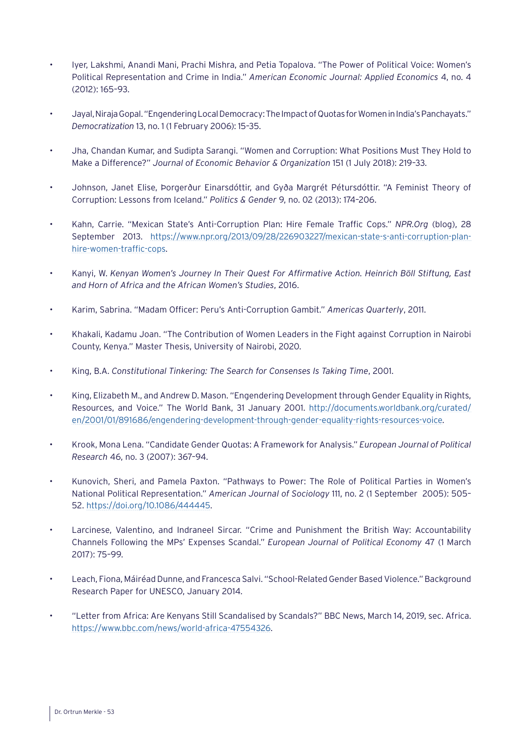- Iyer, Lakshmi, Anandi Mani, Prachi Mishra, and Petia Topalova. "The Power of Political Voice: Women's Political Representation and Crime in India." *American Economic Journal: Applied Economics* 4, no. 4 (2012): 165–93.

- Jayal, Niraja Gopal. "Engendering Local Democracy: The Impact of Quotas for Women in India's Panchayats." *Democratization* 13, no. 1 (1 February 2006): 15–35.

- Jha, Chandan Kumar, and Sudipta Sarangi. "Women and Corruption: What Positions Must They Hold to Make a Difference?" *Journal of Economic Behavior & Organization* 151 (1 July 2018): 219–33.

- Johnson, Janet Elise, Þorgerður Einarsdóttir, and Gyða Margrét Pétursdóttir. "A Feminist Theory of Corruption: Lessons from Iceland." *Politics & Gender* 9, no. 02 (2013): 174–206.

- Kahn, Carrie. "Mexican State's Anti-Corruption Plan: Hire Female Traffic Cops." *NPR.Org* (blog), 28 September 2013. https://www.npr.org/2013/09/28/226903227/mexican-state-s-anti-corruption-plan-hire-women-traffic-cops.

- Kanyi, W. *Kenyan Women's Journey In Their Quest For Affirmative Action. Heinrich Böll Stiftung, East and Horn of Africa and the African Women's Studies*, 2016.

- Karim, Sabrina. "Madam Officer: Peru's Anti-Corruption Gambit." *Americas Quarterly*, 2011.

- Khakali, Kadamu Joan. "The Contribution of Women Leaders in the Fight against Corruption in Nairobi County, Kenya." Master Thesis, University of Nairobi, 2020.

- King, B.A. *Constitutional Tinkering: The Search for Consenses Is Taking Time*, 2001.

- King, Elizabeth M., and Andrew D. Mason. "Engendering Development through Gender Equality in Rights, Resources, and Voice." The World Bank, 31 January 2001. http://documents.worldbank.org/curated/en/2001/01/891686/engendering-development-through-gender-equality-rights-resources-voice.

- Krook, Mona Lena. "Candidate Gender Quotas: A Framework for Analysis." *European Journal of Political Research* 46, no. 3 (2007): 367–94.

- Kunovich, Sheri, and Pamela Paxton. "Pathways to Power: The Role of Political Parties in Women's National Political Representation." *American Journal of Sociology* 111, no. 2 (1 September 2005): 505–52. https://doi.org/10.1086/444445.

- Larcinese, Valentino, and Indraneel Sircar. "Crime and Punishment the British Way: Accountability Channels Following the MPs' Expenses Scandal." *European Journal of Political Economy* 47 (1 March 2017): 75–99.

- Leach, Fiona, Máiréad Dunne, and Francesca Salvi. "School-Related Gender Based Violence." Background Research Paper for UNESCO, January 2014.

- "Letter from Africa: Are Kenyans Still Scandalised by Scandals?" BBC News, March 14, 2019, sec. Africa. https://www.bbc.com/news/world-africa-47554326.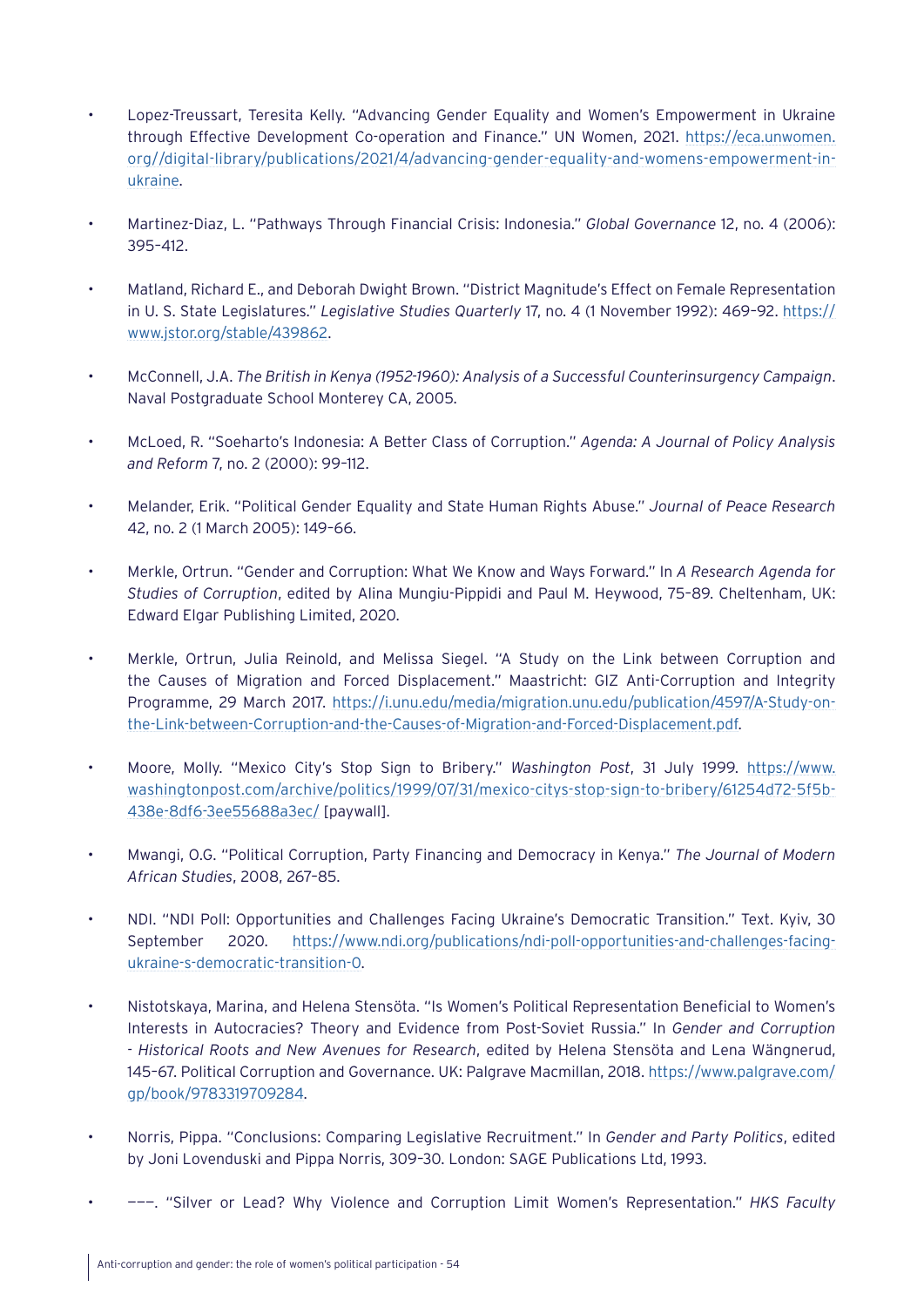- Lopez-Treussart, Teresita Kelly. "Advancing Gender Equality and Women's Empowerment in Ukraine through Effective Development Co-operation and Finance." UN Women, 2021. https://eca.unwomen.org//digital-library/publications/2021/4/advancing-gender-equality-and-womens-empowerment-in-ukraine.

- Martinez-Diaz, L. "Pathways Through Financial Crisis: Indonesia." *Global Governance* 12, no. 4 (2006): 395–412.

- Matland, Richard E., and Deborah Dwight Brown. "District Magnitude's Effect on Female Representation in U. S. State Legislatures." *Legislative Studies Quarterly* 17, no. 4 (1 November 1992): 469–92. https://www.jstor.org/stable/439862.

- McConnell, J.A. *The British in Kenya (1952-1960): Analysis of a Successful Counterinsurgency Campaign*. Naval Postgraduate School Monterey CA, 2005.

- McLoed, R. "Soeharto's Indonesia: A Better Class of Corruption." *Agenda: A Journal of Policy Analysis and Reform* 7, no. 2 (2000): 99–112.

- Melander, Erik. "Political Gender Equality and State Human Rights Abuse." *Journal of Peace Research* 42, no. 2 (1 March 2005): 149–66.

- Merkle, Ortrun. "Gender and Corruption: What We Know and Ways Forward." In *A Research Agenda for Studies of Corruption*, edited by Alina Mungiu-Pippidi and Paul M. Heywood, 75–89. Cheltenham, UK: Edward Elgar Publishing Limited, 2020.

- Merkle, Ortrun, Julia Reinold, and Melissa Siegel. "A Study on the Link between Corruption and the Causes of Migration and Forced Displacement." Maastricht: GIZ Anti-Corruption and Integrity Programme, 29 March 2017. https://i.unu.edu/media/migration.unu.edu/publication/4597/A-Study-on-the-Link-between-Corruption-and-the-Causes-of-Migration-and-Forced-Displacement.pdf.

- Moore, Molly. "Mexico City's Stop Sign to Bribery." *Washington Post*, 31 July 1999. https://www.washingtonpost.com/archive/politics/1999/07/31/mexico-citys-stop-sign-to-bribery/61254d72-5f5b-438e-8df6-3ee55688a3ec/ [paywall].

- Mwangi, O.G. "Political Corruption, Party Financing and Democracy in Kenya." *The Journal of Modern African Studies*, 2008, 267–85.

- NDI. "NDI Poll: Opportunities and Challenges Facing Ukraine's Democratic Transition." Text. Kyiv, 30 September 2020. https://www.ndi.org/publications/ndi-poll-opportunities-and-challenges-facing-ukraine-s-democratic-transition-0.

- Nistotskaya, Marina, and Helena Stensöta. "Is Women's Political Representation Beneficial to Women's Interests in Autocracies? Theory and Evidence from Post-Soviet Russia." In *Gender and Corruption - Historical Roots and New Avenues for Research*, edited by Helena Stensöta and Lena Wängnerud, 145–67. Political Corruption and Governance. UK: Palgrave Macmillan, 2018. https://www.palgrave.com/gp/book/9783319709284.

- Norris, Pippa. "Conclusions: Comparing Legislative Recruitment." In *Gender and Party Politics*, edited by Joni Lovenduski and Pippa Norris, 309–30. London: SAGE Publications Ltd, 1993.

- ———. "Silver or Lead? Why Violence and Corruption Limit Women's Representation." *HKS Faculty*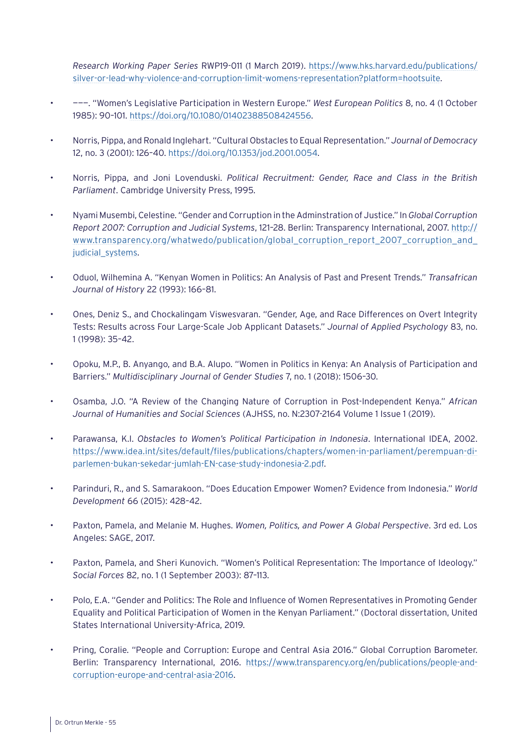*Research Working Paper Series* RWP19-011 (1 March 2019). https://www.hks.harvard.edu/publications/silver-or-lead-why-violence-and-corruption-limit-womens-representation?platform=hootsuite.

- ———. "Women's Legislative Participation in Western Europe." *West European Politics* 8, no. 4 (1 October 1985): 90–101. https://doi.org/10.1080/01402388508424556.

- Norris, Pippa, and Ronald Inglehart. "Cultural Obstacles to Equal Representation." *Journal of Democracy* 12, no. 3 (2001): 126–40. https://doi.org/10.1353/jod.2001.0054.

- Norris, Pippa, and Joni Lovenduski. *Political Recruitment: Gender, Race and Class in the British Parliament*. Cambridge University Press, 1995.

- Nyami Musembi, Celestine. "Gender and Corruption in the Adminstration of Justice." In *Global Corruption Report 2007: Corruption and Judicial Systems*, 121–28. Berlin: Transparency International, 2007. http://www.transparency.org/whatwedo/publication/global_corruption_report_2007_corruption_and_judicial_systems.

- Oduol, Wilhemina A. "Kenyan Women in Politics: An Analysis of Past and Present Trends." *Transafrican Journal of History* 22 (1993): 166–81.

- Ones, Deniz S., and Chockalingam Viswesvaran. "Gender, Age, and Race Differences on Overt Integrity Tests: Results across Four Large-Scale Job Applicant Datasets." *Journal of Applied Psychology* 83, no. 1 (1998): 35–42.

- Opoku, M.P., B. Anyango, and B.A. Alupo. "Women in Politics in Kenya: An Analysis of Participation and Barriers." *Multidisciplinary Journal of Gender Studies* 7, no. 1 (2018): 1506–30.

- Osamba, J.O. "A Review of the Changing Nature of Corruption in Post-Independent Kenya." *African Journal of Humanities and Social Sciences* (AJHSS, no. N:2307-2164 Volume 1 Issue 1 (2019).

- Parawansa, K.I. *Obstacles to Women's Political Participation in Indonesia*. International IDEA, 2002. https://www.idea.int/sites/default/files/publications/chapters/women-in-parliament/perempuan-di-parlemen-bukan-sekedar-jumlah-EN-case-study-indonesia-2.pdf.

- Parinduri, R., and S. Samarakoon. "Does Education Empower Women? Evidence from Indonesia." *World Development* 66 (2015): 428–42.

- Paxton, Pamela, and Melanie M. Hughes. *Women, Politics, and Power A Global Perspective*. 3rd ed. Los Angeles: SAGE, 2017.

- Paxton, Pamela, and Sheri Kunovich. "Women's Political Representation: The Importance of Ideology." *Social Forces* 82, no. 1 (1 September 2003): 87–113.

- Polo, E.A. "Gender and Politics: The Role and Influence of Women Representatives in Promoting Gender Equality and Political Participation of Women in the Kenyan Parliament." (Doctoral dissertation, United States International University-Africa, 2019.

- Pring, Coralie. "People and Corruption: Europe and Central Asia 2016." Global Corruption Barometer. Berlin: Transparency International, 2016. https://www.transparency.org/en/publications/people-and-corruption-europe-and-central-asia-2016.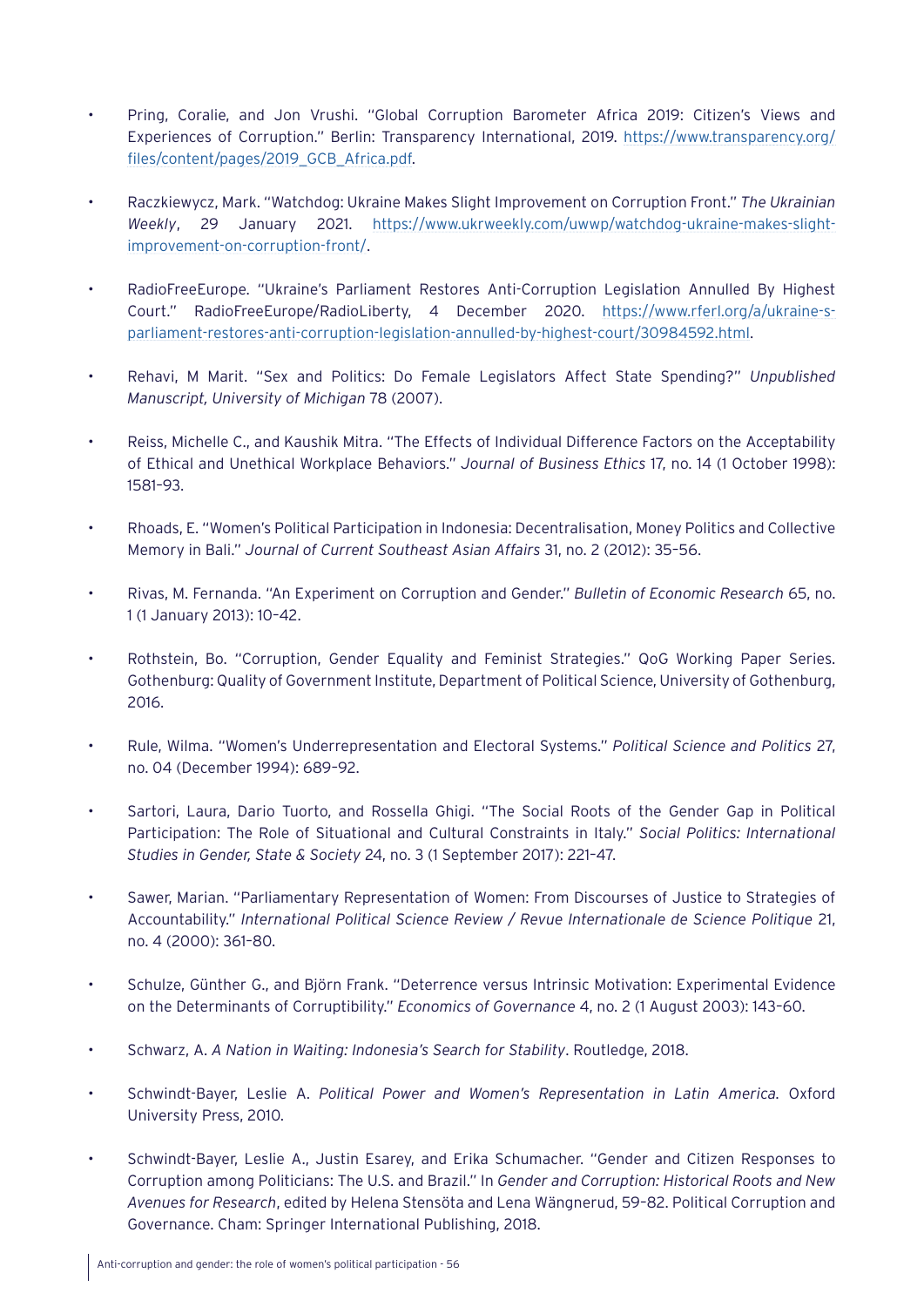- Pring, Coralie, and Jon Vrushi. "Global Corruption Barometer Africa 2019: Citizen's Views and Experiences of Corruption." Berlin: Transparency International, 2019. https://www.transparency.org/files/content/pages/2019_GCB_Africa.pdf.

- Raczkiewycz, Mark. "Watchdog: Ukraine Makes Slight Improvement on Corruption Front." *The Ukrainian Weekly*, 29 January 2021. https://www.ukrweekly.com/uwwp/watchdog-ukraine-makes-slight-improvement-on-corruption-front/.

- RadioFreeEurope. "Ukraine's Parliament Restores Anti-Corruption Legislation Annulled By Highest Court." RadioFreeEurope/RadioLiberty, 4 December 2020. https://www.rferl.org/a/ukraine-s-parliament-restores-anti-corruption-legislation-annulled-by-highest-court/30984592.html.

- Rehavi, M Marit. "Sex and Politics: Do Female Legislators Affect State Spending?" *Unpublished Manuscript, University of Michigan* 78 (2007).

- Reiss, Michelle C., and Kaushik Mitra. "The Effects of Individual Difference Factors on the Acceptability of Ethical and Unethical Workplace Behaviors." *Journal of Business Ethics* 17, no. 14 (1 October 1998): 1581–93.

- Rhoads, E. "Women's Political Participation in Indonesia: Decentralisation, Money Politics and Collective Memory in Bali." *Journal of Current Southeast Asian Affairs* 31, no. 2 (2012): 35–56.

- Rivas, M. Fernanda. "An Experiment on Corruption and Gender." *Bulletin of Economic Research* 65, no. 1 (1 January 2013): 10–42.

- Rothstein, Bo. "Corruption, Gender Equality and Feminist Strategies." QoG Working Paper Series. Gothenburg: Quality of Government Institute, Department of Political Science, University of Gothenburg, 2016.

- Rule, Wilma. "Women's Underrepresentation and Electoral Systems." *Political Science and Politics* 27, no. 04 (December 1994): 689–92.

- Sartori, Laura, Dario Tuorto, and Rossella Ghigi. "The Social Roots of the Gender Gap in Political Participation: The Role of Situational and Cultural Constraints in Italy." *Social Politics: International Studies in Gender, State & Society* 24, no. 3 (1 September 2017): 221–47.

- Sawer, Marian. "Parliamentary Representation of Women: From Discourses of Justice to Strategies of Accountability." *International Political Science Review / Revue Internationale de Science Politique* 21, no. 4 (2000): 361–80.

- Schulze, Günther G., and Björn Frank. "Deterrence versus Intrinsic Motivation: Experimental Evidence on the Determinants of Corruptibility." *Economics of Governance* 4, no. 2 (1 August 2003): 143–60.

- Schwarz, A. *A Nation in Waiting: Indonesia's Search for Stability*. Routledge, 2018.

- Schwindt-Bayer, Leslie A. *Political Power and Women's Representation in Latin America*. Oxford University Press, 2010.

- Schwindt-Bayer, Leslie A., Justin Esarey, and Erika Schumacher. "Gender and Citizen Responses to Corruption among Politicians: The U.S. and Brazil." In *Gender and Corruption: Historical Roots and New Avenues for Research*, edited by Helena Stensöta and Lena Wängnerud, 59–82. Political Corruption and Governance. Cham: Springer International Publishing, 2018.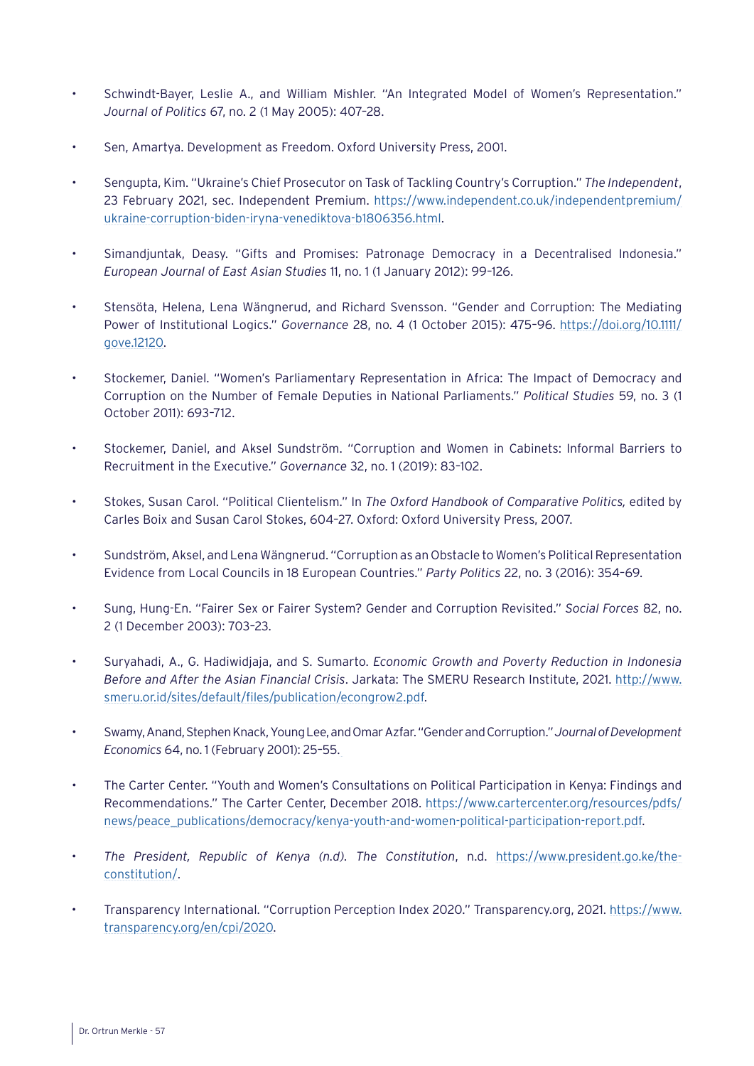- Schwindt-Bayer, Leslie A., and William Mishler. "An Integrated Model of Women's Representation." *Journal of Politics* 67, no. 2 (1 May 2005): 407–28.
- Sen, Amartya. Development as Freedom. Oxford University Press, 2001.
- Sengupta, Kim. "Ukraine's Chief Prosecutor on Task of Tackling Country's Corruption." *The Independent*, 23 February 2021, sec. Independent Premium. https://www.independent.co.uk/independentpremium/ukraine-corruption-biden-iryna-venediktova-b1806356.html.
- Simandjuntak, Deasy. "Gifts and Promises: Patronage Democracy in a Decentralised Indonesia." *European Journal of East Asian Studies* 11, no. 1 (1 January 2012): 99–126.
- Stensöta, Helena, Lena Wängnerud, and Richard Svensson. "Gender and Corruption: The Mediating Power of Institutional Logics." *Governance* 28, no. 4 (1 October 2015): 475–96. https://doi.org/10.1111/gove.12120.
- Stockemer, Daniel. "Women's Parliamentary Representation in Africa: The Impact of Democracy and Corruption on the Number of Female Deputies in National Parliaments." *Political Studies* 59, no. 3 (1 October 2011): 693–712.
- Stockemer, Daniel, and Aksel Sundström. "Corruption and Women in Cabinets: Informal Barriers to Recruitment in the Executive." *Governance* 32, no. 1 (2019): 83–102.
- Stokes, Susan Carol. "Political Clientelism." In *The Oxford Handbook of Comparative Politics,* edited by Carles Boix and Susan Carol Stokes, 604–27. Oxford: Oxford University Press, 2007.
- Sundström, Aksel, and Lena Wängnerud. "Corruption as an Obstacle to Women's Political Representation Evidence from Local Councils in 18 European Countries." *Party Politics* 22, no. 3 (2016): 354–69.
- Sung, Hung-En. "Fairer Sex or Fairer System? Gender and Corruption Revisited." *Social Forces* 82, no. 2 (1 December 2003): 703–23.
- Suryahadi, A., G. Hadiwidjaja, and S. Sumarto. *Economic Growth and Poverty Reduction in Indonesia Before and After the Asian Financial Crisis*. Jarkata: The SMERU Research Institute, 2021. http://www.smeru.or.id/sites/default/files/publication/econgrow2.pdf.
- Swamy, Anand, Stephen Knack, Young Lee, and Omar Azfar. "Gender and Corruption." *Journal of Development Economics* 64, no. 1 (February 2001): 25–55.
- The Carter Center. "Youth and Women's Consultations on Political Participation in Kenya: Findings and Recommendations." The Carter Center, December 2018. https://www.cartercenter.org/resources/pdfs/news/peace_publications/democracy/kenya-youth-and-women-political-participation-report.pdf.
- *The President, Republic of Kenya (n.d). The Constitution*, n.d. https://www.president.go.ke/the-constitution/.
- Transparency International. "Corruption Perception Index 2020." Transparency.org, 2021. https://www.transparency.org/en/cpi/2020.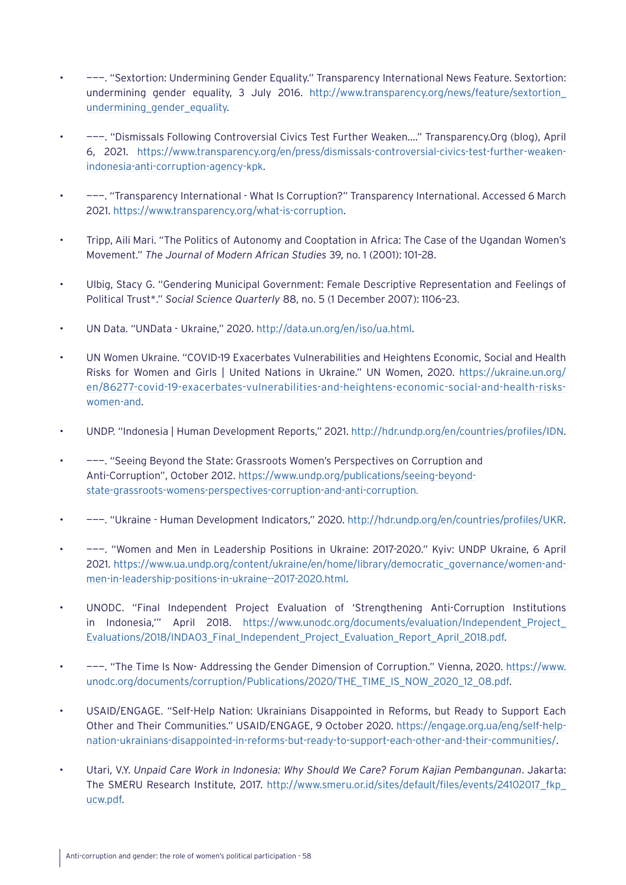- ———. “Sextortion: Undermining Gender Equality.” Transparency International News Feature. Sextortion: undermining gender equality, 3 July 2016. http://www.transparency.org/news/feature/sextortion_undermining_gender_equality.

- ———. “Dismissals Following Controversial Civics Test Further Weaken….” Transparency.Org (blog), April 6, 2021. https://www.transparency.org/en/press/dismissals-controversial-civics-test-further-weaken-indonesia-anti-corruption-agency-kpk.

- ———. “Transparency International - What Is Corruption?” Transparency International. Accessed 6 March 2021. https://www.transparency.org/what-is-corruption.

- Tripp, Aili Mari. “The Politics of Autonomy and Cooptation in Africa: The Case of the Ugandan Women’s Movement.” *The Journal of Modern African Studies* 39, no. 1 (2001): 101–28.

- Ulbig, Stacy G. “Gendering Municipal Government: Female Descriptive Representation and Feelings of Political Trust*.” *Social Science Quarterly* 88, no. 5 (1 December 2007): 1106–23.

- UN Data. “UNData - Ukraine,” 2020. http://data.un.org/en/iso/ua.html.

- UN Women Ukraine. “COVID-19 Exacerbates Vulnerabilities and Heightens Economic, Social and Health Risks for Women and Girls | United Nations in Ukraine.” UN Women, 2020. https://ukraine.un.org/en/86277-covid-19-exacerbates-vulnerabilities-and-heightens-economic-social-and-health-risks-women-and.

- UNDP. “Indonesia | Human Development Reports,” 2021. http://hdr.undp.org/en/countries/profiles/IDN.

- ———. “Seeing Beyond the State: Grassroots Women’s Perspectives on Corruption and Anti-Corruption”, October 2012. https://www.undp.org/publications/seeing-beyond-state-grassroots-womens-perspectives-corruption-and-anti-corruption.

- ———. “Ukraine - Human Development Indicators,” 2020. http://hdr.undp.org/en/countries/profiles/UKR.

- ———. “Women and Men in Leadership Positions in Ukraine: 2017-2020.” Kyiv: UNDP Ukraine, 6 April 2021. https://www.ua.undp.org/content/ukraine/en/home/library/democratic_governance/women-and-men-in-leadership-positions-in-ukraine--2017-2020.html.

- UNODC. “Final Independent Project Evaluation of ‘Strengthening Anti-Corruption Institutions in Indonesia,’” April 2018. https://www.unodc.org/documents/evaluation/Independent_Project_Evaluations/2018/INDA03_Final_Independent_Project_Evaluation_Report_April_2018.pdf.

- ———. “The Time Is Now- Addressing the Gender Dimension of Corruption.” Vienna, 2020. https://www.unodc.org/documents/corruption/Publications/2020/THE_TIME_IS_NOW_2020_12_08.pdf.

- USAID/ENGAGE. “Self-Help Nation: Ukrainians Disappointed in Reforms, but Ready to Support Each Other and Their Communities.” USAID/ENGAGE, 9 October 2020. https://engage.org.ua/eng/self-help-nation-ukrainians-disappointed-in-reforms-but-ready-to-support-each-other-and-their-communities/.

- Utari, V.Y. *Unpaid Care Work in Indonesia: Why Should We Care? Forum Kajian Pembangunan*. Jakarta: The SMERU Research Institute, 2017. http://www.smeru.or.id/sites/default/files/events/24102017_fkp_ucw.pdf.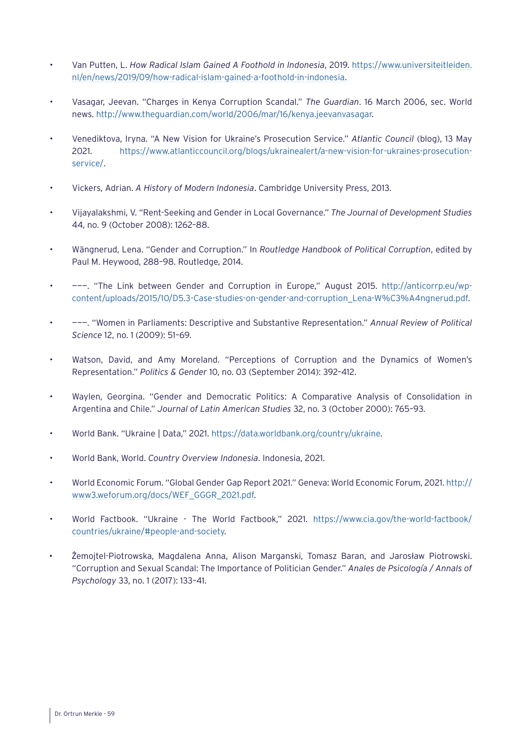- Van Putten, L. *How Radical Islam Gained A Foothold in Indonesia*, 2019. https://www.universiteitleiden.nl/en/news/2019/09/how-radical-islam-gained-a-foothold-in-indonesia.

- Vasagar, Jeevan. "Charges in Kenya Corruption Scandal." *The Guardian*. 16 March 2006, sec. World news. http://www.theguardian.com/world/2006/mar/16/kenya.jeevanvasagar.

- Venediktova, Iryna. "A New Vision for Ukraine's Prosecution Service." *Atlantic Council* (blog), 13 May 2021. https://www.atlanticcouncil.org/blogs/ukrainealert/a-new-vision-for-ukraines-prosecution-service/.

- Vickers, Adrian. *A History of Modern Indonesia*. Cambridge University Press, 2013.

- Vijayalakshmi, V. "Rent-Seeking and Gender in Local Governance." *The Journal of Development Studies* 44, no. 9 (October 2008): 1262–88.

- Wängnerud, Lena. "Gender and Corruption." In *Routledge Handbook of Political Corruption*, edited by Paul M. Heywood, 288–98. Routledge, 2014.

- ———. "The Link between Gender and Corruption in Europe," August 2015. http://anticorrp.eu/wp-content/uploads/2015/10/D5.3-Case-studies-on-gender-and-corruption_Lena-W%C3%A4ngnerud.pdf.

- ———. "Women in Parliaments: Descriptive and Substantive Representation." *Annual Review of Political Science* 12, no. 1 (2009): 51–69.

- Watson, David, and Amy Moreland. "Perceptions of Corruption and the Dynamics of Women's Representation." *Politics & Gender* 10, no. 03 (September 2014): 392–412.

- Waylen, Georgina. "Gender and Democratic Politics: A Comparative Analysis of Consolidation in Argentina and Chile." *Journal of Latin American Studies* 32, no. 3 (October 2000): 765–93.

- World Bank. "Ukraine | Data," 2021. https://data.worldbank.org/country/ukraine.

- World Bank, World. *Country Overview Indonesia*. Indonesia, 2021.

- World Economic Forum. "Global Gender Gap Report 2021." Geneva: World Economic Forum, 2021. http://www3.weforum.org/docs/WEF_GGGR_2021.pdf.

- World Factbook. "Ukraine - The World Factbook," 2021. https://www.cia.gov/the-world-factbook/countries/ukraine/#people-and-society.

- Żemojtel-Piotrowska, Magdalena Anna, Alison Marganski, Tomasz Baran, and Jarosław Piotrowski. "Corruption and Sexual Scandal: The Importance of Politician Gender." *Anales de Psicología / Annals of Psychology* 33, no. 1 (2017): 133–41.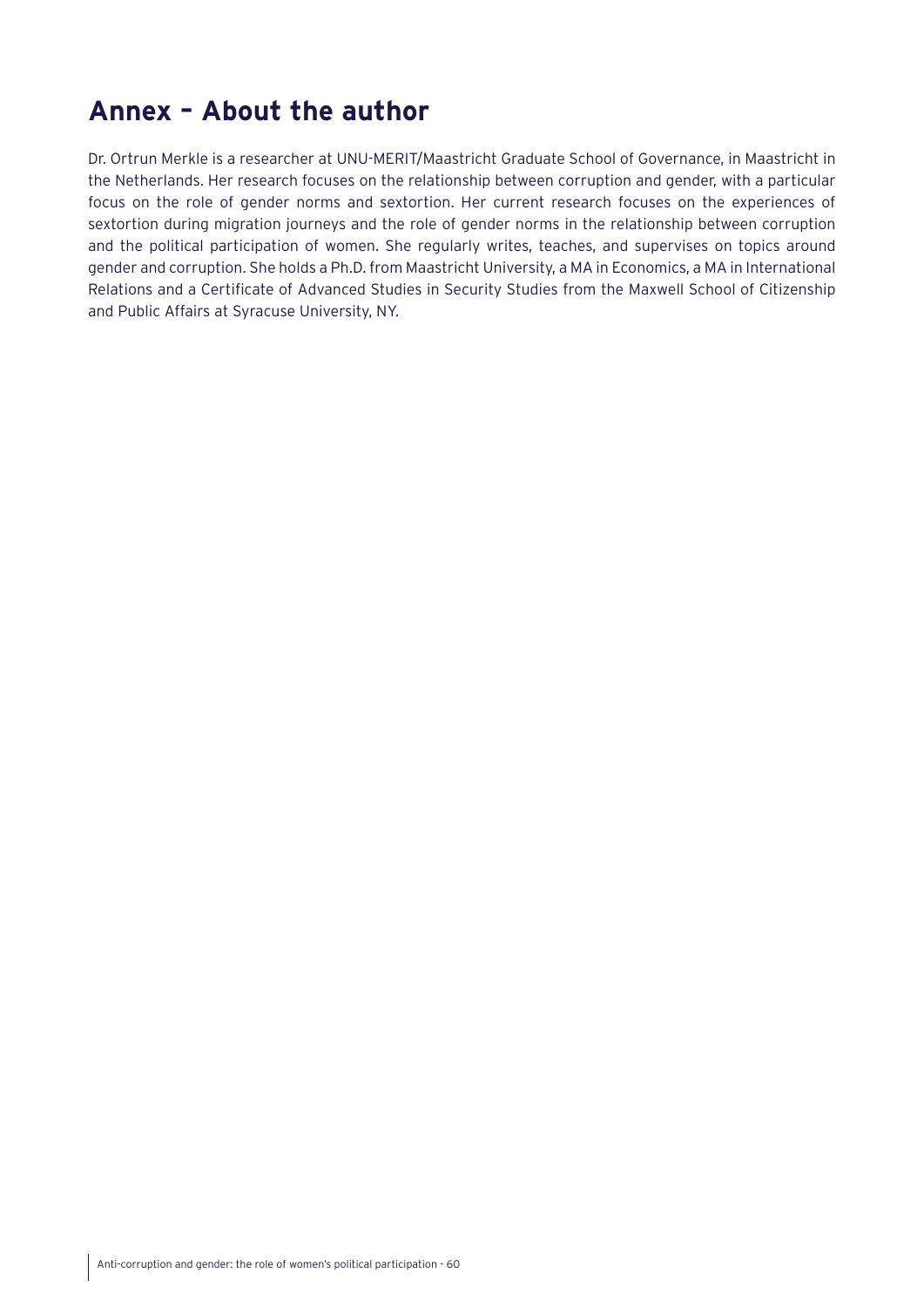# Annex – About the author

Dr. Ortrun Merkle is a researcher at UNU-MERIT/Maastricht Graduate School of Governance, in Maastricht in the Netherlands. Her research focuses on the relationship between corruption and gender, with a particular focus on the role of gender norms and sextortion. Her current research focuses on the experiences of sextortion during migration journeys and the role of gender norms in the relationship between corruption and the political participation of women. She regularly writes, teaches, and supervises on topics around gender and corruption. She holds a Ph.D. from Maastricht University, a MA in Economics, a MA in International Relations and a Certificate of Advanced Studies in Security Studies from the Maxwell School of Citizenship and Public Affairs at Syracuse University, NY.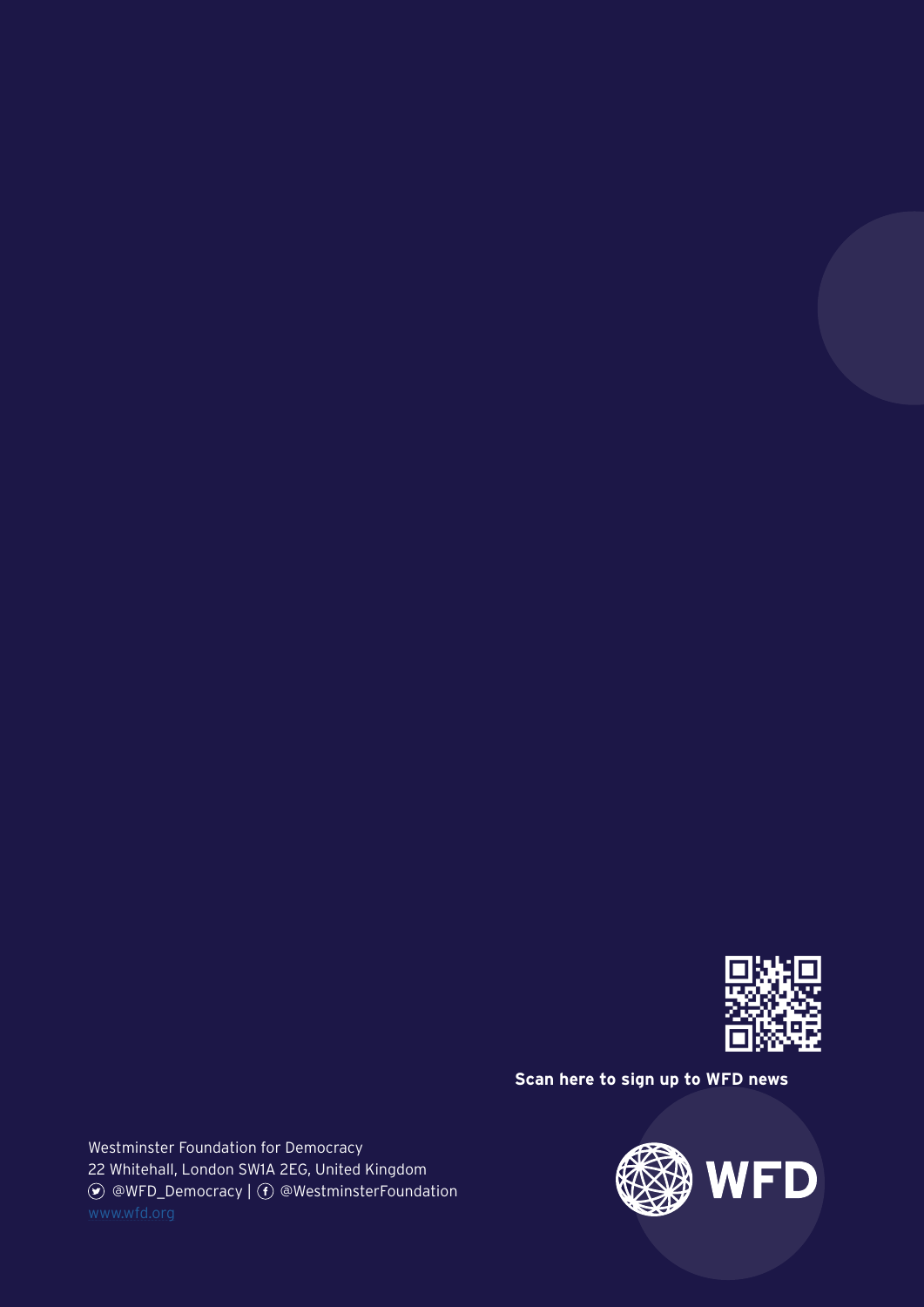**Scan here to sign up to WFD news**

Westminster Foundation for Democracy
22 Whitehall, London SW1A 2EG, United Kingdom
@WFD_Democracy | @WestminsterFoundation
www.wfd.org

WFD